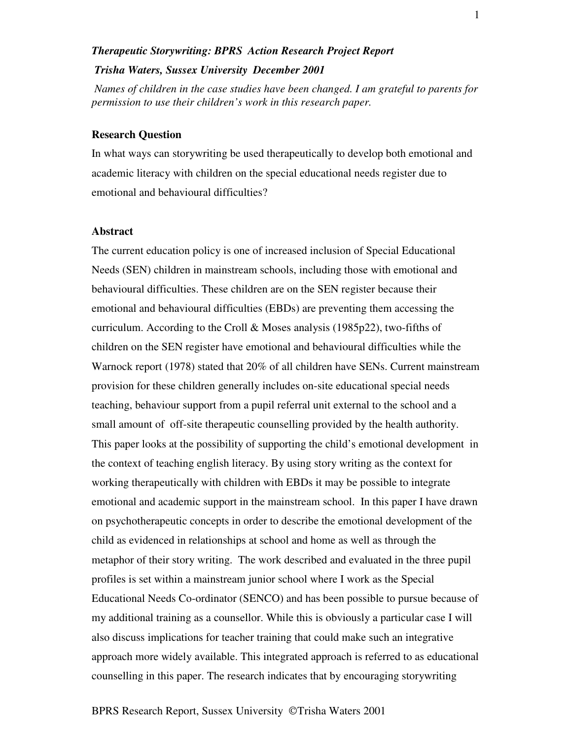***Therapeutic Storywriting: BPRS Action Research Project Report***

***Trisha Waters, Sussex University December 2001***

*Names of children in the case studies have been changed. I am grateful to parents for permission to use their children's work in this research paper.*

## Research Question

In what ways can storywriting be used therapeutically to develop both emotional and academic literacy with children on the special educational needs register due to emotional and behavioural difficulties?

## Abstract

The current education policy is one of increased inclusion of Special Educational Needs (SEN) children in mainstream schools, including those with emotional and behavioural difficulties. These children are on the SEN register because their emotional and behavioural difficulties (EBDs) are preventing them accessing the curriculum. According to the Croll & Moses analysis (1985p22), two-fifths of children on the SEN register have emotional and behavioural difficulties while the Warnock report (1978) stated that 20% of all children have SENs. Current mainstream provision for these children generally includes on-site educational special needs teaching, behaviour support from a pupil referral unit external to the school and a small amount of off-site therapeutic counselling provided by the health authority. This paper looks at the possibility of supporting the child's emotional development in the context of teaching english literacy. By using story writing as the context for working therapeutically with children with EBDs it may be possible to integrate emotional and academic support in the mainstream school. In this paper I have drawn on psychotherapeutic concepts in order to describe the emotional development of the child as evidenced in relationships at school and home as well as through the metaphor of their story writing. The work described and evaluated in the three pupil profiles is set within a mainstream junior school where I work as the Special Educational Needs Co-ordinator (SENCO) and has been possible to pursue because of my additional training as a counsellor. While this is obviously a particular case I will also discuss implications for teacher training that could make such an integrative approach more widely available. This integrated approach is referred to as educational counselling in this paper. The research indicates that by encouraging storywriting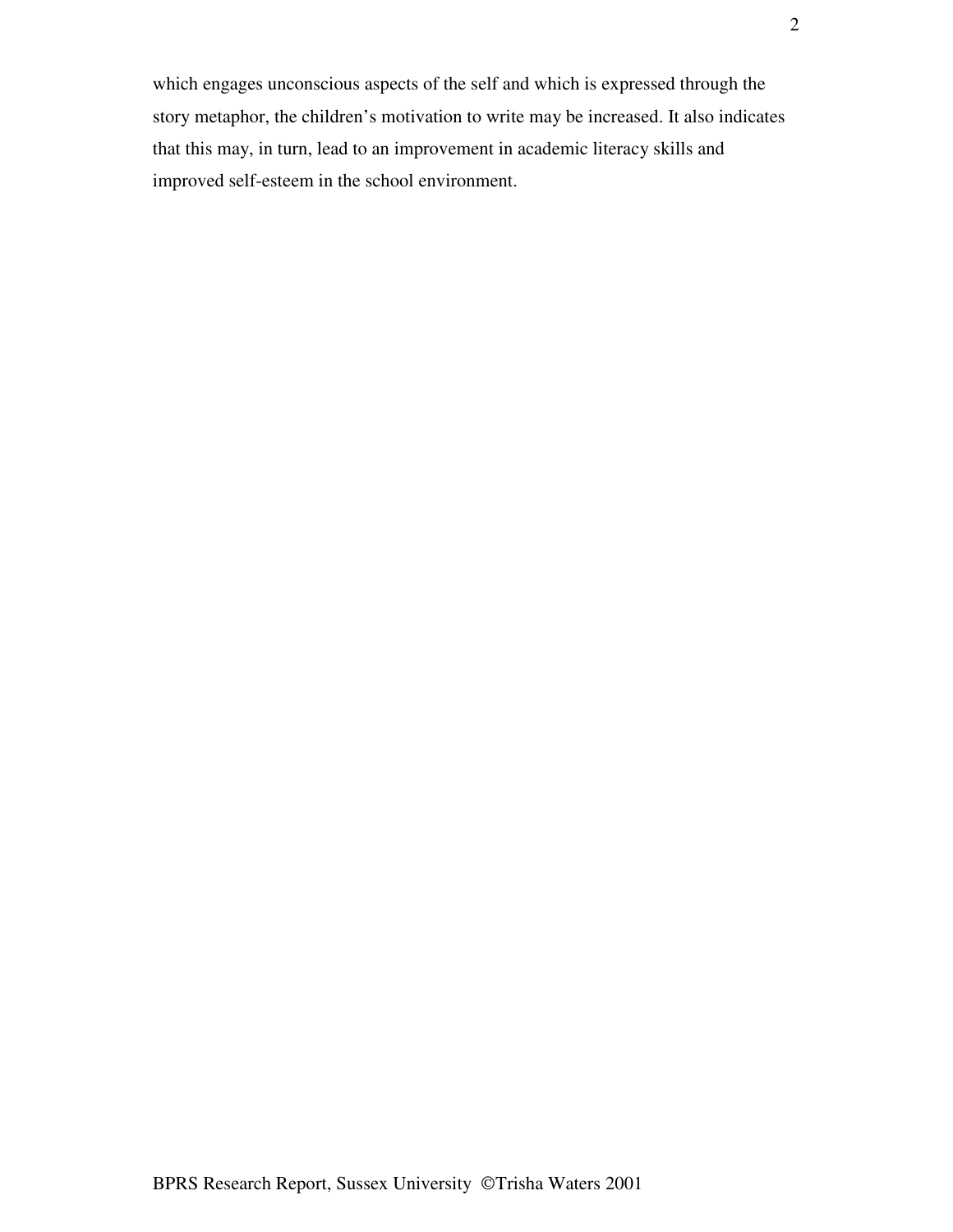which engages unconscious aspects of the self and which is expressed through the story metaphor, the children's motivation to write may be increased. It also indicates that this may, in turn, lead to an improvement in academic literacy skills and improved self-esteem in the school environment.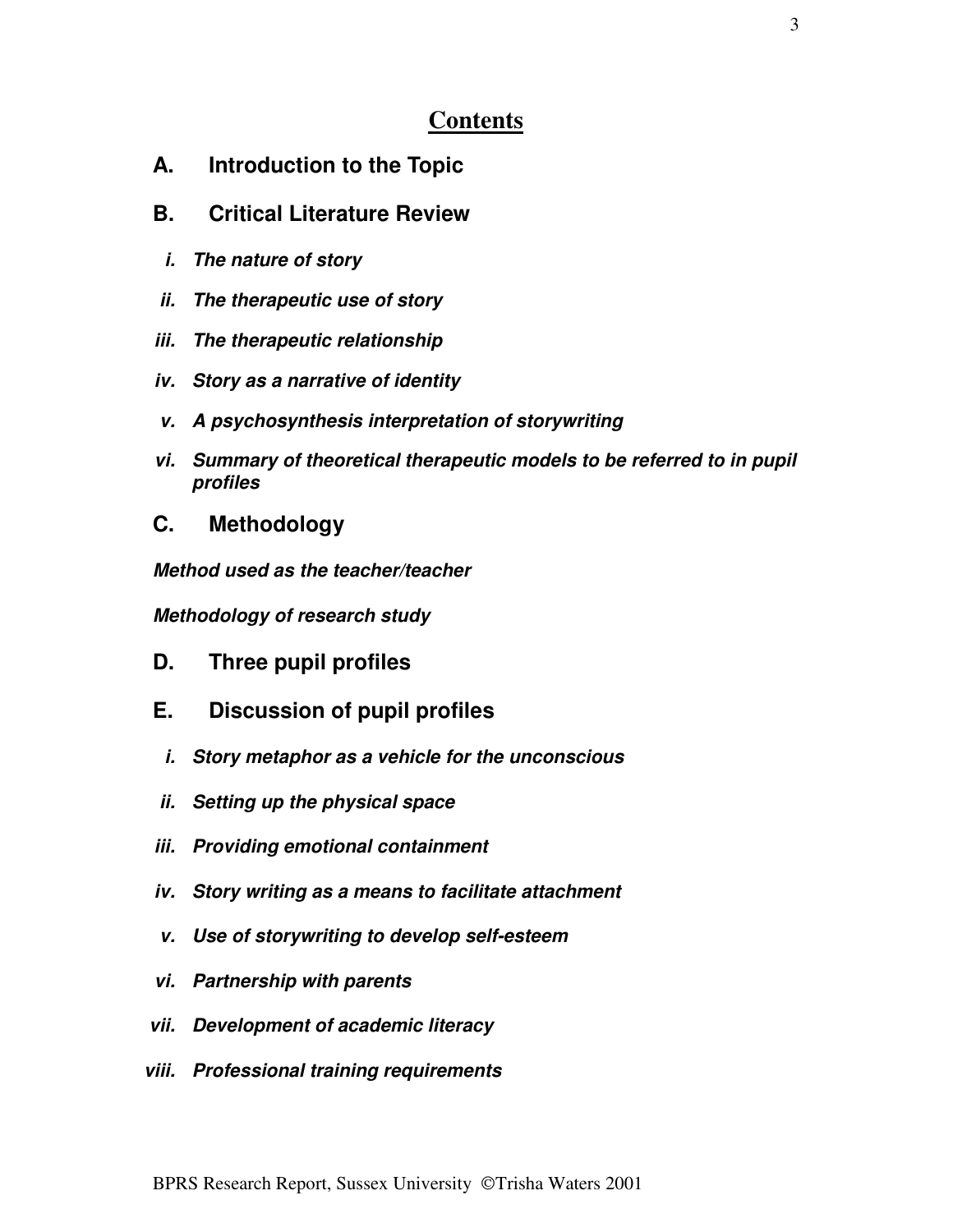# Contents

## A. Introduction to the Topic

## B. Critical Literature Review

***i. The nature of story***

***ii. The therapeutic use of story***

***iii. The therapeutic relationship***

***iv. Story as a narrative of identity***

***v. A psychosynthesis interpretation of storywriting***

***vi. Summary of theoretical therapeutic models to be referred to in pupil profiles***

## C. Methodology

***Method used as the teacher/teacher***

***Methodology of research study***

## D. Three pupil profiles

## E. Discussion of pupil profiles

***i. Story metaphor as a vehicle for the unconscious***

***ii. Setting up the physical space***

***iii. Providing emotional containment***

***iv. Story writing as a means to facilitate attachment***

***v. Use of storywriting to develop self-esteem***

***vi. Partnership with parents***

***vii. Development of academic literacy***

***viii. Professional training requirements***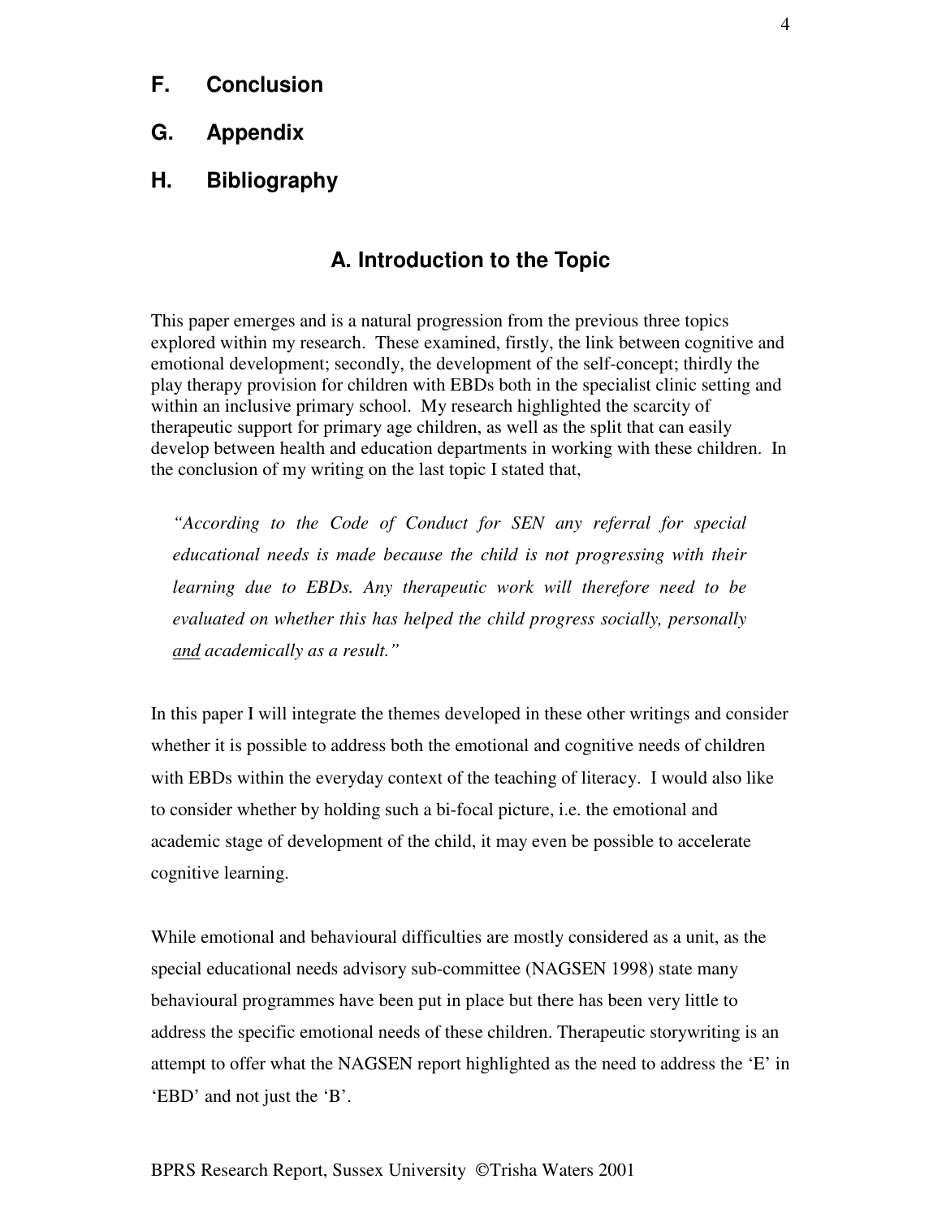## F. Conclusion

## G. Appendix

## H. Bibliography

## A. Introduction to the Topic

This paper emerges and is a natural progression from the previous three topics explored within my research. These examined, firstly, the link between cognitive and emotional development; secondly, the development of the self-concept; thirdly the play therapy provision for children with EBDs both in the specialist clinic setting and within an inclusive primary school. My research highlighted the scarcity of therapeutic support for primary age children, as well as the split that can easily develop between health and education departments in working with these children. In the conclusion of my writing on the last topic I stated that,

> *"According to the Code of Conduct for SEN any referral for special educational needs is made because the child is not progressing with their learning due to EBDs. Any therapeutic work will therefore need to be evaluated on whether this has helped the child progress socially, personally <u>and</u> academically as a result."*

In this paper I will integrate the themes developed in these other writings and consider whether it is possible to address both the emotional and cognitive needs of children with EBDs within the everyday context of the teaching of literacy. I would also like to consider whether by holding such a bi-focal picture, i.e. the emotional and academic stage of development of the child, it may even be possible to accelerate cognitive learning.

While emotional and behavioural difficulties are mostly considered as a unit, as the special educational needs advisory sub-committee (NAGSEN 1998) state many behavioural programmes have been put in place but there has been very little to address the specific emotional needs of these children. Therapeutic storywriting is an attempt to offer what the NAGSEN report highlighted as the need to address the 'E' in 'EBD' and not just the 'B'.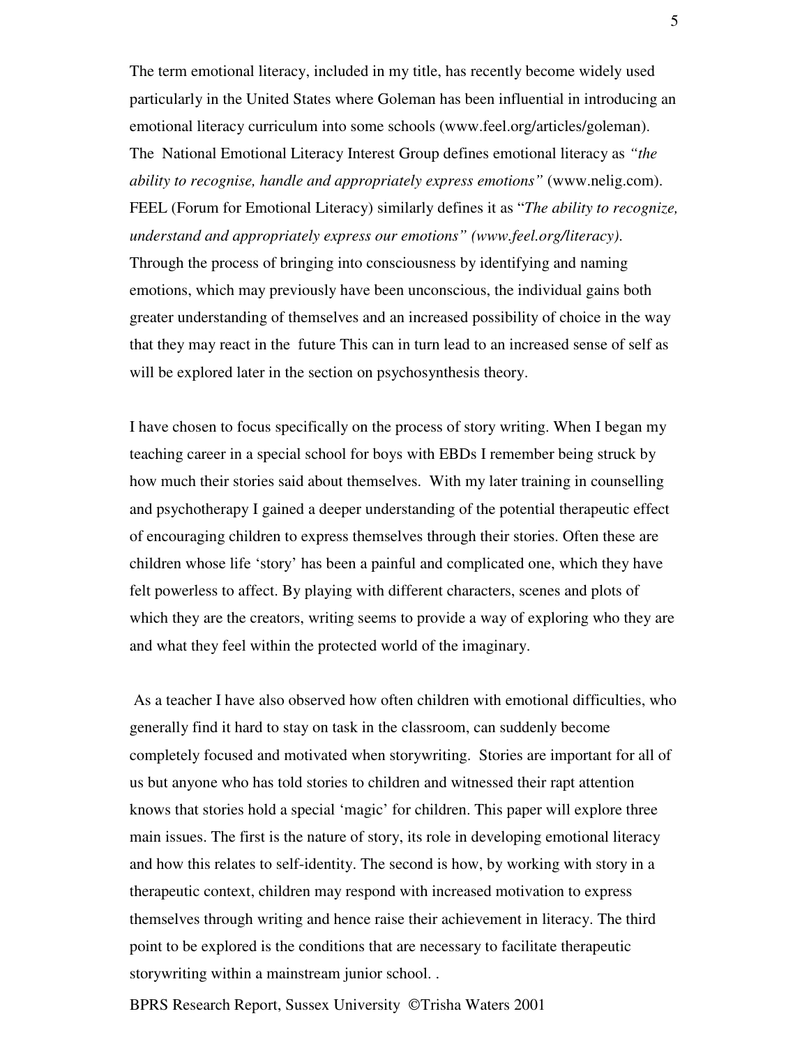The term emotional literacy, included in my title, has recently become widely used particularly in the United States where Goleman has been influential in introducing an emotional literacy curriculum into some schools (www.feel.org/articles/goleman). The National Emotional Literacy Interest Group defines emotional literacy as *"the ability to recognise, handle and appropriately express emotions"* (www.nelig.com). FEEL (Forum for Emotional Literacy) similarly defines it as "*The ability to recognize, understand and appropriately express our emotions" (www.feel.org/literacy).* Through the process of bringing into consciousness by identifying and naming emotions, which may previously have been unconscious, the individual gains both greater understanding of themselves and an increased possibility of choice in the way that they may react in the future This can in turn lead to an increased sense of self as will be explored later in the section on psychosynthesis theory.

I have chosen to focus specifically on the process of story writing. When I began my teaching career in a special school for boys with EBDs I remember being struck by how much their stories said about themselves. With my later training in counselling and psychotherapy I gained a deeper understanding of the potential therapeutic effect of encouraging children to express themselves through their stories. Often these are children whose life 'story' has been a painful and complicated one, which they have felt powerless to affect. By playing with different characters, scenes and plots of which they are the creators, writing seems to provide a way of exploring who they are and what they feel within the protected world of the imaginary.

As a teacher I have also observed how often children with emotional difficulties, who generally find it hard to stay on task in the classroom, can suddenly become completely focused and motivated when storywriting. Stories are important for all of us but anyone who has told stories to children and witnessed their rapt attention knows that stories hold a special 'magic' for children. This paper will explore three main issues. The first is the nature of story, its role in developing emotional literacy and how this relates to self-identity. The second is how, by working with story in a therapeutic context, children may respond with increased motivation to express themselves through writing and hence raise their achievement in literacy. The third point to be explored is the conditions that are necessary to facilitate therapeutic storywriting within a mainstream junior school. .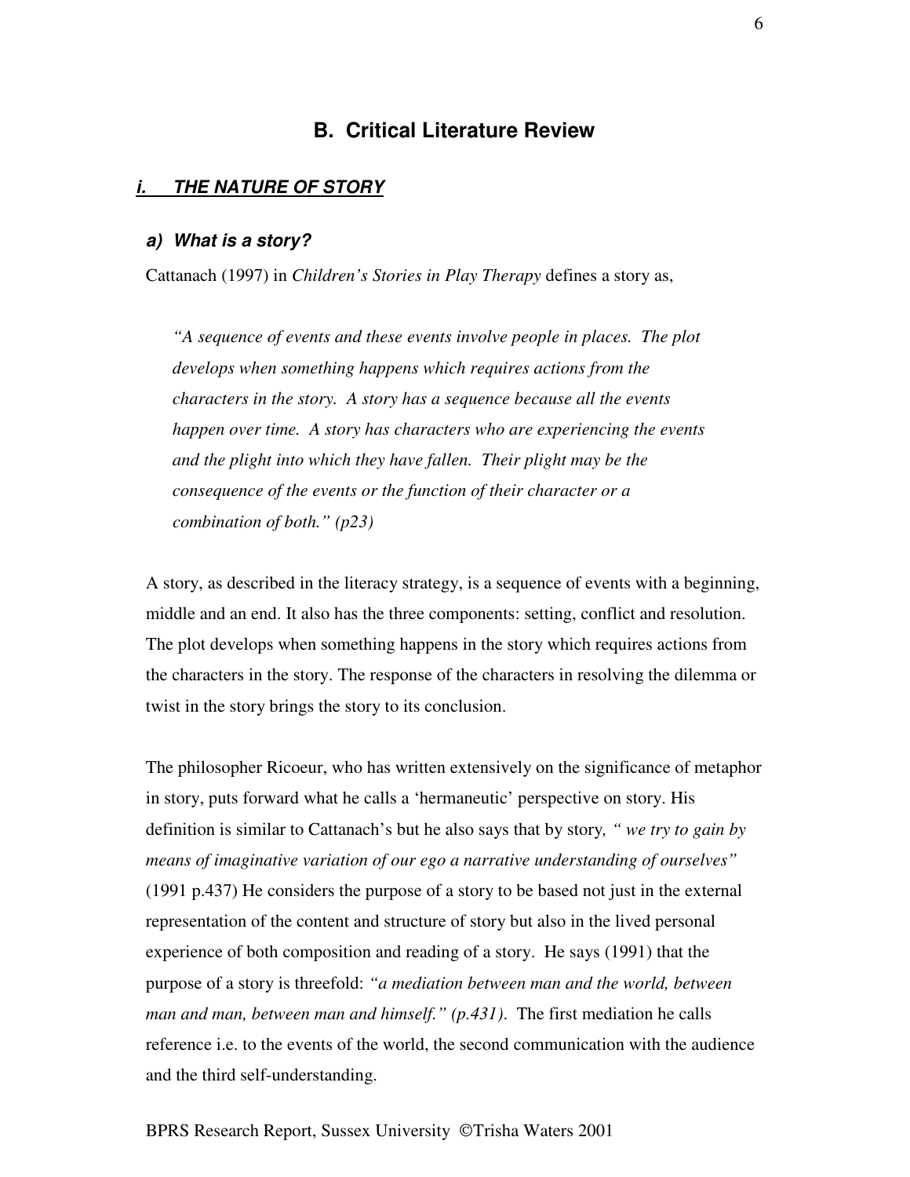## B. Critical Literature Review

### *i. THE NATURE OF STORY*

#### *a) What is a story?*

Cattanach (1997) in *Children's Stories in Play Therapy* defines a story as,

> *"A sequence of events and these events involve people in places. The plot develops when something happens which requires actions from the characters in the story. A story has a sequence because all the events happen over time. A story has characters who are experiencing the events and the plight into which they have fallen. Their plight may be the consequence of the events or the function of their character or a combination of both." (p23)*

A story, as described in the literacy strategy, is a sequence of events with a beginning, middle and an end. It also has the three components: setting, conflict and resolution. The plot develops when something happens in the story which requires actions from the characters in the story. The response of the characters in resolving the dilemma or twist in the story brings the story to its conclusion.

The philosopher Ricoeur, who has written extensively on the significance of metaphor in story, puts forward what he calls a 'hermaneutic' perspective on story. His definition is similar to Cattanach's but he also says that by story, *" we try to gain by means of imaginative variation of our ego a narrative understanding of ourselves"* (1991 p.437) He considers the purpose of a story to be based not just in the external representation of the content and structure of story but also in the lived personal experience of both composition and reading of a story. He says (1991) that the purpose of a story is threefold: *"a mediation between man and the world, between man and man, between man and himself." (p.431).* The first mediation he calls reference i.e. to the events of the world, the second communication with the audience and the third self-understanding.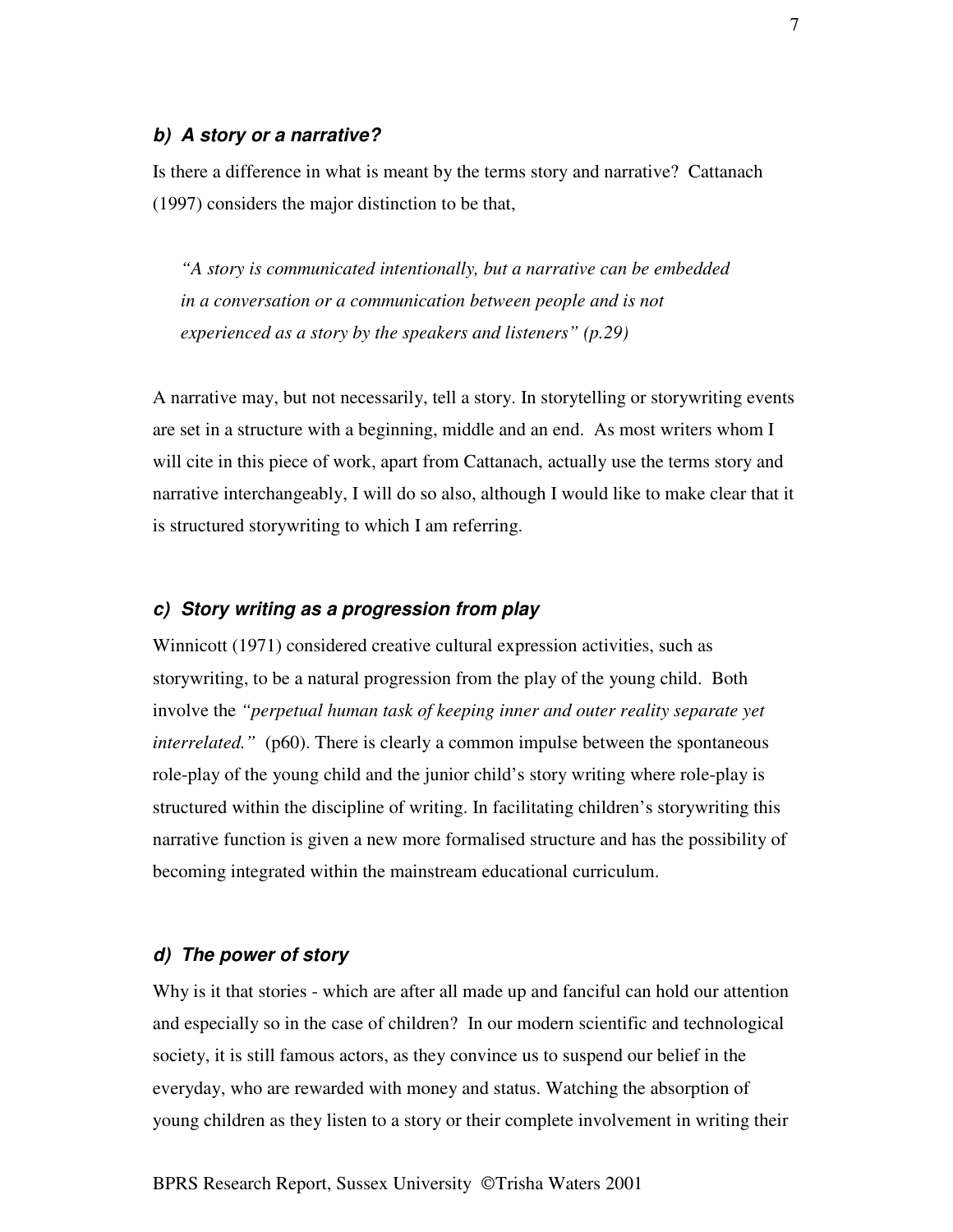### *b) A story or a narrative?*

Is there a difference in what is meant by the terms story and narrative? Cattanach (1997) considers the major distinction to be that,

> *"A story is communicated intentionally, but a narrative can be embedded in a conversation or a communication between people and is not experienced as a story by the speakers and listeners" (p.29)*

A narrative may, but not necessarily, tell a story. In storytelling or storywriting events are set in a structure with a beginning, middle and an end. As most writers whom I will cite in this piece of work, apart from Cattanach, actually use the terms story and narrative interchangeably, I will do so also, although I would like to make clear that it is structured storywriting to which I am referring.

### *c) Story writing as a progression from play*

Winnicott (1971) considered creative cultural expression activities, such as storywriting, to be a natural progression from the play of the young child. Both involve the *"perpetual human task of keeping inner and outer reality separate yet interrelated."* (p60). There is clearly a common impulse between the spontaneous role-play of the young child and the junior child's story writing where role-play is structured within the discipline of writing. In facilitating children's storywriting this narrative function is given a new more formalised structure and has the possibility of becoming integrated within the mainstream educational curriculum.

### *d) The power of story*

Why is it that stories - which are after all made up and fanciful can hold our attention and especially so in the case of children? In our modern scientific and technological society, it is still famous actors, as they convince us to suspend our belief in the everyday, who are rewarded with money and status. Watching the absorption of young children as they listen to a story or their complete involvement in writing their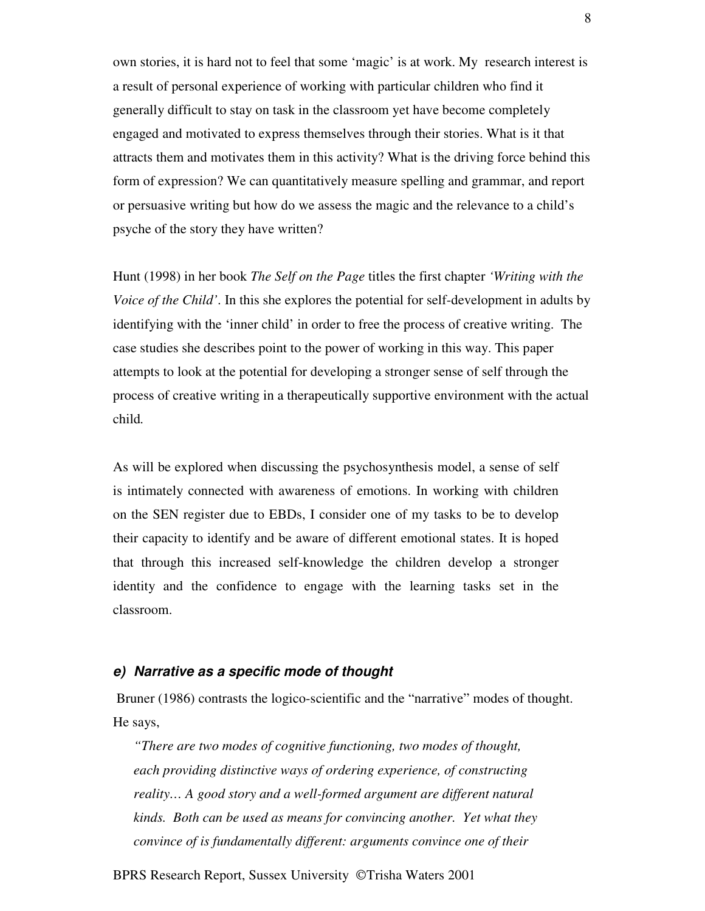own stories, it is hard not to feel that some 'magic' is at work. My research interest is a result of personal experience of working with particular children who find it generally difficult to stay on task in the classroom yet have become completely engaged and motivated to express themselves through their stories. What is it that attracts them and motivates them in this activity? What is the driving force behind this form of expression? We can quantitatively measure spelling and grammar, and report or persuasive writing but how do we assess the magic and the relevance to a child's psyche of the story they have written?

Hunt (1998) in her book *The Self on the Page* titles the first chapter *'Writing with the Voice of the Child'*. In this she explores the potential for self-development in adults by identifying with the 'inner child' in order to free the process of creative writing. The case studies she describes point to the power of working in this way. This paper attempts to look at the potential for developing a stronger sense of self through the process of creative writing in a therapeutically supportive environment with the actual child.

As will be explored when discussing the psychosynthesis model, a sense of self is intimately connected with awareness of emotions. In working with children on the SEN register due to EBDs, I consider one of my tasks to be to develop their capacity to identify and be aware of different emotional states. It is hoped that through this increased self-knowledge the children develop a stronger identity and the confidence to engage with the learning tasks set in the classroom.

#### *e) Narrative as a specific mode of thought*

Bruner (1986) contrasts the logico-scientific and the "narrative" modes of thought. He says,

> *"There are two modes of cognitive functioning, two modes of thought, each providing distinctive ways of ordering experience, of constructing reality… A good story and a well-formed argument are different natural kinds. Both can be used as means for convincing another. Yet what they convince of is fundamentally different: arguments convince one of their*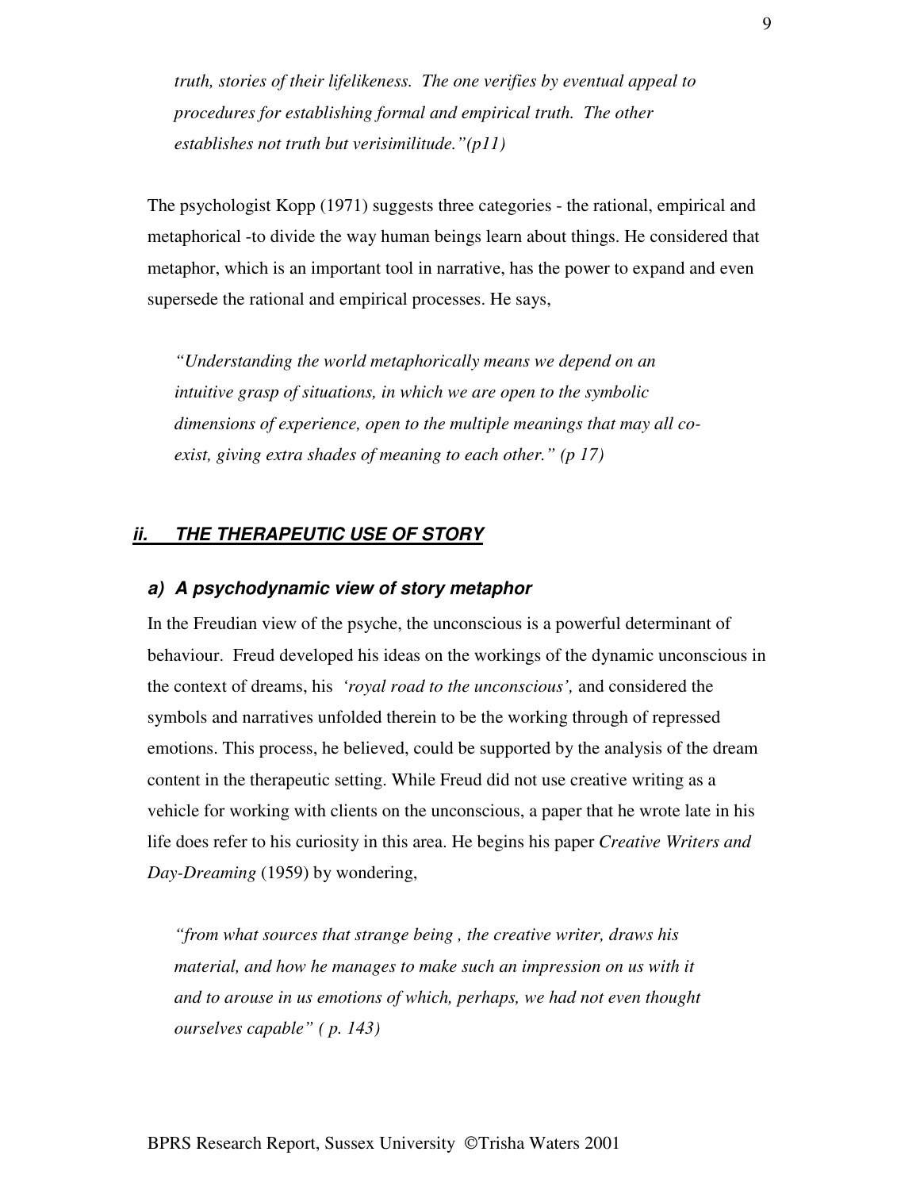*truth, stories of their lifelikeness. The one verifies by eventual appeal to procedures for establishing formal and empirical truth. The other establishes not truth but verisimilitude."(p11)*

The psychologist Kopp (1971) suggests three categories - the rational, empirical and metaphorical -to divide the way human beings learn about things. He considered that metaphor, which is an important tool in narrative, has the power to expand and even supersede the rational and empirical processes. He says,

*"Understanding the world metaphorically means we depend on an intuitive grasp of situations, in which we are open to the symbolic dimensions of experience, open to the multiple meanings that may all co-exist, giving extra shades of meaning to each other." (p 17)*

## ***ii. THE THERAPEUTIC USE OF STORY***

### ***a) A psychodynamic view of story metaphor***

In the Freudian view of the psyche, the unconscious is a powerful determinant of behaviour. Freud developed his ideas on the workings of the dynamic unconscious in the context of dreams, his *'royal road to the unconscious',* and considered the symbols and narratives unfolded therein to be the working through of repressed emotions. This process, he believed, could be supported by the analysis of the dream content in the therapeutic setting. While Freud did not use creative writing as a vehicle for working with clients on the unconscious, a paper that he wrote late in his life does refer to his curiosity in this area. He begins his paper *Creative Writers and Day-Dreaming* (1959) by wondering,

*"from what sources that strange being , the creative writer, draws his material, and how he manages to make such an impression on us with it and to arouse in us emotions of which, perhaps, we had not even thought ourselves capable" ( p. 143)*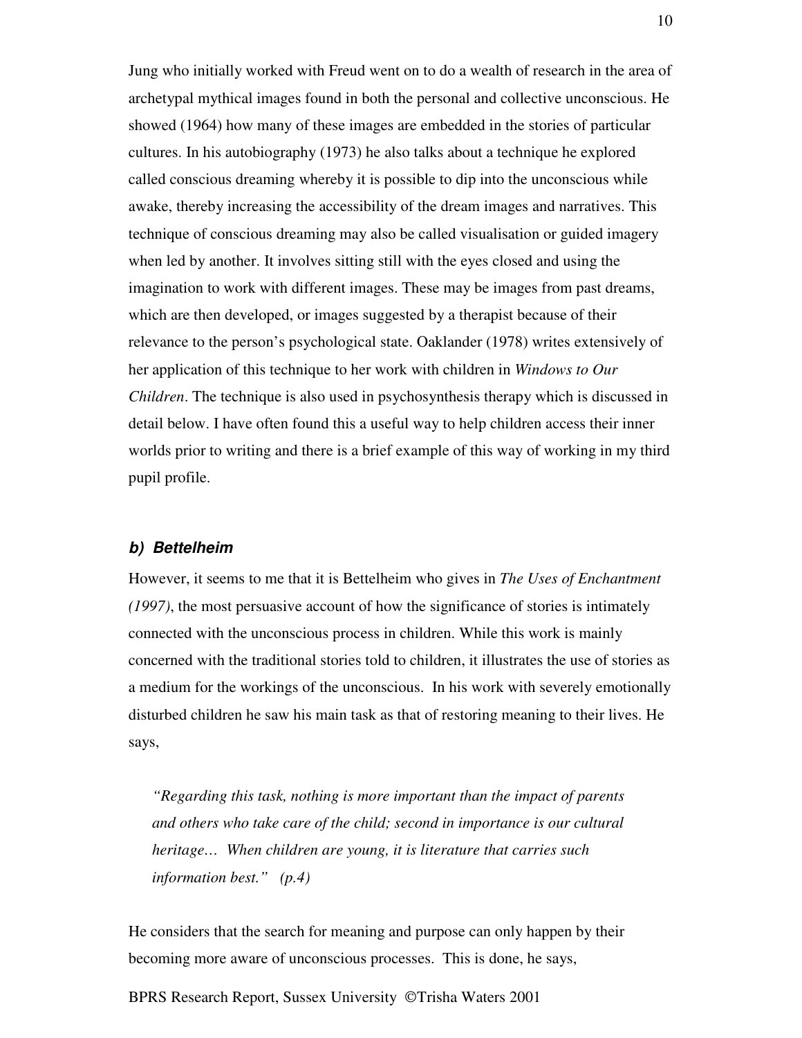Jung who initially worked with Freud went on to do a wealth of research in the area of archetypal mythical images found in both the personal and collective unconscious. He showed (1964) how many of these images are embedded in the stories of particular cultures. In his autobiography (1973) he also talks about a technique he explored called conscious dreaming whereby it is possible to dip into the unconscious while awake, thereby increasing the accessibility of the dream images and narratives. This technique of conscious dreaming may also be called visualisation or guided imagery when led by another. It involves sitting still with the eyes closed and using the imagination to work with different images. These may be images from past dreams, which are then developed, or images suggested by a therapist because of their relevance to the person's psychological state. Oaklander (1978) writes extensively of her application of this technique to her work with children in *Windows to Our Children*. The technique is also used in psychosynthesis therapy which is discussed in detail below. I have often found this a useful way to help children access their inner worlds prior to writing and there is a brief example of this way of working in my third pupil profile.

### *b) Bettelheim*

However, it seems to me that it is Bettelheim who gives in *The Uses of Enchantment (1997)*, the most persuasive account of how the significance of stories is intimately connected with the unconscious process in children. While this work is mainly concerned with the traditional stories told to children, it illustrates the use of stories as a medium for the workings of the unconscious. In his work with severely emotionally disturbed children he saw his main task as that of restoring meaning to their lives. He says,

> *"Regarding this task, nothing is more important than the impact of parents and others who take care of the child; second in importance is our cultural heritage… When children are young, it is literature that carries such information best." (p.4)*

He considers that the search for meaning and purpose can only happen by their becoming more aware of unconscious processes. This is done, he says,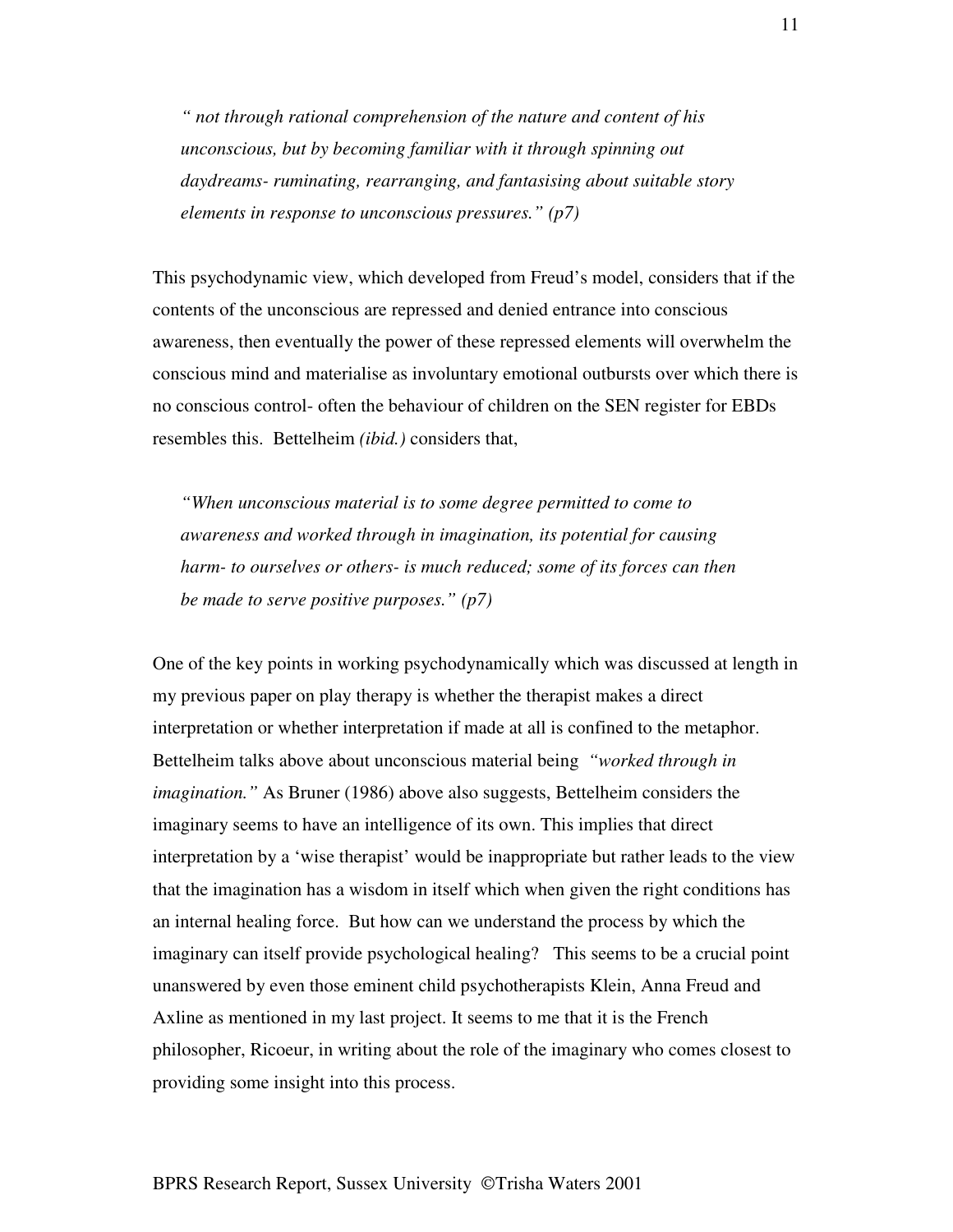> *" not through rational comprehension of the nature and content of his unconscious, but by becoming familiar with it through spinning out daydreams- ruminating, rearranging, and fantasising about suitable story elements in response to unconscious pressures." (p7)*

This psychodynamic view, which developed from Freud's model, considers that if the contents of the unconscious are repressed and denied entrance into conscious awareness, then eventually the power of these repressed elements will overwhelm the conscious mind and materialise as involuntary emotional outbursts over which there is no conscious control- often the behaviour of children on the SEN register for EBDs resembles this. Bettelheim *(ibid.)* considers that,

> *"When unconscious material is to some degree permitted to come to awareness and worked through in imagination, its potential for causing harm- to ourselves or others- is much reduced; some of its forces can then be made to serve positive purposes." (p7)*

One of the key points in working psychodynamically which was discussed at length in my previous paper on play therapy is whether the therapist makes a direct interpretation or whether interpretation if made at all is confined to the metaphor. Bettelheim talks above about unconscious material being *"worked through in imagination."* As Bruner (1986) above also suggests, Bettelheim considers the imaginary seems to have an intelligence of its own. This implies that direct interpretation by a 'wise therapist' would be inappropriate but rather leads to the view that the imagination has a wisdom in itself which when given the right conditions has an internal healing force. But how can we understand the process by which the imaginary can itself provide psychological healing? This seems to be a crucial point unanswered by even those eminent child psychotherapists Klein, Anna Freud and Axline as mentioned in my last project. It seems to me that it is the French philosopher, Ricoeur, in writing about the role of the imaginary who comes closest to providing some insight into this process.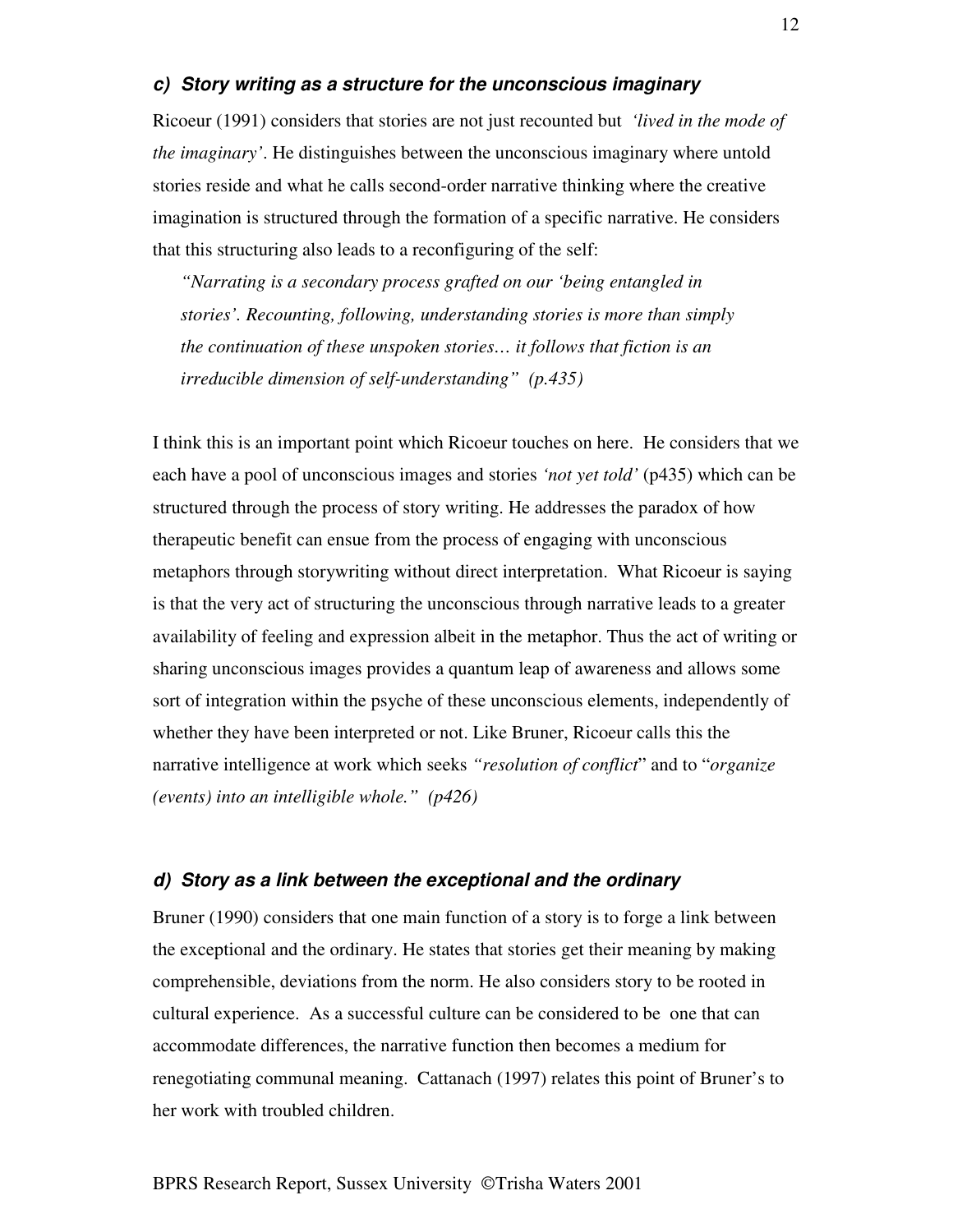### *c) Story writing as a structure for the unconscious imaginary*

Ricoeur (1991) considers that stories are not just recounted but *'lived in the mode of the imaginary'*. He distinguishes between the unconscious imaginary where untold stories reside and what he calls second-order narrative thinking where the creative imagination is structured through the formation of a specific narrative. He considers that this structuring also leads to a reconfiguring of the self:

> *"Narrating is a secondary process grafted on our 'being entangled in stories'. Recounting, following, understanding stories is more than simply the continuation of these unspoken stories… it follows that fiction is an irreducible dimension of self-understanding" (p.435)*

I think this is an important point which Ricoeur touches on here. He considers that we each have a pool of unconscious images and stories *'not yet told'* (p435) which can be structured through the process of story writing. He addresses the paradox of how therapeutic benefit can ensue from the process of engaging with unconscious metaphors through storywriting without direct interpretation. What Ricoeur is saying is that the very act of structuring the unconscious through narrative leads to a greater availability of feeling and expression albeit in the metaphor. Thus the act of writing or sharing unconscious images provides a quantum leap of awareness and allows some sort of integration within the psyche of these unconscious elements, independently of whether they have been interpreted or not. Like Bruner, Ricoeur calls this the narrative intelligence at work which seeks *"resolution of conflict*" and to "*organize (events) into an intelligible whole." (p426)*

### *d) Story as a link between the exceptional and the ordinary*

Bruner (1990) considers that one main function of a story is to forge a link between the exceptional and the ordinary. He states that stories get their meaning by making comprehensible, deviations from the norm. He also considers story to be rooted in cultural experience. As a successful culture can be considered to be one that can accommodate differences, the narrative function then becomes a medium for renegotiating communal meaning. Cattanach (1997) relates this point of Bruner's to her work with troubled children.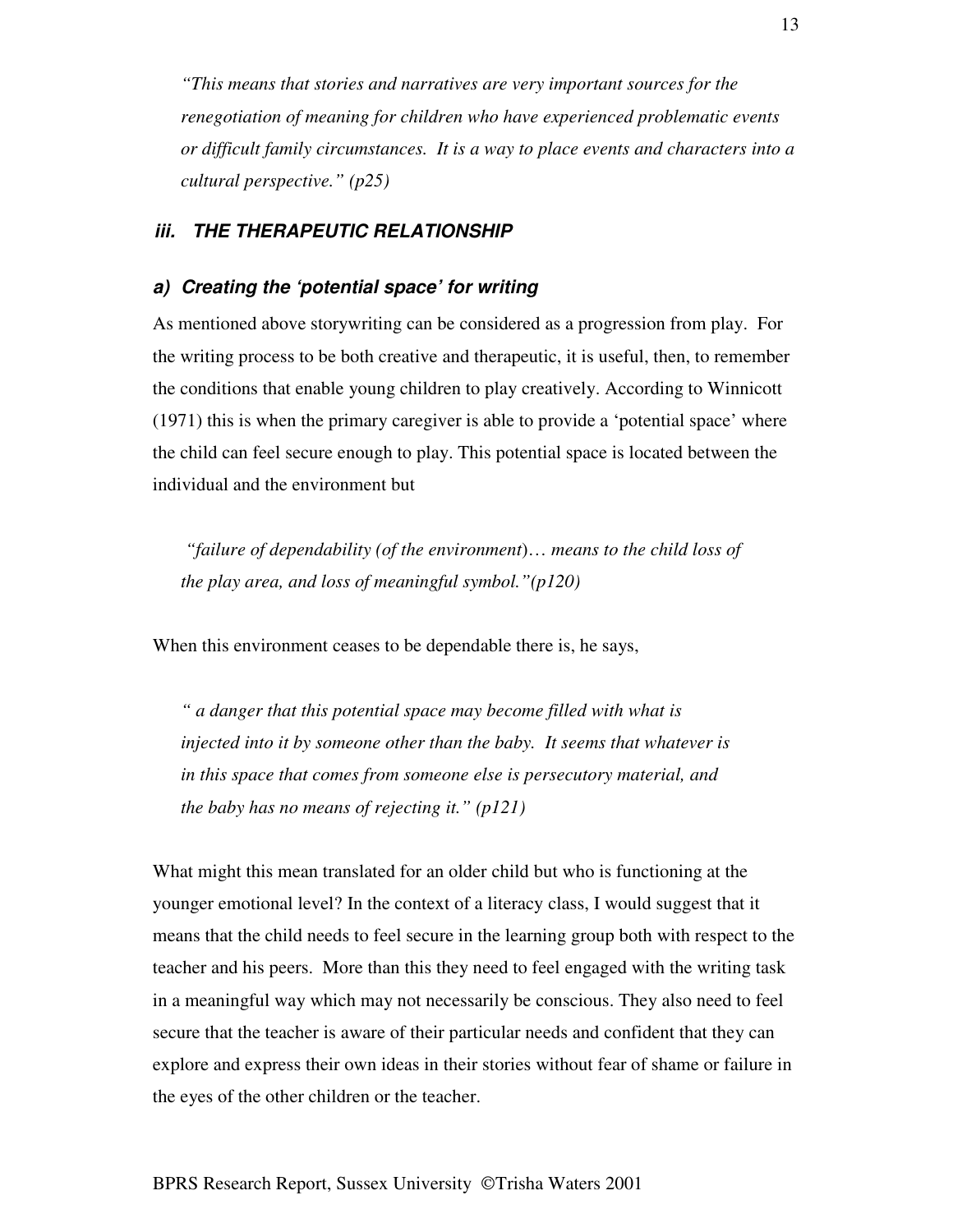*"This means that stories and narratives are very important sources for the renegotiation of meaning for children who have experienced problematic events or difficult family circumstances. It is a way to place events and characters into a cultural perspective." (p25)*

### *iii. THE THERAPEUTIC RELATIONSHIP*

#### *a) Creating the 'potential space' for writing*

As mentioned above storywriting can be considered as a progression from play. For the writing process to be both creative and therapeutic, it is useful, then, to remember the conditions that enable young children to play creatively. According to Winnicott (1971) this is when the primary caregiver is able to provide a 'potential space' where the child can feel secure enough to play. This potential space is located between the individual and the environment but

> *"failure of dependability (of the environment)… means to the child loss of the play area, and loss of meaningful symbol."(p120)*

When this environment ceases to be dependable there is, he says,

> *" a danger that this potential space may become filled with what is injected into it by someone other than the baby. It seems that whatever is in this space that comes from someone else is persecutory material, and the baby has no means of rejecting it." (p121)*

What might this mean translated for an older child but who is functioning at the younger emotional level? In the context of a literacy class, I would suggest that it means that the child needs to feel secure in the learning group both with respect to the teacher and his peers. More than this they need to feel engaged with the writing task in a meaningful way which may not necessarily be conscious. They also need to feel secure that the teacher is aware of their particular needs and confident that they can explore and express their own ideas in their stories without fear of shame or failure in the eyes of the other children or the teacher.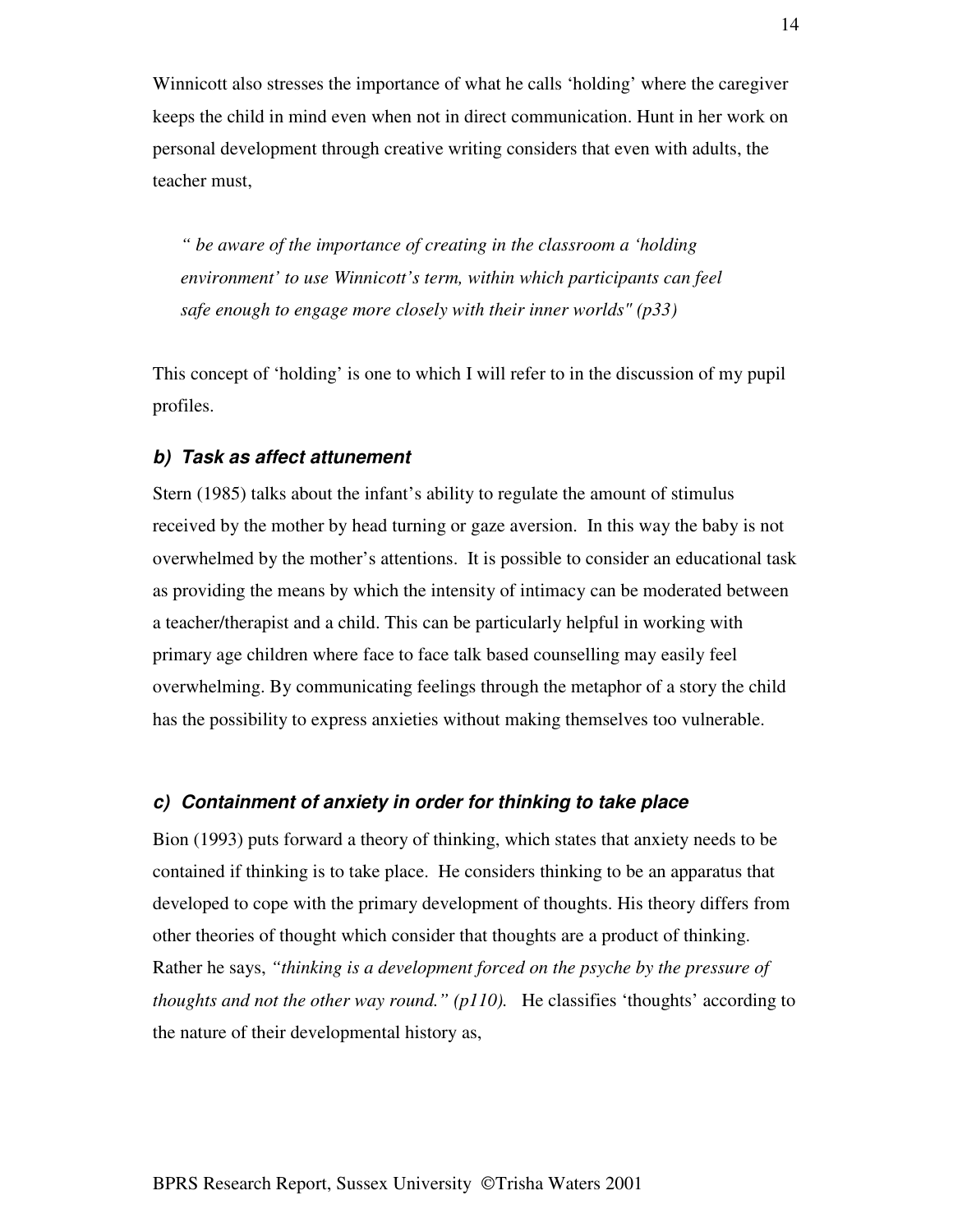Winnicott also stresses the importance of what he calls 'holding' where the caregiver keeps the child in mind even when not in direct communication. Hunt in her work on personal development through creative writing considers that even with adults, the teacher must,

> *" be aware of the importance of creating in the classroom a 'holding environment' to use Winnicott's term, within which participants can feel safe enough to engage more closely with their inner worlds" (p33)*

This concept of 'holding' is one to which I will refer to in the discussion of my pupil profiles.

### *b) Task as affect attunement*

Stern (1985) talks about the infant's ability to regulate the amount of stimulus received by the mother by head turning or gaze aversion. In this way the baby is not overwhelmed by the mother's attentions. It is possible to consider an educational task as providing the means by which the intensity of intimacy can be moderated between a teacher/therapist and a child. This can be particularly helpful in working with primary age children where face to face talk based counselling may easily feel overwhelming. By communicating feelings through the metaphor of a story the child has the possibility to express anxieties without making themselves too vulnerable.

### *c) Containment of anxiety in order for thinking to take place*

Bion (1993) puts forward a theory of thinking, which states that anxiety needs to be contained if thinking is to take place. He considers thinking to be an apparatus that developed to cope with the primary development of thoughts. His theory differs from other theories of thought which consider that thoughts are a product of thinking. Rather he says, *"thinking is a development forced on the psyche by the pressure of thoughts and not the other way round." (p110).* He classifies 'thoughts' according to the nature of their developmental history as,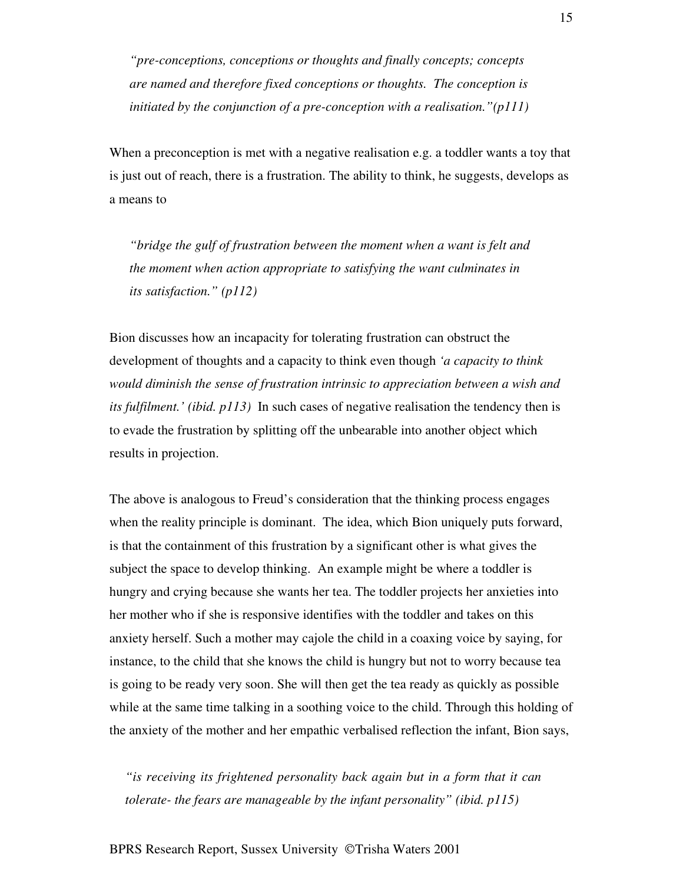*"pre-conceptions, conceptions or thoughts and finally concepts; concepts are named and therefore fixed conceptions or thoughts. The conception is initiated by the conjunction of a pre-conception with a realisation."(p111)*

When a preconception is met with a negative realisation e.g. a toddler wants a toy that is just out of reach, there is a frustration. The ability to think, he suggests, develops as a means to

*"bridge the gulf of frustration between the moment when a want is felt and the moment when action appropriate to satisfying the want culminates in its satisfaction." (p112)*

Bion discusses how an incapacity for tolerating frustration can obstruct the development of thoughts and a capacity to think even though *'a capacity to think would diminish the sense of frustration intrinsic to appreciation between a wish and its fulfilment.' (ibid. p113)* In such cases of negative realisation the tendency then is to evade the frustration by splitting off the unbearable into another object which results in projection.

The above is analogous to Freud's consideration that the thinking process engages when the reality principle is dominant. The idea, which Bion uniquely puts forward, is that the containment of this frustration by a significant other is what gives the subject the space to develop thinking. An example might be where a toddler is hungry and crying because she wants her tea. The toddler projects her anxieties into her mother who if she is responsive identifies with the toddler and takes on this anxiety herself. Such a mother may cajole the child in a coaxing voice by saying, for instance, to the child that she knows the child is hungry but not to worry because tea is going to be ready very soon. She will then get the tea ready as quickly as possible while at the same time talking in a soothing voice to the child. Through this holding of the anxiety of the mother and her empathic verbalised reflection the infant, Bion says,

*"is receiving its frightened personality back again but in a form that it can tolerate- the fears are manageable by the infant personality" (ibid. p115)*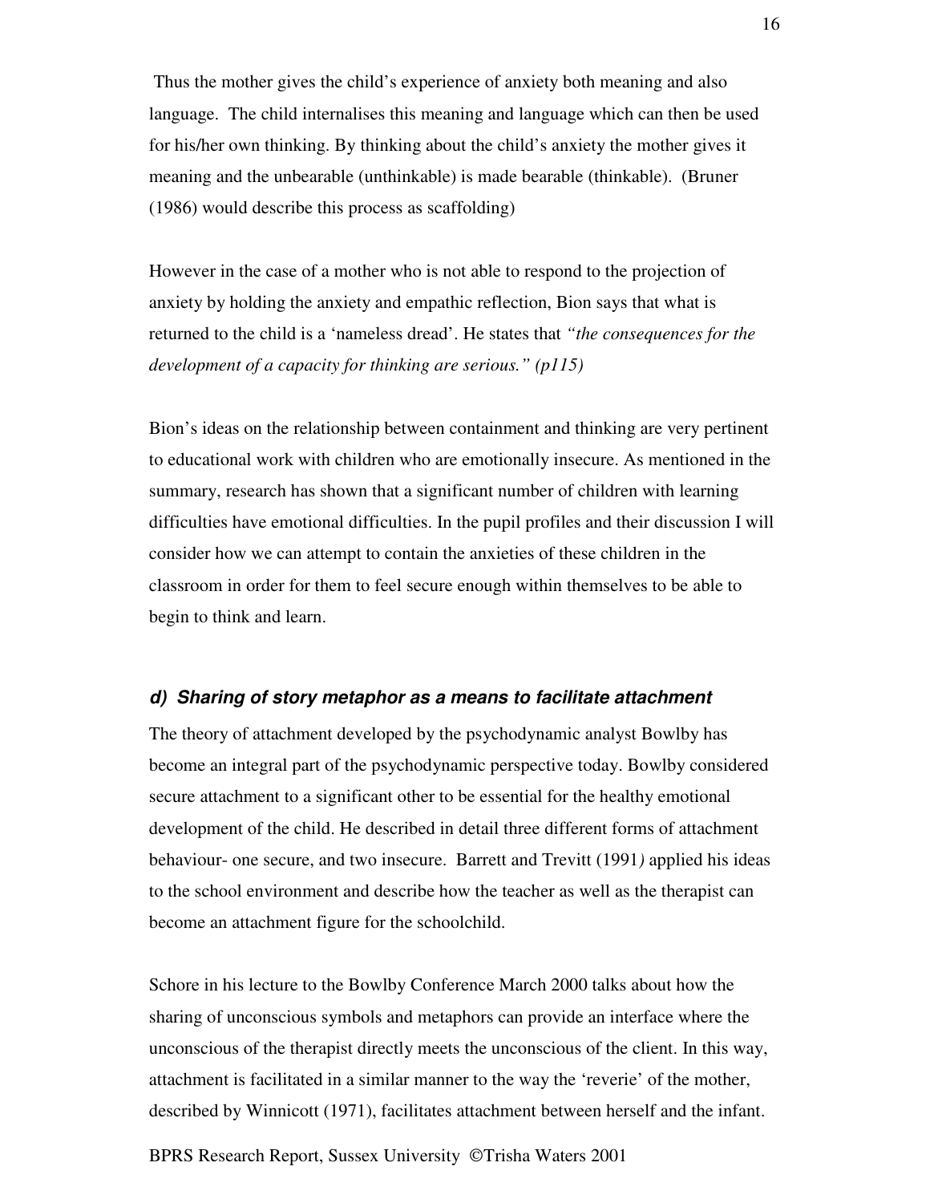Thus the mother gives the child's experience of anxiety both meaning and also language. The child internalises this meaning and language which can then be used for his/her own thinking. By thinking about the child's anxiety the mother gives it meaning and the unbearable (unthinkable) is made bearable (thinkable). (Bruner (1986) would describe this process as scaffolding)

However in the case of a mother who is not able to respond to the projection of anxiety by holding the anxiety and empathic reflection, Bion says that what is returned to the child is a 'nameless dread'. He states that *"the consequences for the development of a capacity for thinking are serious." (p115)*

Bion's ideas on the relationship between containment and thinking are very pertinent to educational work with children who are emotionally insecure. As mentioned in the summary, research has shown that a significant number of children with learning difficulties have emotional difficulties. In the pupil profiles and their discussion I will consider how we can attempt to contain the anxieties of these children in the classroom in order for them to feel secure enough within themselves to be able to begin to think and learn.

### *d) Sharing of story metaphor as a means to facilitate attachment*

The theory of attachment developed by the psychodynamic analyst Bowlby has become an integral part of the psychodynamic perspective today. Bowlby considered secure attachment to a significant other to be essential for the healthy emotional development of the child. He described in detail three different forms of attachment behaviour- one secure, and two insecure. Barrett and Trevitt (1991) applied his ideas to the school environment and describe how the teacher as well as the therapist can become an attachment figure for the schoolchild.

Schore in his lecture to the Bowlby Conference March 2000 talks about how the sharing of unconscious symbols and metaphors can provide an interface where the unconscious of the therapist directly meets the unconscious of the client. In this way, attachment is facilitated in a similar manner to the way the 'reverie' of the mother, described by Winnicott (1971), facilitates attachment between herself and the infant.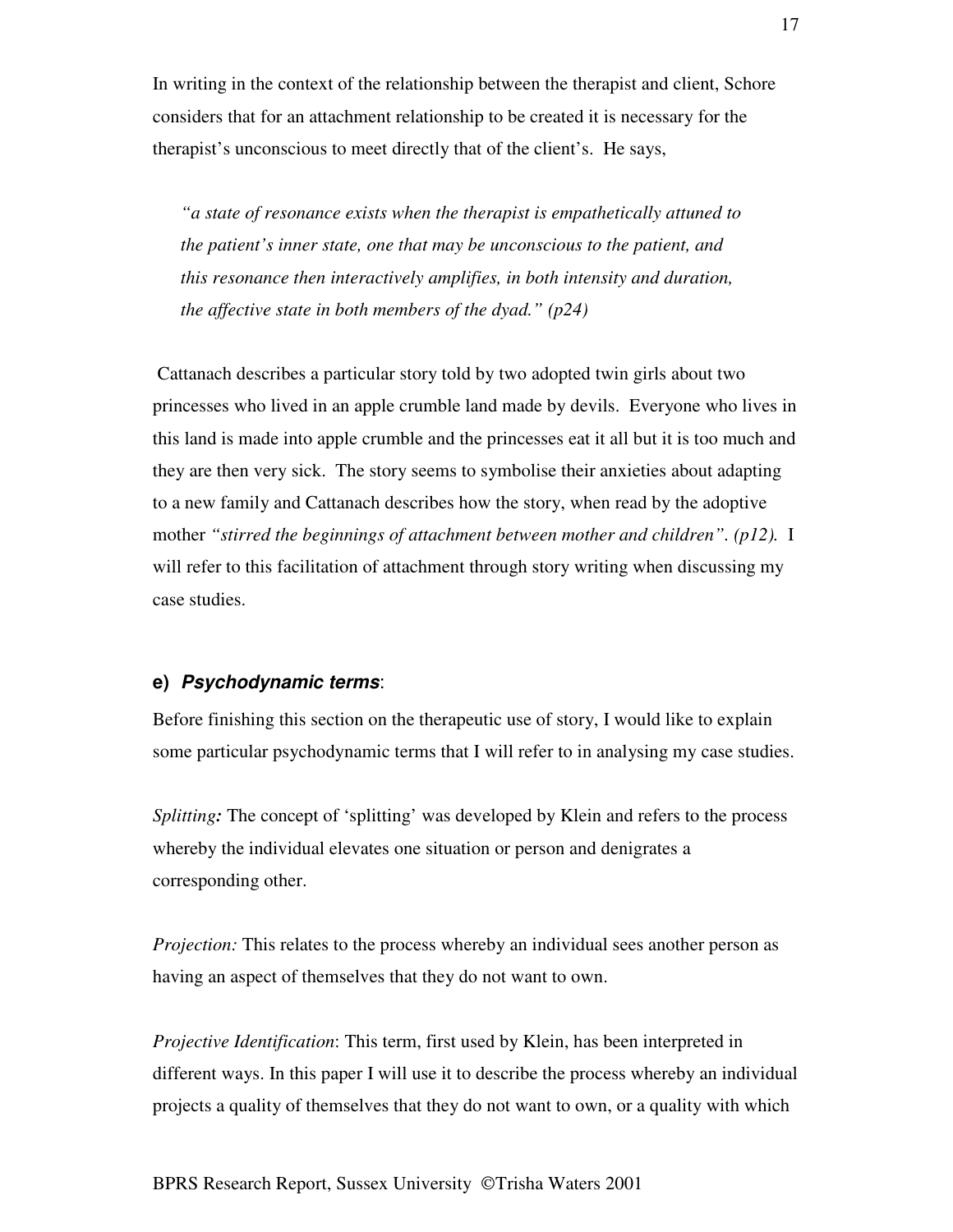In writing in the context of the relationship between the therapist and client, Schore considers that for an attachment relationship to be created it is necessary for the therapist's unconscious to meet directly that of the client's. He says,

> *"a state of resonance exists when the therapist is empathetically attuned to the patient's inner state, one that may be unconscious to the patient, and this resonance then interactively amplifies, in both intensity and duration, the affective state in both members of the dyad." (p24)*

Cattanach describes a particular story told by two adopted twin girls about two princesses who lived in an apple crumble land made by devils. Everyone who lives in this land is made into apple crumble and the princesses eat it all but it is too much and they are then very sick. The story seems to symbolise their anxieties about adapting to a new family and Cattanach describes how the story, when read by the adoptive mother *"stirred the beginnings of attachment between mother and children". (p12).* I will refer to this facilitation of attachment through story writing when discussing my case studies.

### e) ***Psychodynamic terms***:

Before finishing this section on the therapeutic use of story, I would like to explain some particular psychodynamic terms that I will refer to in analysing my case studies.

*Splitting**:*** The concept of 'splitting' was developed by Klein and refers to the process whereby the individual elevates one situation or person and denigrates a corresponding other.

*Projection:* This relates to the process whereby an individual sees another person as having an aspect of themselves that they do not want to own.

*Projective Identification*: This term, first used by Klein, has been interpreted in different ways. In this paper I will use it to describe the process whereby an individual projects a quality of themselves that they do not want to own, or a quality with which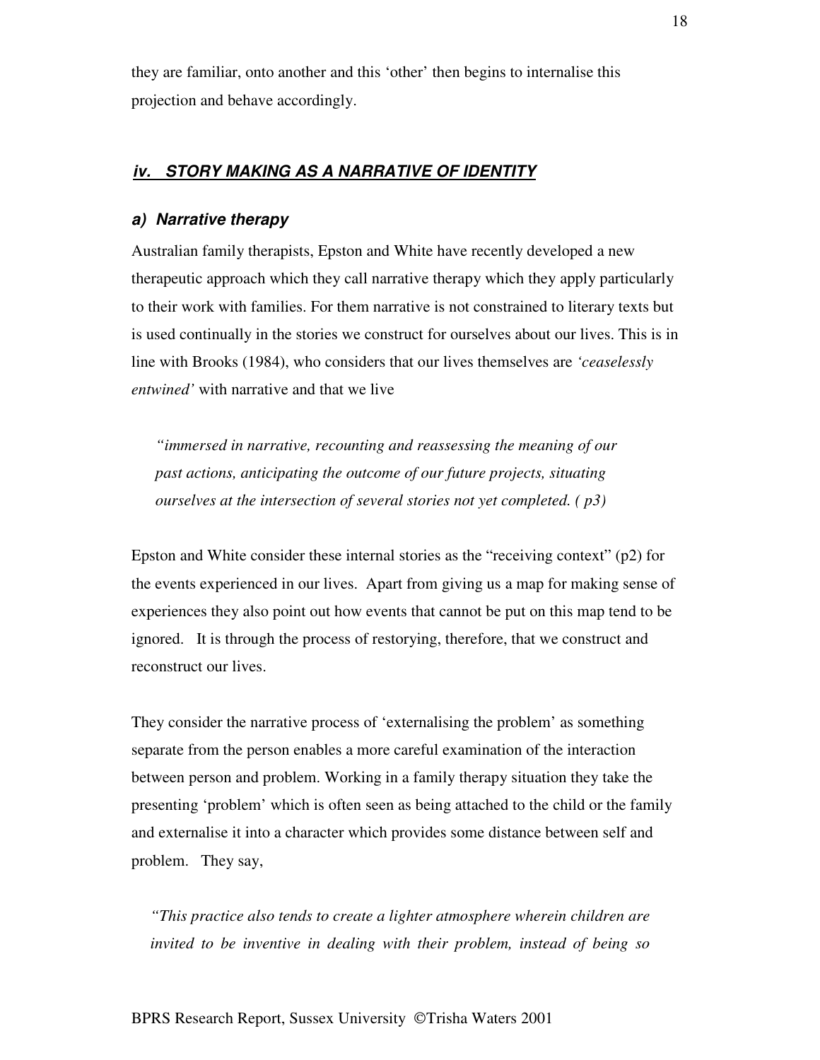they are familiar, onto another and this 'other' then begins to internalise this projection and behave accordingly.

## *iv. STORY MAKING AS A NARRATIVE OF IDENTITY*

### *a) Narrative therapy*

Australian family therapists, Epston and White have recently developed a new therapeutic approach which they call narrative therapy which they apply particularly to their work with families. For them narrative is not constrained to literary texts but is used continually in the stories we construct for ourselves about our lives. This is in line with Brooks (1984), who considers that our lives themselves are *'ceaselessly entwined'* with narrative and that we live

> *"immersed in narrative, recounting and reassessing the meaning of our past actions, anticipating the outcome of our future projects, situating ourselves at the intersection of several stories not yet completed. ( p3)*

Epston and White consider these internal stories as the "receiving context" (p2) for the events experienced in our lives. Apart from giving us a map for making sense of experiences they also point out how events that cannot be put on this map tend to be ignored. It is through the process of restorying, therefore, that we construct and reconstruct our lives.

They consider the narrative process of 'externalising the problem' as something separate from the person enables a more careful examination of the interaction between person and problem. Working in a family therapy situation they take the presenting 'problem' which is often seen as being attached to the child or the family and externalise it into a character which provides some distance between self and problem. They say,

> *"This practice also tends to create a lighter atmosphere wherein children are invited to be inventive in dealing with their problem, instead of being so*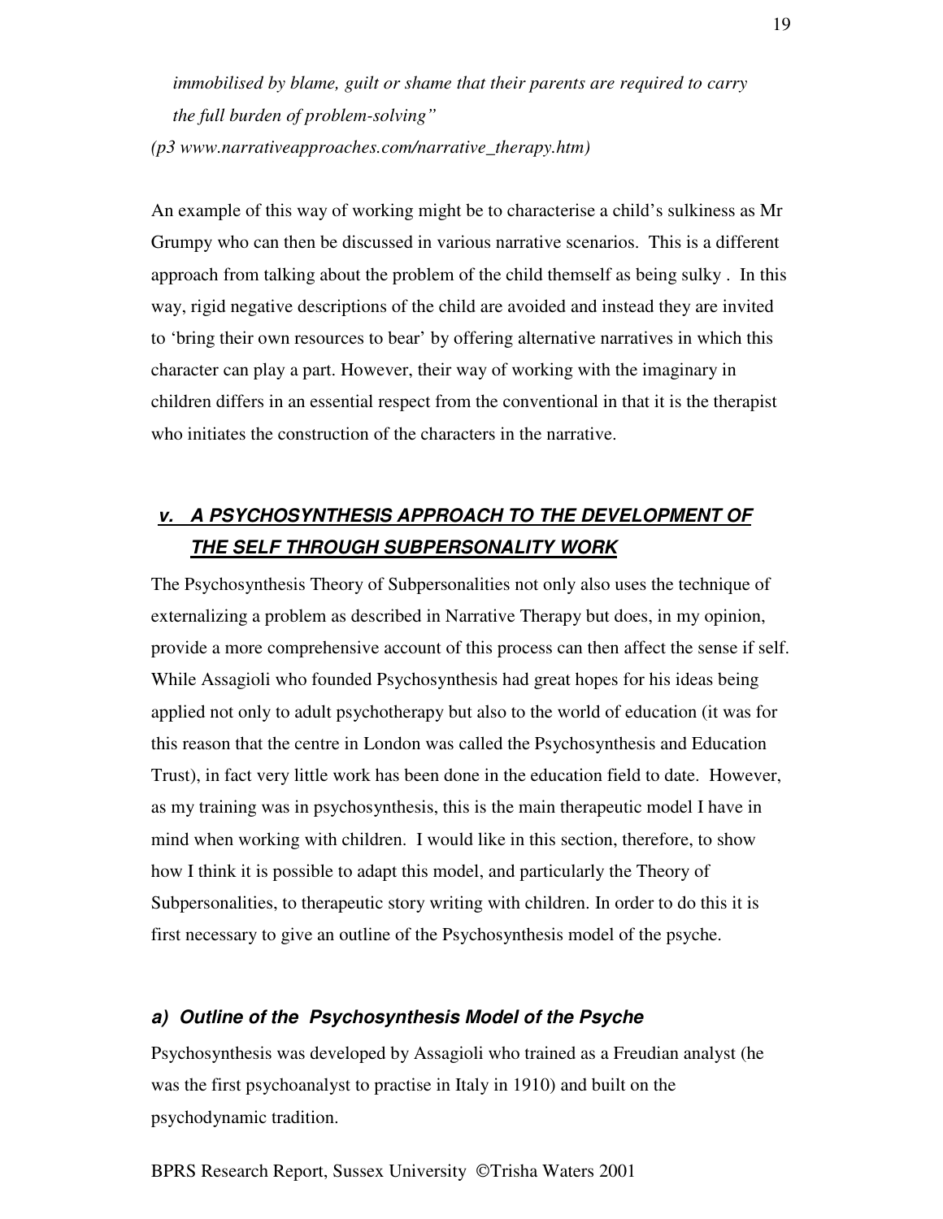*immobilised by blame, guilt or shame that their parents are required to carry the full burden of problem-solving"*

*(p3 www.narrativeapproaches.com/narrative_therapy.htm)*

An example of this way of working might be to characterise a child's sulkiness as Mr Grumpy who can then be discussed in various narrative scenarios. This is a different approach from talking about the problem of the child themself as being sulky . In this way, rigid negative descriptions of the child are avoided and instead they are invited to 'bring their own resources to bear' by offering alternative narratives in which this character can play a part. However, their way of working with the imaginary in children differs in an essential respect from the conventional in that it is the therapist who initiates the construction of the characters in the narrative.

## ***v. A PSYCHOSYNTHESIS APPROACH TO THE DEVELOPMENT OF THE SELF THROUGH SUBPERSONALITY WORK***

The Psychosynthesis Theory of Subpersonalities not only also uses the technique of externalizing a problem as described in Narrative Therapy but does, in my opinion, provide a more comprehensive account of this process can then affect the sense if self. While Assagioli who founded Psychosynthesis had great hopes for his ideas being applied not only to adult psychotherapy but also to the world of education (it was for this reason that the centre in London was called the Psychosynthesis and Education Trust), in fact very little work has been done in the education field to date. However, as my training was in psychosynthesis, this is the main therapeutic model I have in mind when working with children. I would like in this section, therefore, to show how I think it is possible to adapt this model, and particularly the Theory of Subpersonalities, to therapeutic story writing with children. In order to do this it is first necessary to give an outline of the Psychosynthesis model of the psyche.

### ***a) Outline of the Psychosynthesis Model of the Psyche***

Psychosynthesis was developed by Assagioli who trained as a Freudian analyst (he was the first psychoanalyst to practise in Italy in 1910) and built on the psychodynamic tradition.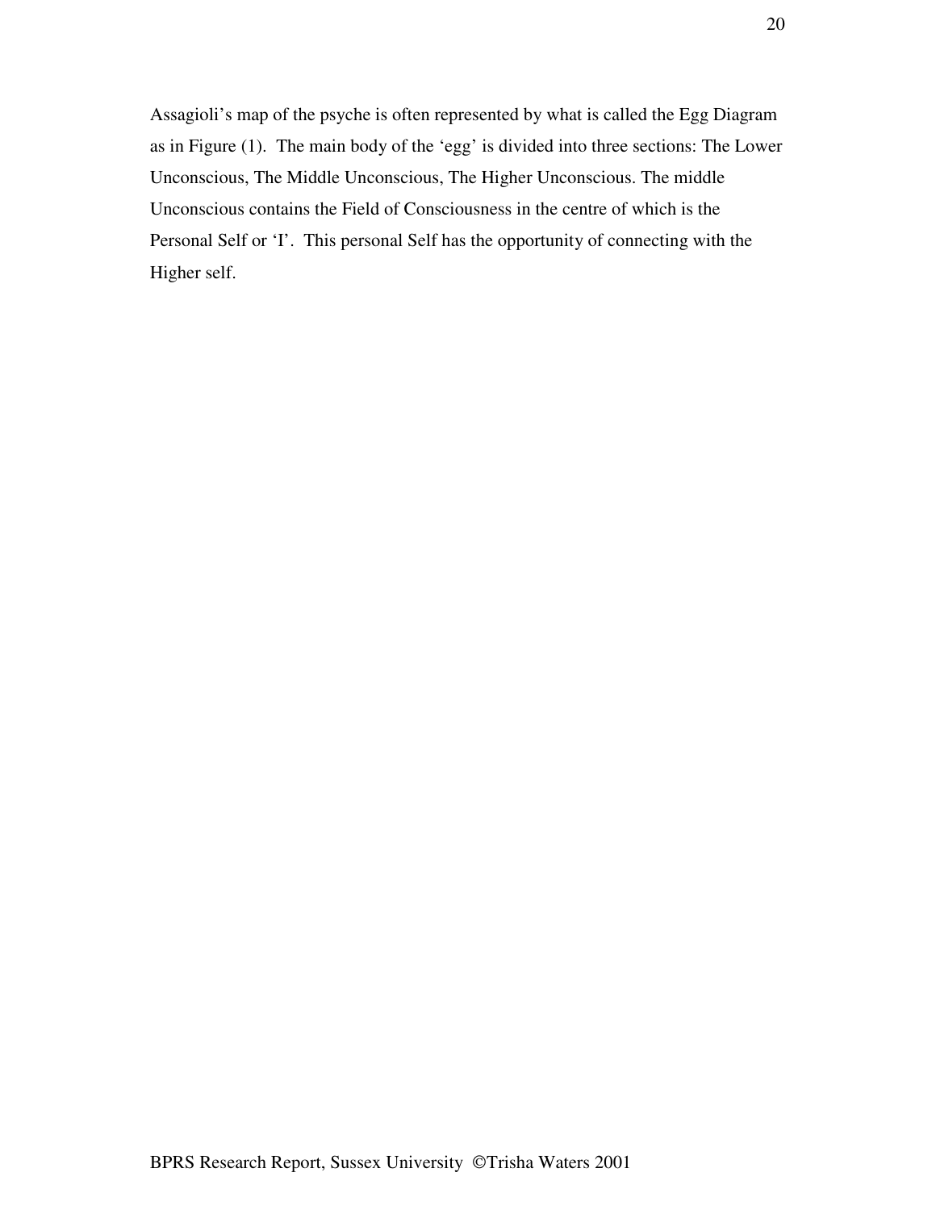Assagioli's map of the psyche is often represented by what is called the Egg Diagram as in Figure (1). The main body of the 'egg' is divided into three sections: The Lower Unconscious, The Middle Unconscious, The Higher Unconscious. The middle Unconscious contains the Field of Consciousness in the centre of which is the Personal Self or 'I'. This personal Self has the opportunity of connecting with the Higher self.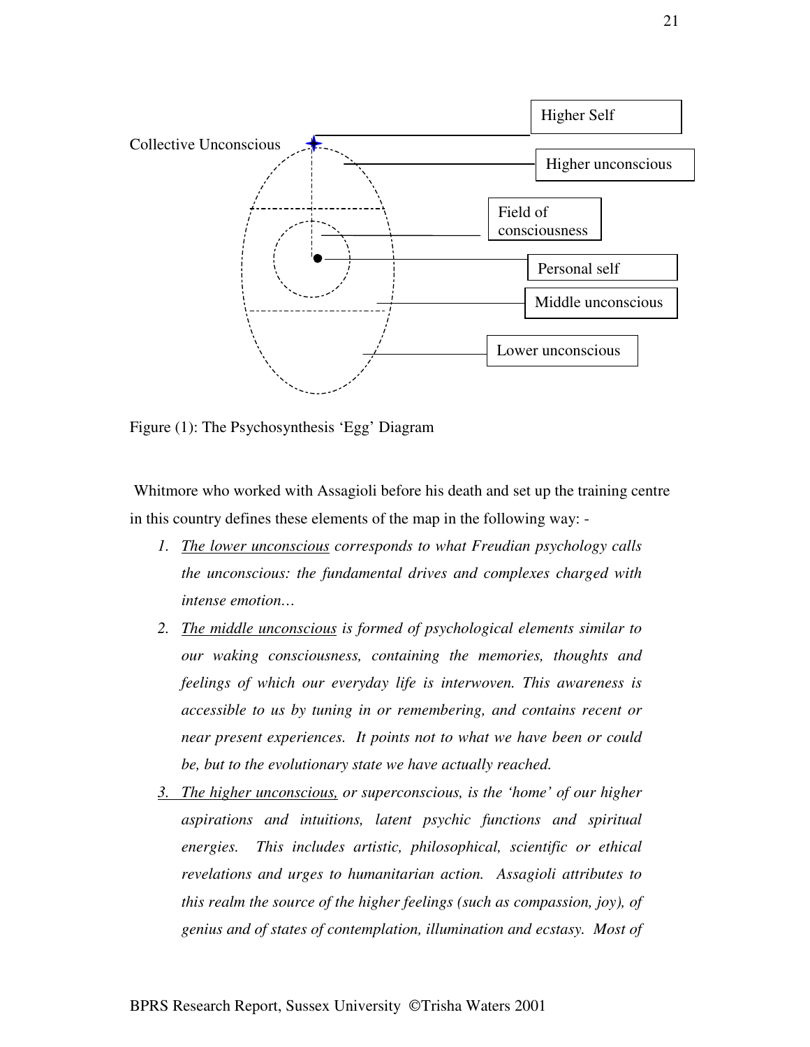Collective Unconscious

Higher Self

Higher unconscious

Field of consciousness

Personal self

Middle unconscious

Lower unconscious

Figure (1): The Psychosynthesis 'Egg' Diagram

Whitmore who worked with Assagioli before his death and set up the training centre in this country defines these elements of the map in the following way: -

1. *The lower unconscious corresponds to what Freudian psychology calls the unconscious: the fundamental drives and complexes charged with intense emotion…*
2. *The middle unconscious is formed of psychological elements similar to our waking consciousness, containing the memories, thoughts and feelings of which our everyday life is interwoven. This awareness is accessible to us by tuning in or remembering, and contains recent or near present experiences. It points not to what we have been or could be, but to the evolutionary state we have actually reached.*
3. *The higher unconscious, or superconscious, is the 'home' of our higher aspirations and intuitions, latent psychic functions and spiritual energies. This includes artistic, philosophical, scientific or ethical revelations and urges to humanitarian action. Assagioli attributes to this realm the source of the higher feelings (such as compassion, joy), of genius and of states of contemplation, illumination and ecstasy. Most of*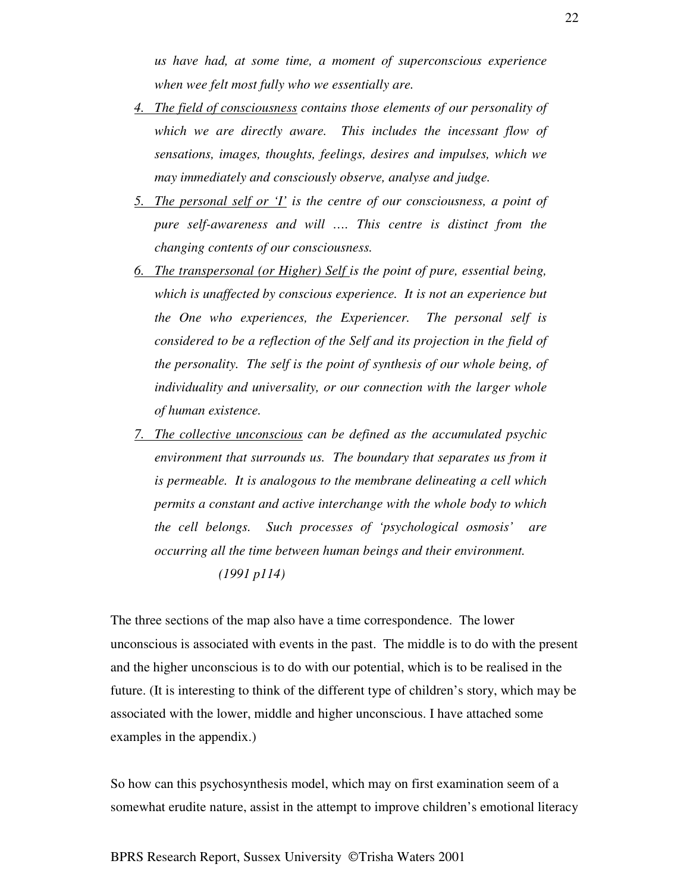*us have had, at some time, a moment of superconscious experience when wee felt most fully who we essentially are.*

4. <u>*The field of consciousness*</u> *contains those elements of our personality of which we are directly aware. This includes the incessant flow of sensations, images, thoughts, feelings, desires and impulses, which we may immediately and consciously observe, analyse and judge.*
5. <u>*The personal self or 'I'*</u> *is the centre of our consciousness, a point of pure self-awareness and will …. This centre is distinct from the changing contents of our consciousness.*
6. <u>*The transpersonal (or Higher) Self*</u> *is the point of pure, essential being, which is unaffected by conscious experience. It is not an experience but the One who experiences, the Experiencer. The personal self is considered to be a reflection of the Self and its projection in the field of the personality. The self is the point of synthesis of our whole being, of individuality and universality, or our connection with the larger whole of human existence.*
7. <u>*The collective unconscious*</u> *can be defined as the accumulated psychic environment that surrounds us. The boundary that separates us from it is permeable. It is analogous to the membrane delineating a cell which permits a constant and active interchange with the whole body to which the cell belongs. Such processes of 'psychological osmosis' are occurring all the time between human beings and their environment.*

   *(1991 p114)*

The three sections of the map also have a time correspondence. The lower unconscious is associated with events in the past. The middle is to do with the present and the higher unconscious is to do with our potential, which is to be realised in the future. (It is interesting to think of the different type of children's story, which may be associated with the lower, middle and higher unconscious. I have attached some examples in the appendix.)

So how can this psychosynthesis model, which may on first examination seem of a somewhat erudite nature, assist in the attempt to improve children's emotional literacy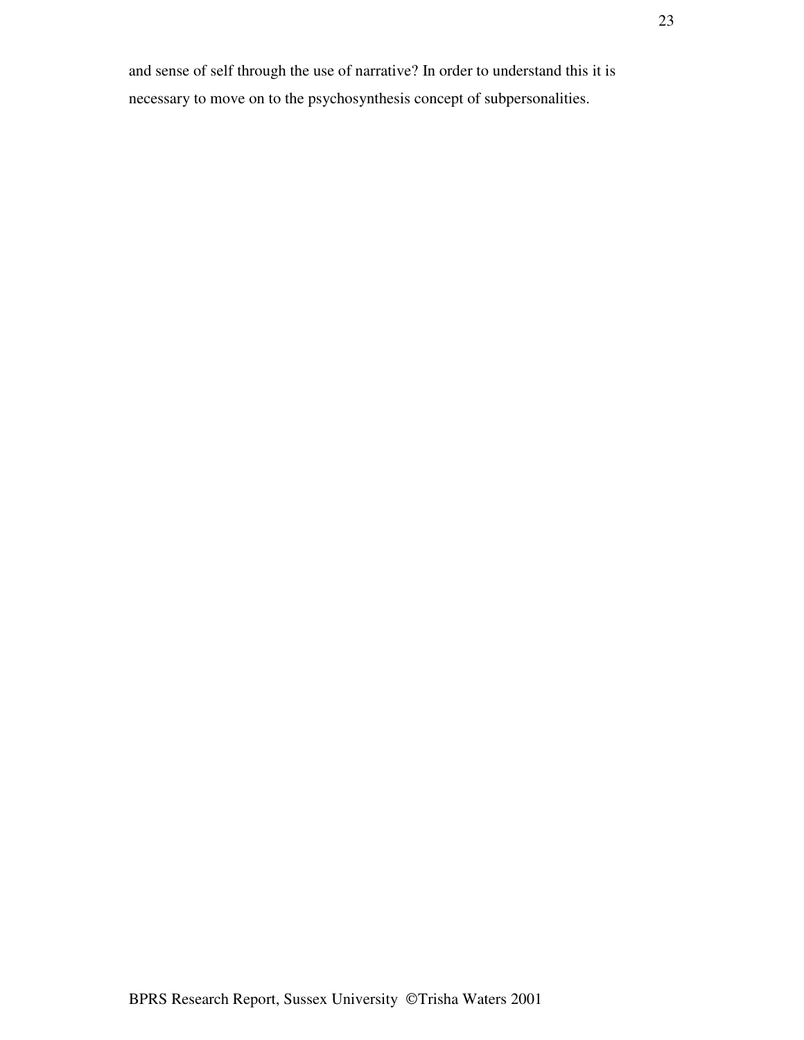and sense of self through the use of narrative? In order to understand this it is necessary to move on to the psychosynthesis concept of subpersonalities.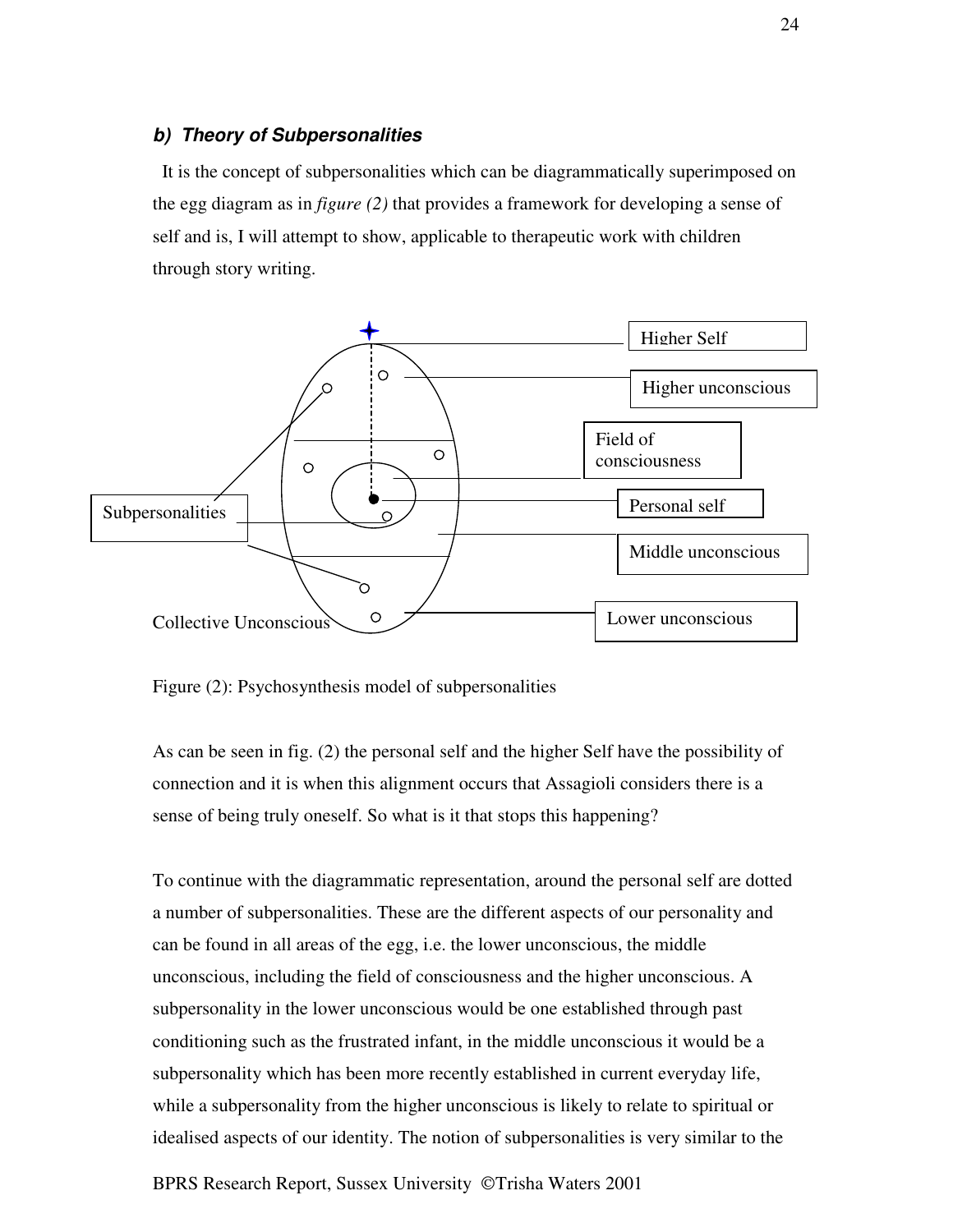### ***b) Theory of Subpersonalities***

It is the concept of subpersonalities which can be diagrammatically superimposed on the egg diagram as in *figure (2)* that provides a framework for developing a sense of self and is, I will attempt to show, applicable to therapeutic work with children through story writing.

Higher Self

Higher unconscious

Field of consciousness

Personal self

Middle unconscious

Lower unconscious

Subpersonalities

Collective Unconscious

Figure (2): Psychosynthesis model of subpersonalities

As can be seen in fig. (2) the personal self and the higher Self have the possibility of connection and it is when this alignment occurs that Assagioli considers there is a sense of being truly oneself. So what is it that stops this happening?

To continue with the diagrammatic representation, around the personal self are dotted a number of subpersonalities. These are the different aspects of our personality and can be found in all areas of the egg, i.e. the lower unconscious, the middle unconscious, including the field of consciousness and the higher unconscious. A subpersonality in the lower unconscious would be one established through past conditioning such as the frustrated infant, in the middle unconscious it would be a subpersonality which has been more recently established in current everyday life, while a subpersonality from the higher unconscious is likely to relate to spiritual or idealised aspects of our identity. The notion of subpersonalities is very similar to the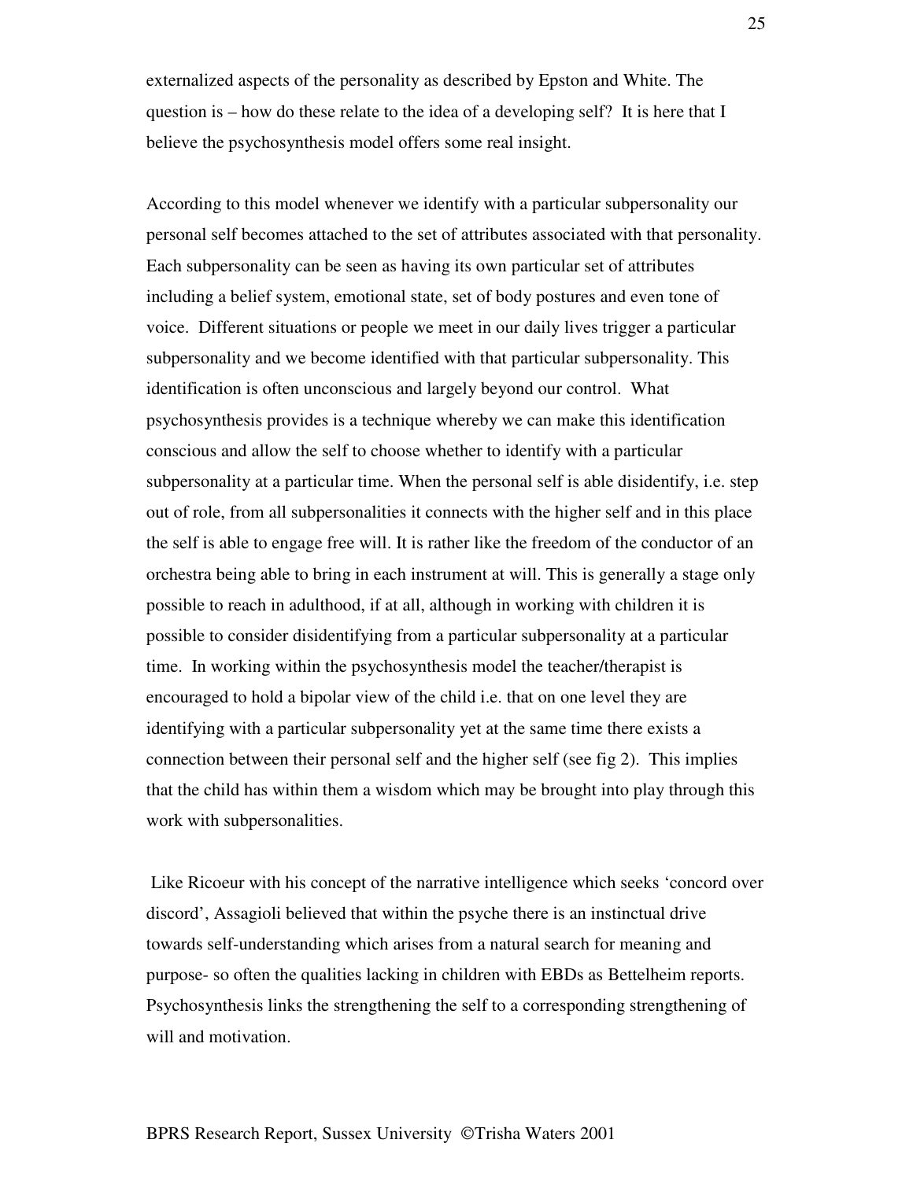externalized aspects of the personality as described by Epston and White. The question is – how do these relate to the idea of a developing self? It is here that I believe the psychosynthesis model offers some real insight.

According to this model whenever we identify with a particular subpersonality our personal self becomes attached to the set of attributes associated with that personality. Each subpersonality can be seen as having its own particular set of attributes including a belief system, emotional state, set of body postures and even tone of voice. Different situations or people we meet in our daily lives trigger a particular subpersonality and we become identified with that particular subpersonality. This identification is often unconscious and largely beyond our control. What psychosynthesis provides is a technique whereby we can make this identification conscious and allow the self to choose whether to identify with a particular subpersonality at a particular time. When the personal self is able disidentify, i.e. step out of role, from all subpersonalities it connects with the higher self and in this place the self is able to engage free will. It is rather like the freedom of the conductor of an orchestra being able to bring in each instrument at will. This is generally a stage only possible to reach in adulthood, if at all, although in working with children it is possible to consider disidentifying from a particular subpersonality at a particular time. In working within the psychosynthesis model the teacher/therapist is encouraged to hold a bipolar view of the child i.e. that on one level they are identifying with a particular subpersonality yet at the same time there exists a connection between their personal self and the higher self (see fig 2). This implies that the child has within them a wisdom which may be brought into play through this work with subpersonalities.

Like Ricoeur with his concept of the narrative intelligence which seeks 'concord over discord', Assagioli believed that within the psyche there is an instinctual drive towards self-understanding which arises from a natural search for meaning and purpose- so often the qualities lacking in children with EBDs as Bettelheim reports. Psychosynthesis links the strengthening the self to a corresponding strengthening of will and motivation.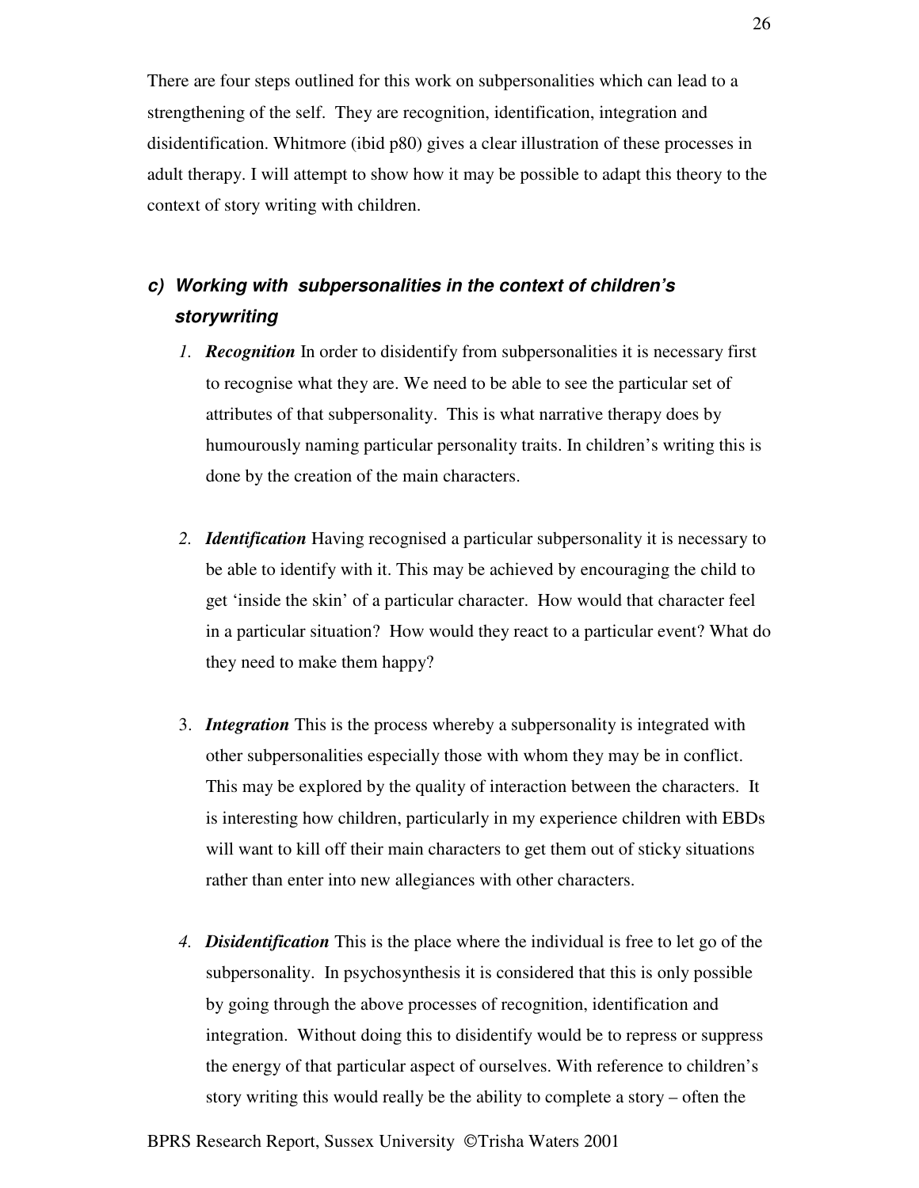There are four steps outlined for this work on subpersonalities which can lead to a strengthening of the self. They are recognition, identification, integration and disidentification. Whitmore (ibid p80) gives a clear illustration of these processes in adult therapy. I will attempt to show how it may be possible to adapt this theory to the context of story writing with children.

### *c) Working with subpersonalities in the context of children's storywriting*

1. ***Recognition*** In order to disidentify from subpersonalities it is necessary first to recognise what they are. We need to be able to see the particular set of attributes of that subpersonality. This is what narrative therapy does by humourously naming particular personality traits. In children's writing this is done by the creation of the main characters.

2. ***Identification*** Having recognised a particular subpersonality it is necessary to be able to identify with it. This may be achieved by encouraging the child to get 'inside the skin' of a particular character. How would that character feel in a particular situation? How would they react to a particular event? What do they need to make them happy?

3. ***Integration*** This is the process whereby a subpersonality is integrated with other subpersonalities especially those with whom they may be in conflict. This may be explored by the quality of interaction between the characters. It is interesting how children, particularly in my experience children with EBDs will want to kill off their main characters to get them out of sticky situations rather than enter into new allegiances with other characters.

4. ***Disidentification*** This is the place where the individual is free to let go of the subpersonality. In psychosynthesis it is considered that this is only possible by going through the above processes of recognition, identification and integration. Without doing this to disidentify would be to repress or suppress the energy of that particular aspect of ourselves. With reference to children's story writing this would really be the ability to complete a story – often the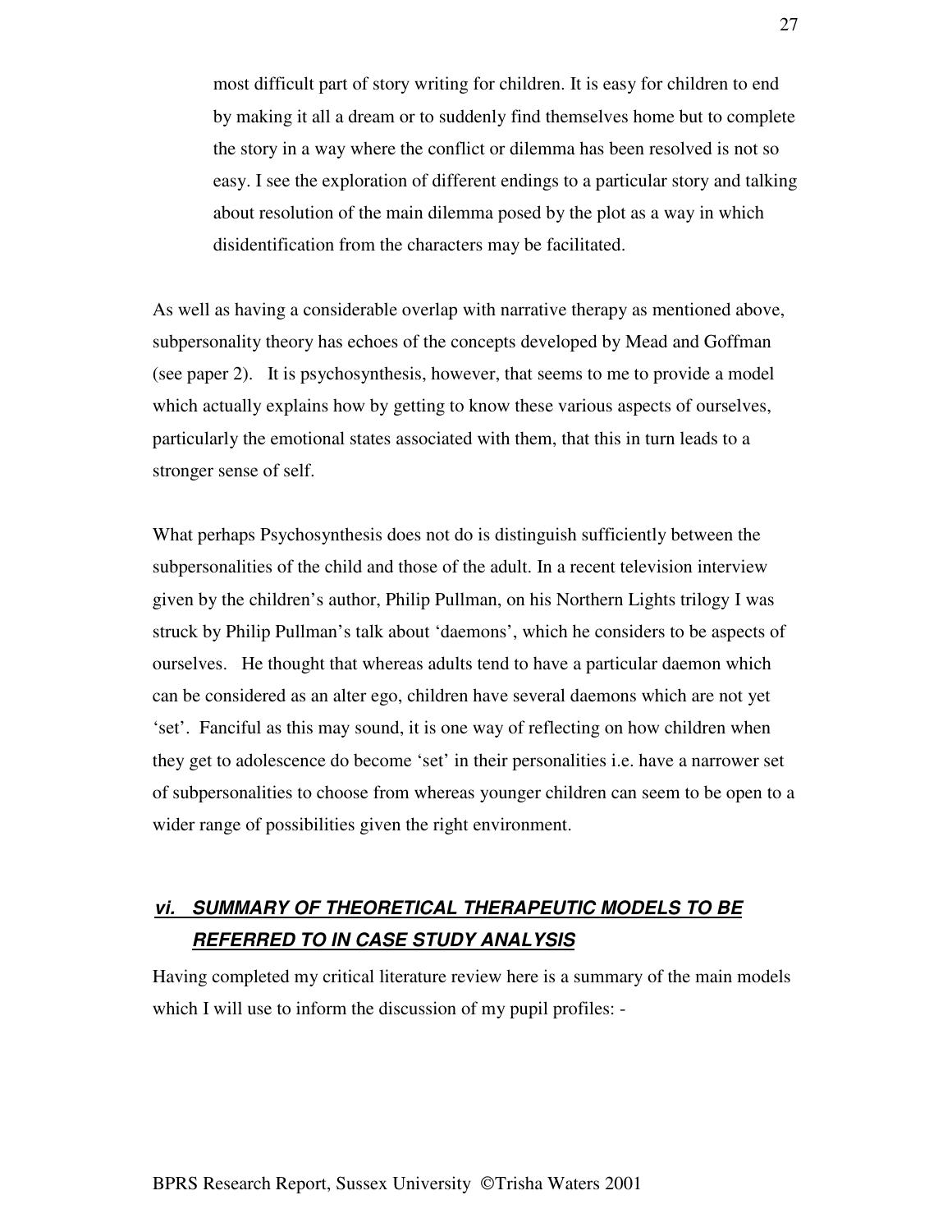> most difficult part of story writing for children. It is easy for children to end by making it all a dream or to suddenly find themselves home but to complete the story in a way where the conflict or dilemma has been resolved is not so easy. I see the exploration of different endings to a particular story and talking about resolution of the main dilemma posed by the plot as a way in which disidentification from the characters may be facilitated.

As well as having a considerable overlap with narrative therapy as mentioned above, subpersonality theory has echoes of the concepts developed by Mead and Goffman (see paper 2). It is psychosynthesis, however, that seems to me to provide a model which actually explains how by getting to know these various aspects of ourselves, particularly the emotional states associated with them, that this in turn leads to a stronger sense of self.

What perhaps Psychosynthesis does not do is distinguish sufficiently between the subpersonalities of the child and those of the adult. In a recent television interview given by the children's author, Philip Pullman, on his Northern Lights trilogy I was struck by Philip Pullman's talk about 'daemons', which he considers to be aspects of ourselves. He thought that whereas adults tend to have a particular daemon which can be considered as an alter ego, children have several daemons which are not yet 'set'. Fanciful as this may sound, it is one way of reflecting on how children when they get to adolescence do become 'set' in their personalities i.e. have a narrower set of subpersonalities to choose from whereas younger children can seem to be open to a wider range of possibilities given the right environment.

## ***vi. SUMMARY OF THEORETICAL THERAPEUTIC MODELS TO BE REFERRED TO IN CASE STUDY ANALYSIS***

Having completed my critical literature review here is a summary of the main models which I will use to inform the discussion of my pupil profiles: -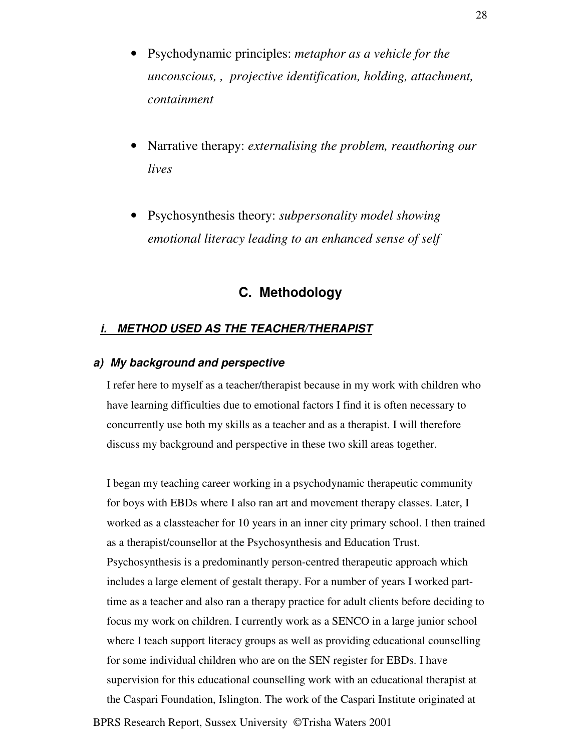- Psychodynamic principles: *metaphor as a vehicle for the unconscious, , projective identification, holding, attachment, containment*

- Narrative therapy: *externalising the problem, reauthoring our lives*

- Psychosynthesis theory: *subpersonality model showing emotional literacy leading to an enhanced sense of self*

## C. Methodology

### ***i. METHOD USED AS THE TEACHER/THERAPIST***

#### ***a) My background and perspective***

I refer here to myself as a teacher/therapist because in my work with children who have learning difficulties due to emotional factors I find it is often necessary to concurrently use both my skills as a teacher and as a therapist. I will therefore discuss my background and perspective in these two skill areas together.

I began my teaching career working in a psychodynamic therapeutic community for boys with EBDs where I also ran art and movement therapy classes. Later, I worked as a classteacher for 10 years in an inner city primary school. I then trained as a therapist/counsellor at the Psychosynthesis and Education Trust. Psychosynthesis is a predominantly person-centred therapeutic approach which includes a large element of gestalt therapy. For a number of years I worked part-time as a teacher and also ran a therapy practice for adult clients before deciding to focus my work on children. I currently work as a SENCO in a large junior school where I teach support literacy groups as well as providing educational counselling for some individual children who are on the SEN register for EBDs. I have supervision for this educational counselling work with an educational therapist at the Caspari Foundation, Islington. The work of the Caspari Institute originated at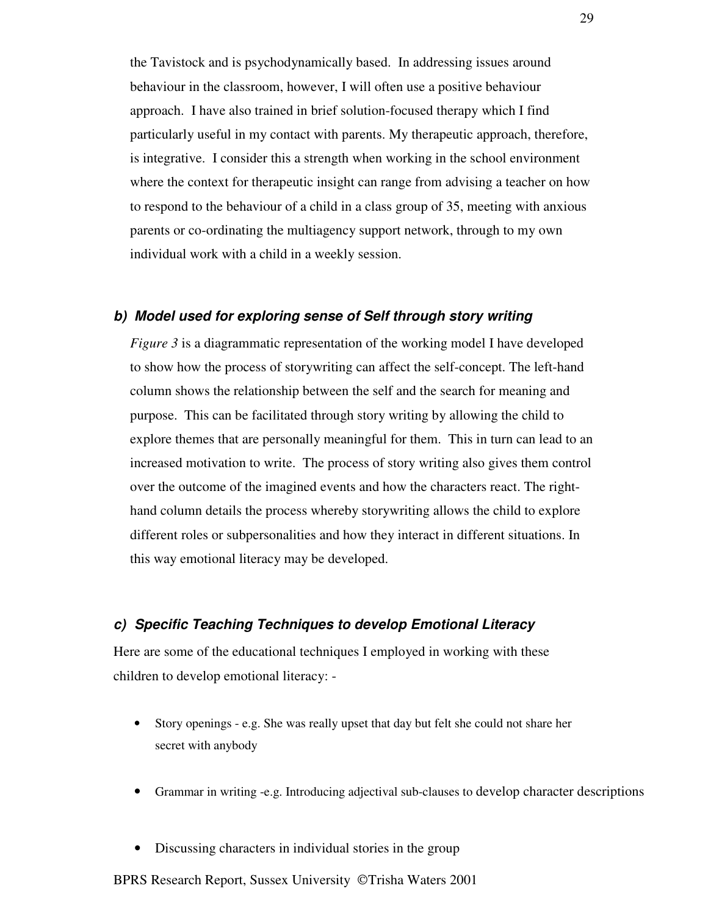the Tavistock and is psychodynamically based. In addressing issues around behaviour in the classroom, however, I will often use a positive behaviour approach. I have also trained in brief solution-focused therapy which I find particularly useful in my contact with parents. My therapeutic approach, therefore, is integrative. I consider this a strength when working in the school environment where the context for therapeutic insight can range from advising a teacher on how to respond to the behaviour of a child in a class group of 35, meeting with anxious parents or co-ordinating the multiagency support network, through to my own individual work with a child in a weekly session.

### *b) Model used for exploring sense of Self through story writing*

*Figure 3* is a diagrammatic representation of the working model I have developed to show how the process of storywriting can affect the self-concept. The left-hand column shows the relationship between the self and the search for meaning and purpose. This can be facilitated through story writing by allowing the child to explore themes that are personally meaningful for them. This in turn can lead to an increased motivation to write. The process of story writing also gives them control over the outcome of the imagined events and how the characters react. The right-hand column details the process whereby storywriting allows the child to explore different roles or subpersonalities and how they interact in different situations. In this way emotional literacy may be developed.

### *c) Specific Teaching Techniques to develop Emotional Literacy*

Here are some of the educational techniques I employed in working with these children to develop emotional literacy: -

- Story openings - e.g. She was really upset that day but felt she could not share her secret with anybody
- Grammar in writing -e.g. Introducing adjectival sub-clauses to develop character descriptions
- Discussing characters in individual stories in the group

BPRS Research Report, Sussex University ©Trisha Waters 2001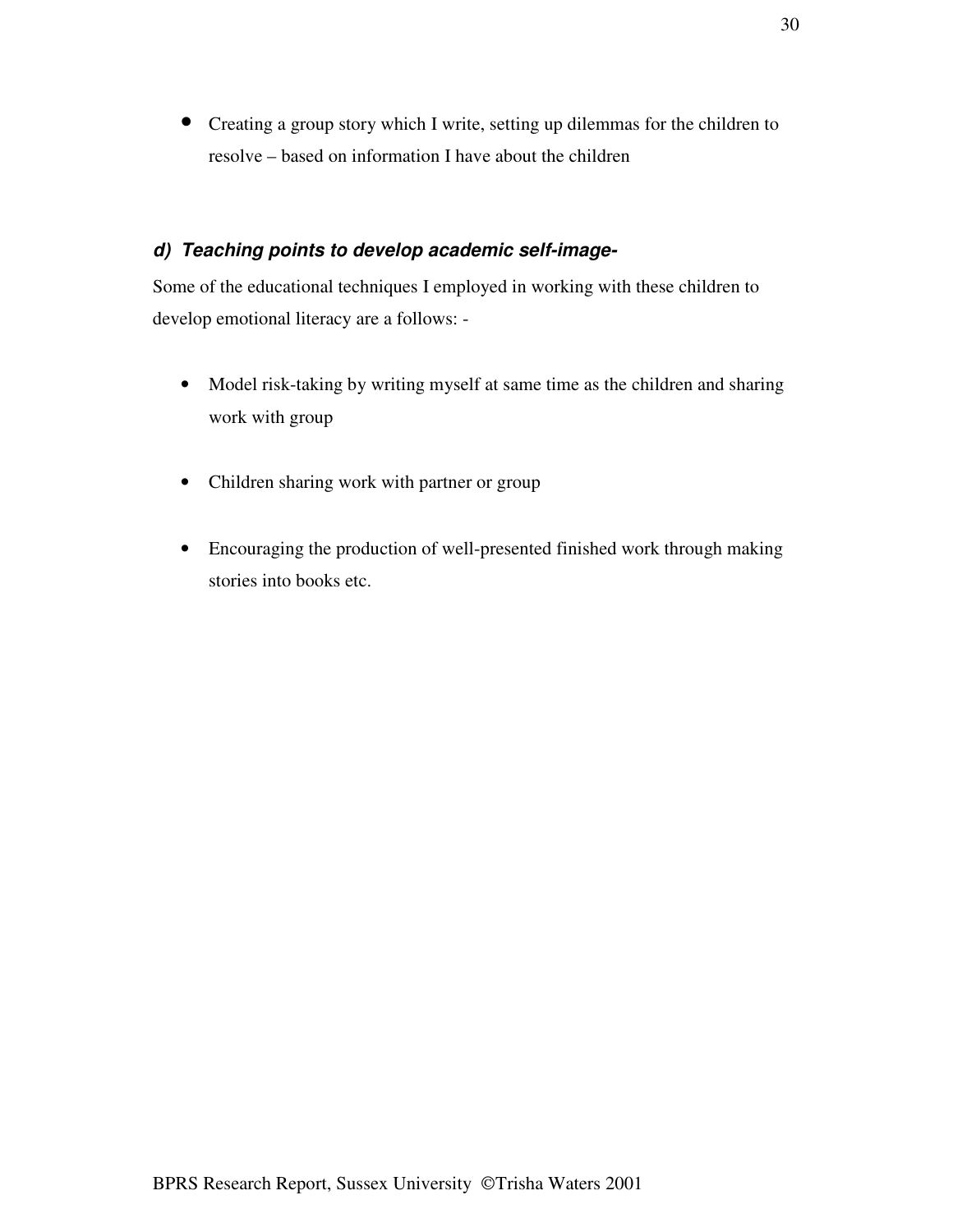- Creating a group story which I write, setting up dilemmas for the children to resolve – based on information I have about the children

#### *d) Teaching points to develop academic self-image-*

Some of the educational techniques I employed in working with these children to develop emotional literacy are a follows: -

- Model risk-taking by writing myself at same time as the children and sharing work with group
- Children sharing work with partner or group
- Encouraging the production of well-presented finished work through making stories into books etc.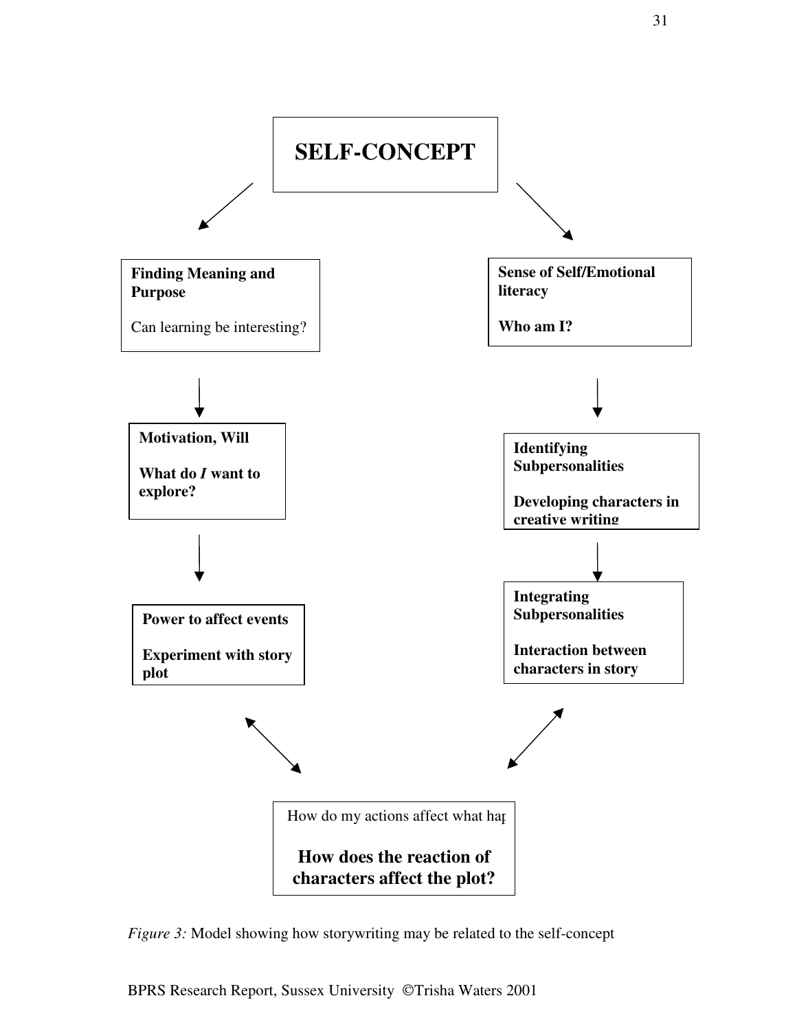**SELF-CONCEPT**

**Finding Meaning and Purpose**

Can learning be interesting?

**Motivation, Will**

**What do *I* want to explore?**

**Power to affect events**

**Experiment with story plot**

**Sense of Self/Emotional literacy**

**Who am I?**

**Identifying Subpersonalities**

**Developing characters in creative writing**

**Integrating Subpersonalities**

**Interaction between characters in story**

How do my actions affect what hap

**How does the reaction of characters affect the plot?**

*Figure 3:* Model showing how storywriting may be related to the self-concept

BPRS Research Report, Sussex University ©Trisha Waters 2001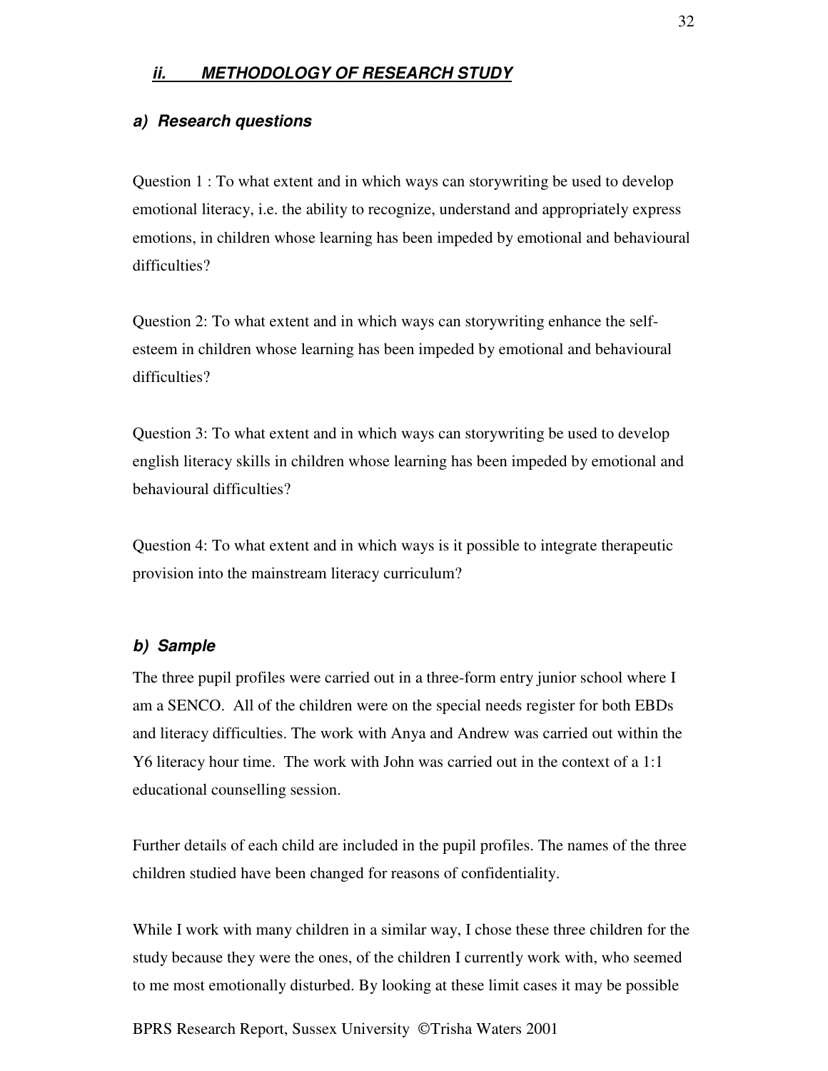## *ii. METHODOLOGY OF RESEARCH STUDY*

### *a) Research questions*

Question 1 : To what extent and in which ways can storywriting be used to develop emotional literacy, i.e. the ability to recognize, understand and appropriately express emotions, in children whose learning has been impeded by emotional and behavioural difficulties?

Question 2: To what extent and in which ways can storywriting enhance the self-esteem in children whose learning has been impeded by emotional and behavioural difficulties?

Question 3: To what extent and in which ways can storywriting be used to develop english literacy skills in children whose learning has been impeded by emotional and behavioural difficulties?

Question 4: To what extent and in which ways is it possible to integrate therapeutic provision into the mainstream literacy curriculum?

### *b) Sample*

The three pupil profiles were carried out in a three-form entry junior school where I am a SENCO. All of the children were on the special needs register for both EBDs and literacy difficulties. The work with Anya and Andrew was carried out within the Y6 literacy hour time. The work with John was carried out in the context of a 1:1 educational counselling session.

Further details of each child are included in the pupil profiles. The names of the three children studied have been changed for reasons of confidentiality.

While I work with many children in a similar way, I chose these three children for the study because they were the ones, of the children I currently work with, who seemed to me most emotionally disturbed. By looking at these limit cases it may be possible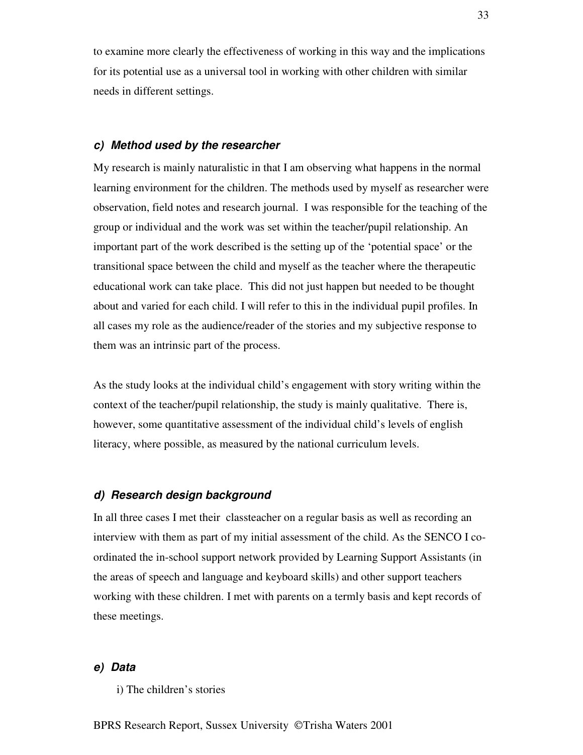to examine more clearly the effectiveness of working in this way and the implications for its potential use as a universal tool in working with other children with similar needs in different settings.

#### *c) Method used by the researcher*

My research is mainly naturalistic in that I am observing what happens in the normal learning environment for the children. The methods used by myself as researcher were observation, field notes and research journal. I was responsible for the teaching of the group or individual and the work was set within the teacher/pupil relationship. An important part of the work described is the setting up of the 'potential space' or the transitional space between the child and myself as the teacher where the therapeutic educational work can take place. This did not just happen but needed to be thought about and varied for each child. I will refer to this in the individual pupil profiles. In all cases my role as the audience/reader of the stories and my subjective response to them was an intrinsic part of the process.

As the study looks at the individual child's engagement with story writing within the context of the teacher/pupil relationship, the study is mainly qualitative. There is, however, some quantitative assessment of the individual child's levels of english literacy, where possible, as measured by the national curriculum levels.

#### *d) Research design background*

In all three cases I met their classteacher on a regular basis as well as recording an interview with them as part of my initial assessment of the child. As the SENCO I co-ordinated the in-school support network provided by Learning Support Assistants (in the areas of speech and language and keyboard skills) and other support teachers working with these children. I met with parents on a termly basis and kept records of these meetings.

#### *e) Data*

i) The children's stories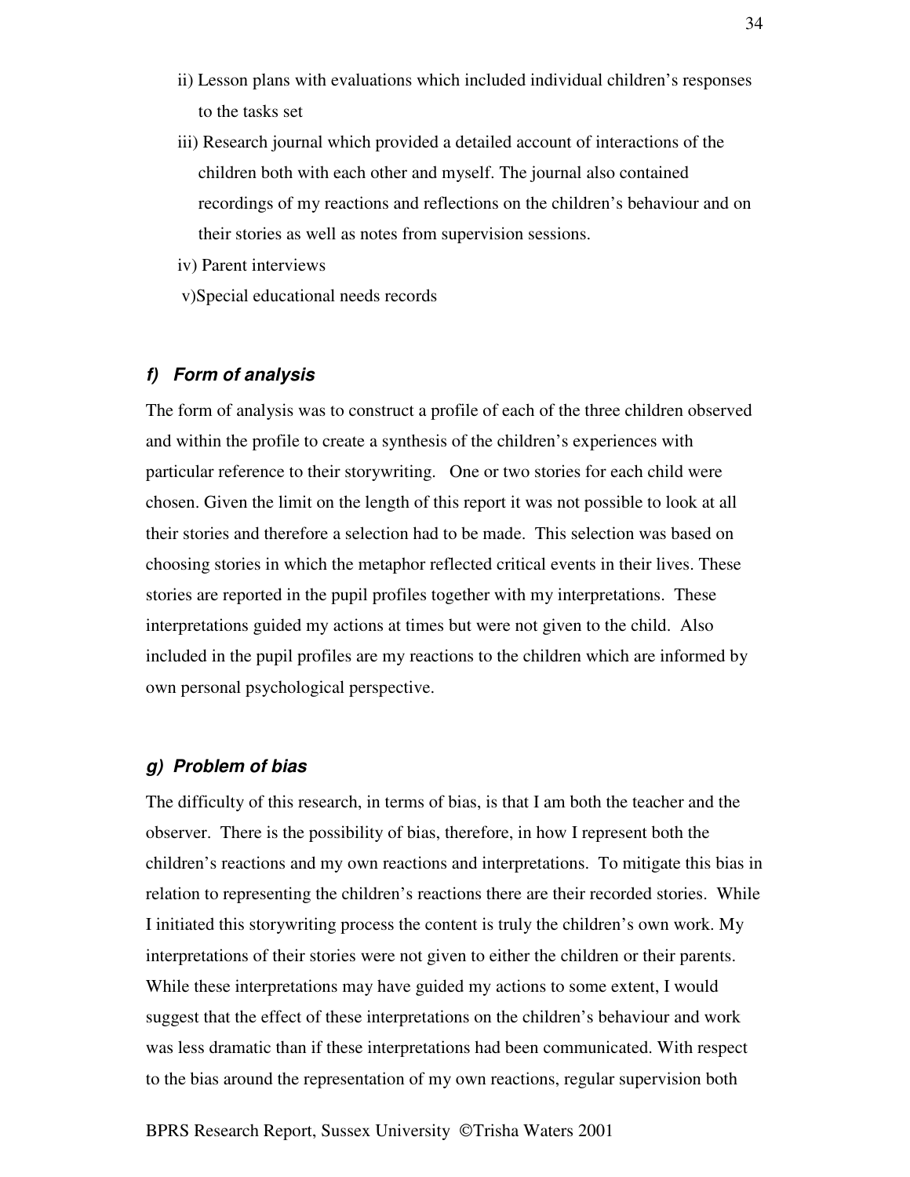ii) Lesson plans with evaluations which included individual children's responses to the tasks set

iii) Research journal which provided a detailed account of interactions of the children both with each other and myself. The journal also contained recordings of my reactions and reflections on the children's behaviour and on their stories as well as notes from supervision sessions.

iv) Parent interviews

v)Special educational needs records

### *f) Form of analysis*

The form of analysis was to construct a profile of each of the three children observed and within the profile to create a synthesis of the children's experiences with particular reference to their storywriting. One or two stories for each child were chosen. Given the limit on the length of this report it was not possible to look at all their stories and therefore a selection had to be made. This selection was based on choosing stories in which the metaphor reflected critical events in their lives. These stories are reported in the pupil profiles together with my interpretations. These interpretations guided my actions at times but were not given to the child. Also included in the pupil profiles are my reactions to the children which are informed by own personal psychological perspective.

### *g) Problem of bias*

The difficulty of this research, in terms of bias, is that I am both the teacher and the observer. There is the possibility of bias, therefore, in how I represent both the children's reactions and my own reactions and interpretations. To mitigate this bias in relation to representing the children's reactions there are their recorded stories. While I initiated this storywriting process the content is truly the children's own work. My interpretations of their stories were not given to either the children or their parents. While these interpretations may have guided my actions to some extent, I would suggest that the effect of these interpretations on the children's behaviour and work was less dramatic than if these interpretations had been communicated. With respect to the bias around the representation of my own reactions, regular supervision both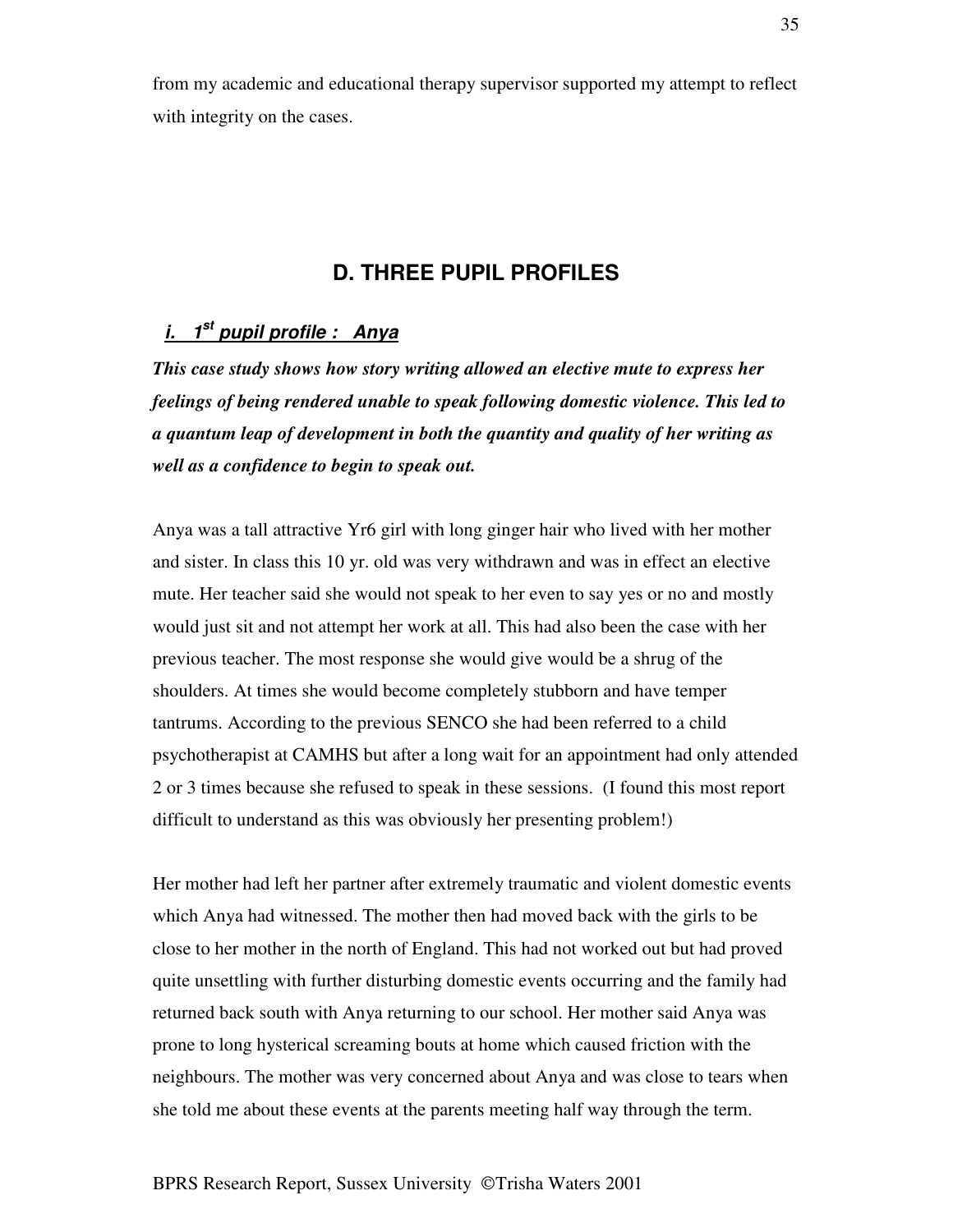from my academic and educational therapy supervisor supported my attempt to reflect with integrity on the cases.

## D. THREE PUPIL PROFILES

### *i. 1st pupil profile : Anya*

***This case study shows how story writing allowed an elective mute to express her feelings of being rendered unable to speak following domestic violence. This led to a quantum leap of development in both the quantity and quality of her writing as well as a confidence to begin to speak out.***

Anya was a tall attractive Yr6 girl with long ginger hair who lived with her mother and sister. In class this 10 yr. old was very withdrawn and was in effect an elective mute. Her teacher said she would not speak to her even to say yes or no and mostly would just sit and not attempt her work at all. This had also been the case with her previous teacher. The most response she would give would be a shrug of the shoulders. At times she would become completely stubborn and have temper tantrums. According to the previous SENCO she had been referred to a child psychotherapist at CAMHS but after a long wait for an appointment had only attended 2 or 3 times because she refused to speak in these sessions. (I found this most report difficult to understand as this was obviously her presenting problem!)

Her mother had left her partner after extremely traumatic and violent domestic events which Anya had witnessed. The mother then had moved back with the girls to be close to her mother in the north of England. This had not worked out but had proved quite unsettling with further disturbing domestic events occurring and the family had returned back south with Anya returning to our school. Her mother said Anya was prone to long hysterical screaming bouts at home which caused friction with the neighbours. The mother was very concerned about Anya and was close to tears when she told me about these events at the parents meeting half way through the term.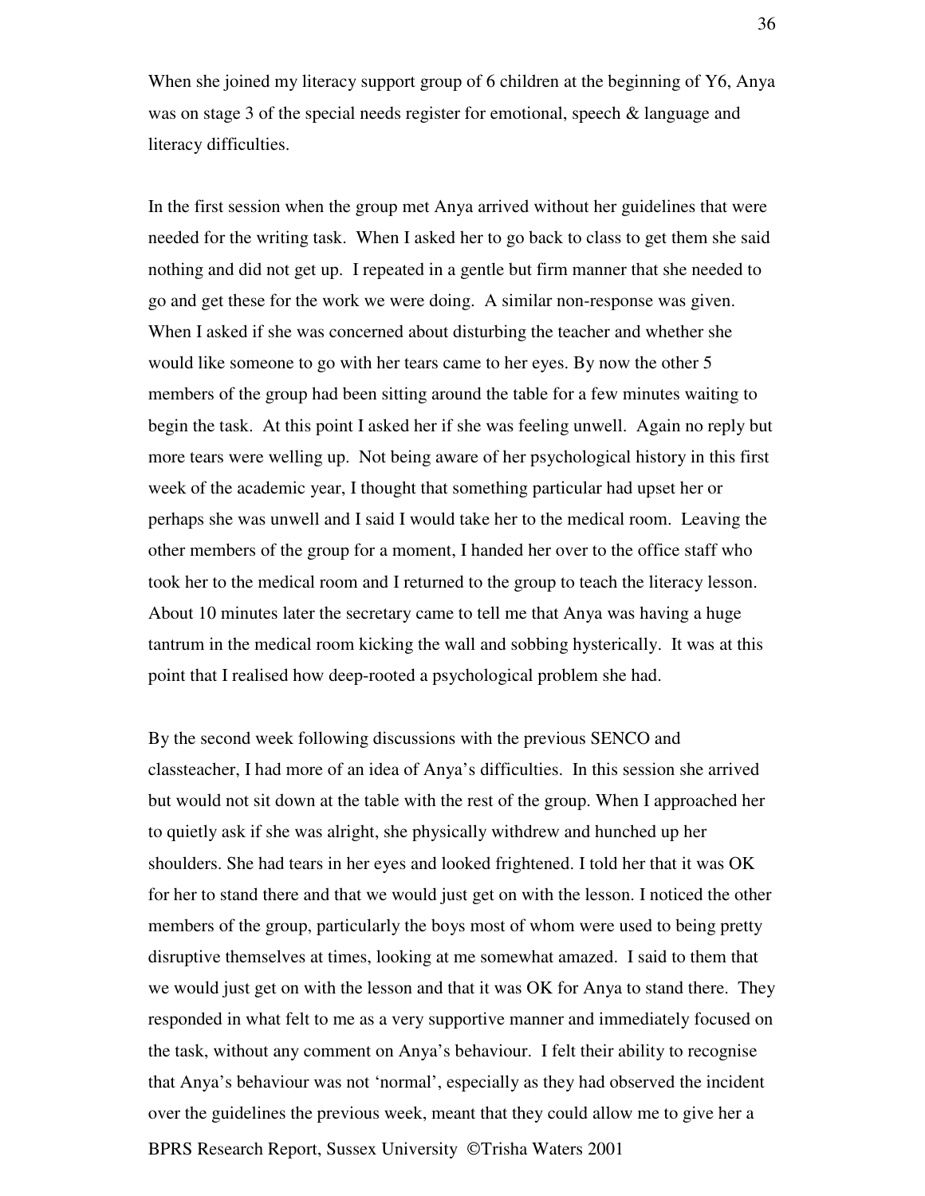When she joined my literacy support group of 6 children at the beginning of Y6, Anya was on stage 3 of the special needs register for emotional, speech & language and literacy difficulties.

In the first session when the group met Anya arrived without her guidelines that were needed for the writing task. When I asked her to go back to class to get them she said nothing and did not get up. I repeated in a gentle but firm manner that she needed to go and get these for the work we were doing. A similar non-response was given. When I asked if she was concerned about disturbing the teacher and whether she would like someone to go with her tears came to her eyes. By now the other 5 members of the group had been sitting around the table for a few minutes waiting to begin the task. At this point I asked her if she was feeling unwell. Again no reply but more tears were welling up. Not being aware of her psychological history in this first week of the academic year, I thought that something particular had upset her or perhaps she was unwell and I said I would take her to the medical room. Leaving the other members of the group for a moment, I handed her over to the office staff who took her to the medical room and I returned to the group to teach the literacy lesson. About 10 minutes later the secretary came to tell me that Anya was having a huge tantrum in the medical room kicking the wall and sobbing hysterically. It was at this point that I realised how deep-rooted a psychological problem she had.

By the second week following discussions with the previous SENCO and classteacher, I had more of an idea of Anya's difficulties. In this session she arrived but would not sit down at the table with the rest of the group. When I approached her to quietly ask if she was alright, she physically withdrew and hunched up her shoulders. She had tears in her eyes and looked frightened. I told her that it was OK for her to stand there and that we would just get on with the lesson. I noticed the other members of the group, particularly the boys most of whom were used to being pretty disruptive themselves at times, looking at me somewhat amazed. I said to them that we would just get on with the lesson and that it was OK for Anya to stand there. They responded in what felt to me as a very supportive manner and immediately focused on the task, without any comment on Anya's behaviour. I felt their ability to recognise that Anya's behaviour was not 'normal', especially as they had observed the incident over the guidelines the previous week, meant that they could allow me to give her a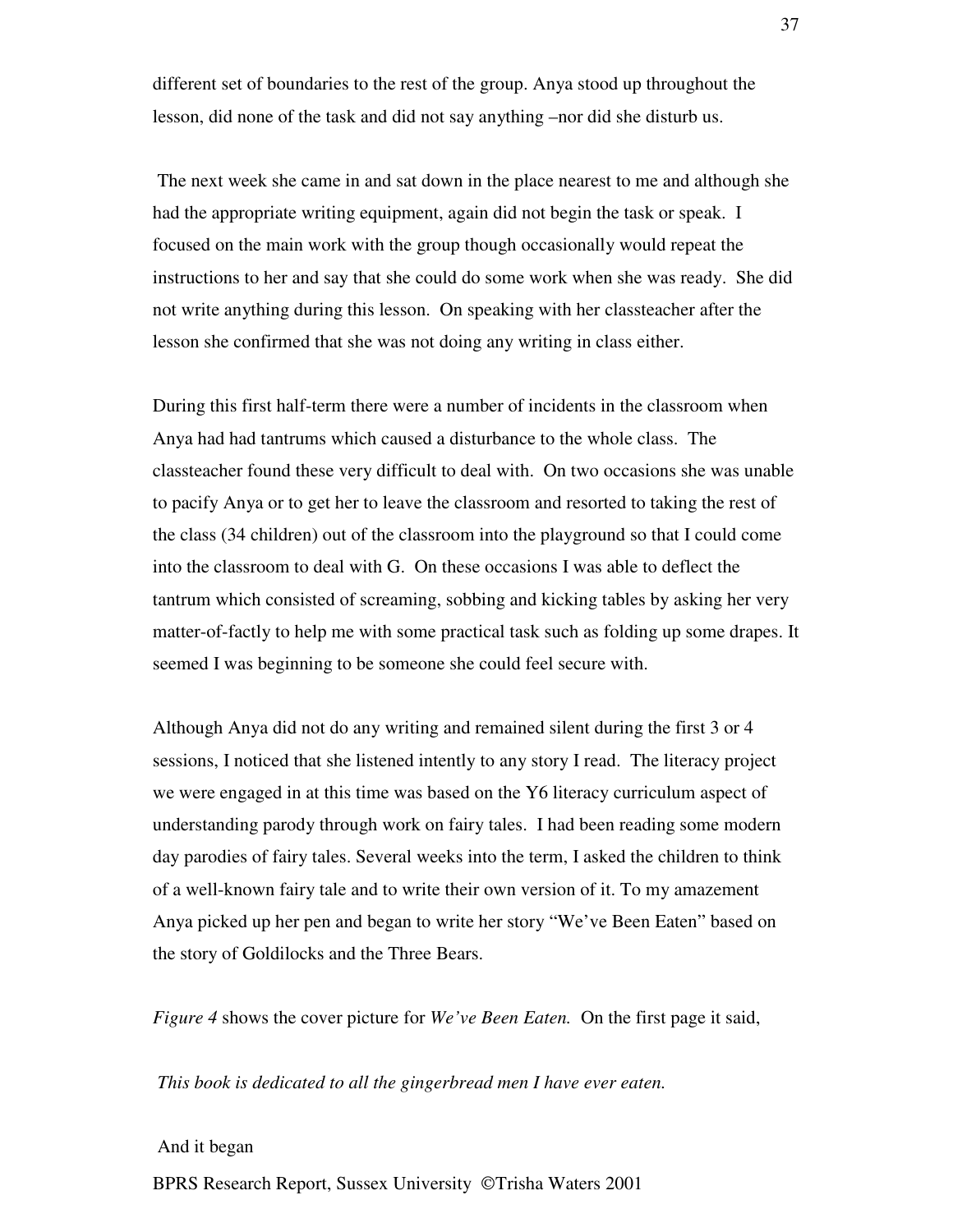different set of boundaries to the rest of the group. Anya stood up throughout the lesson, did none of the task and did not say anything –nor did she disturb us.

The next week she came in and sat down in the place nearest to me and although she had the appropriate writing equipment, again did not begin the task or speak. I focused on the main work with the group though occasionally would repeat the instructions to her and say that she could do some work when she was ready. She did not write anything during this lesson. On speaking with her classteacher after the lesson she confirmed that she was not doing any writing in class either.

During this first half-term there were a number of incidents in the classroom when Anya had had tantrums which caused a disturbance to the whole class. The classteacher found these very difficult to deal with. On two occasions she was unable to pacify Anya or to get her to leave the classroom and resorted to taking the rest of the class (34 children) out of the classroom into the playground so that I could come into the classroom to deal with G. On these occasions I was able to deflect the tantrum which consisted of screaming, sobbing and kicking tables by asking her very matter-of-factly to help me with some practical task such as folding up some drapes. It seemed I was beginning to be someone she could feel secure with.

Although Anya did not do any writing and remained silent during the first 3 or 4 sessions, I noticed that she listened intently to any story I read. The literacy project we were engaged in at this time was based on the Y6 literacy curriculum aspect of understanding parody through work on fairy tales. I had been reading some modern day parodies of fairy tales. Several weeks into the term, I asked the children to think of a well-known fairy tale and to write their own version of it. To my amazement Anya picked up her pen and began to write her story "We've Been Eaten" based on the story of Goldilocks and the Three Bears.

*Figure 4* shows the cover picture for *We've Been Eaten.* On the first page it said,

*This book is dedicated to all the gingerbread men I have ever eaten.*

And it began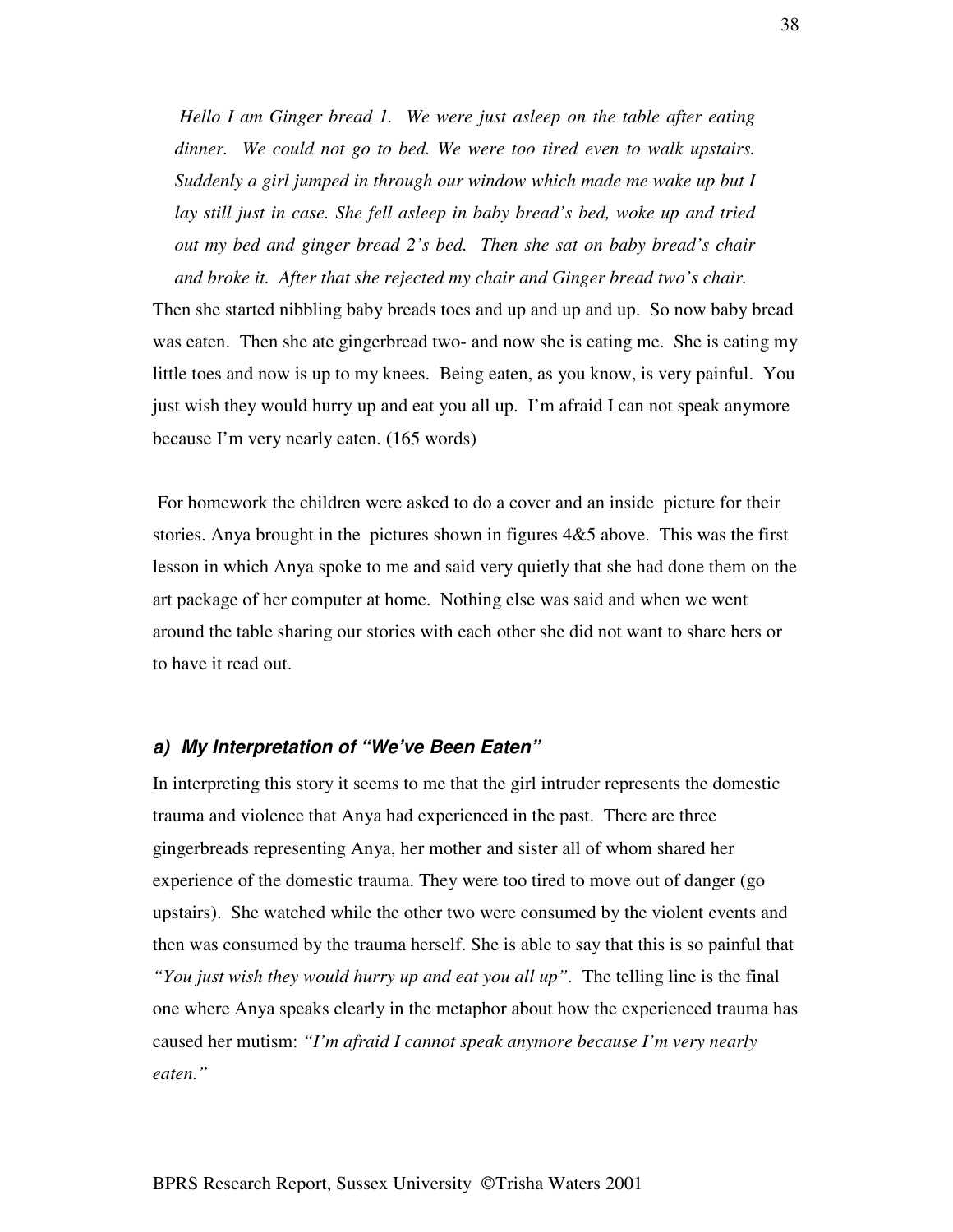*Hello I am Ginger bread 1. We were just asleep on the table after eating dinner. We could not go to bed. We were too tired even to walk upstairs. Suddenly a girl jumped in through our window which made me wake up but I lay still just in case. She fell asleep in baby bread's bed, woke up and tried out my bed and ginger bread 2's bed. Then she sat on baby bread's chair and broke it. After that she rejected my chair and Ginger bread two's chair.* Then she started nibbling baby breads toes and up and up and up. So now baby bread was eaten. Then she ate gingerbread two- and now she is eating me. She is eating my little toes and now is up to my knees. Being eaten, as you know, is very painful. You just wish they would hurry up and eat you all up. I'm afraid I can not speak anymore because I'm very nearly eaten. (165 words)

For homework the children were asked to do a cover and an inside picture for their stories. Anya brought in the pictures shown in figures 4&5 above. This was the first lesson in which Anya spoke to me and said very quietly that she had done them on the art package of her computer at home. Nothing else was said and when we went around the table sharing our stories with each other she did not want to share hers or to have it read out.

### a) My Interpretation of "We've Been Eaten"

In interpreting this story it seems to me that the girl intruder represents the domestic trauma and violence that Anya had experienced in the past. There are three gingerbreads representing Anya, her mother and sister all of whom shared her experience of the domestic trauma. They were too tired to move out of danger (go upstairs). She watched while the other two were consumed by the violent events and then was consumed by the trauma herself. She is able to say that this is so painful that *"You just wish they would hurry up and eat you all up"*. The telling line is the final one where Anya speaks clearly in the metaphor about how the experienced trauma has caused her mutism: *"I'm afraid I cannot speak anymore because I'm very nearly eaten."*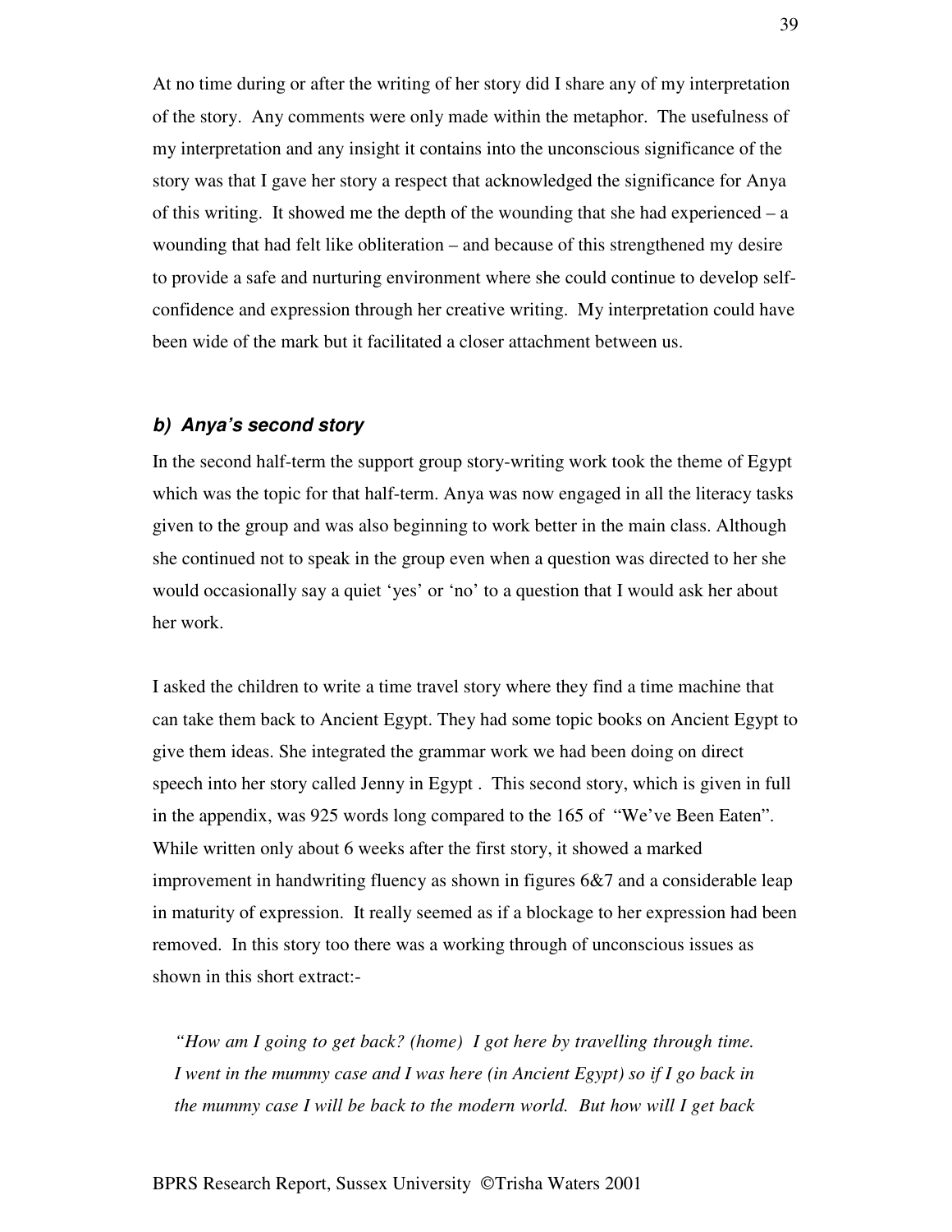At no time during or after the writing of her story did I share any of my interpretation of the story. Any comments were only made within the metaphor. The usefulness of my interpretation and any insight it contains into the unconscious significance of the story was that I gave her story a respect that acknowledged the significance for Anya of this writing. It showed me the depth of the wounding that she had experienced – a wounding that had felt like obliteration – and because of this strengthened my desire to provide a safe and nurturing environment where she could continue to develop self-confidence and expression through her creative writing. My interpretation could have been wide of the mark but it facilitated a closer attachment between us.

### *b) Anya's second story*

In the second half-term the support group story-writing work took the theme of Egypt which was the topic for that half-term. Anya was now engaged in all the literacy tasks given to the group and was also beginning to work better in the main class. Although she continued not to speak in the group even when a question was directed to her she would occasionally say a quiet 'yes' or 'no' to a question that I would ask her about her work.

I asked the children to write a time travel story where they find a time machine that can take them back to Ancient Egypt. They had some topic books on Ancient Egypt to give them ideas. She integrated the grammar work we had been doing on direct speech into her story called Jenny in Egypt . This second story, which is given in full in the appendix, was 925 words long compared to the 165 of "We've Been Eaten". While written only about 6 weeks after the first story, it showed a marked improvement in handwriting fluency as shown in figures 6&7 and a considerable leap in maturity of expression. It really seemed as if a blockage to her expression had been removed. In this story too there was a working through of unconscious issues as shown in this short extract:-

> *"How am I going to get back? (home) I got here by travelling through time. I went in the mummy case and I was here (in Ancient Egypt) so if I go back in the mummy case I will be back to the modern world. But how will I get back*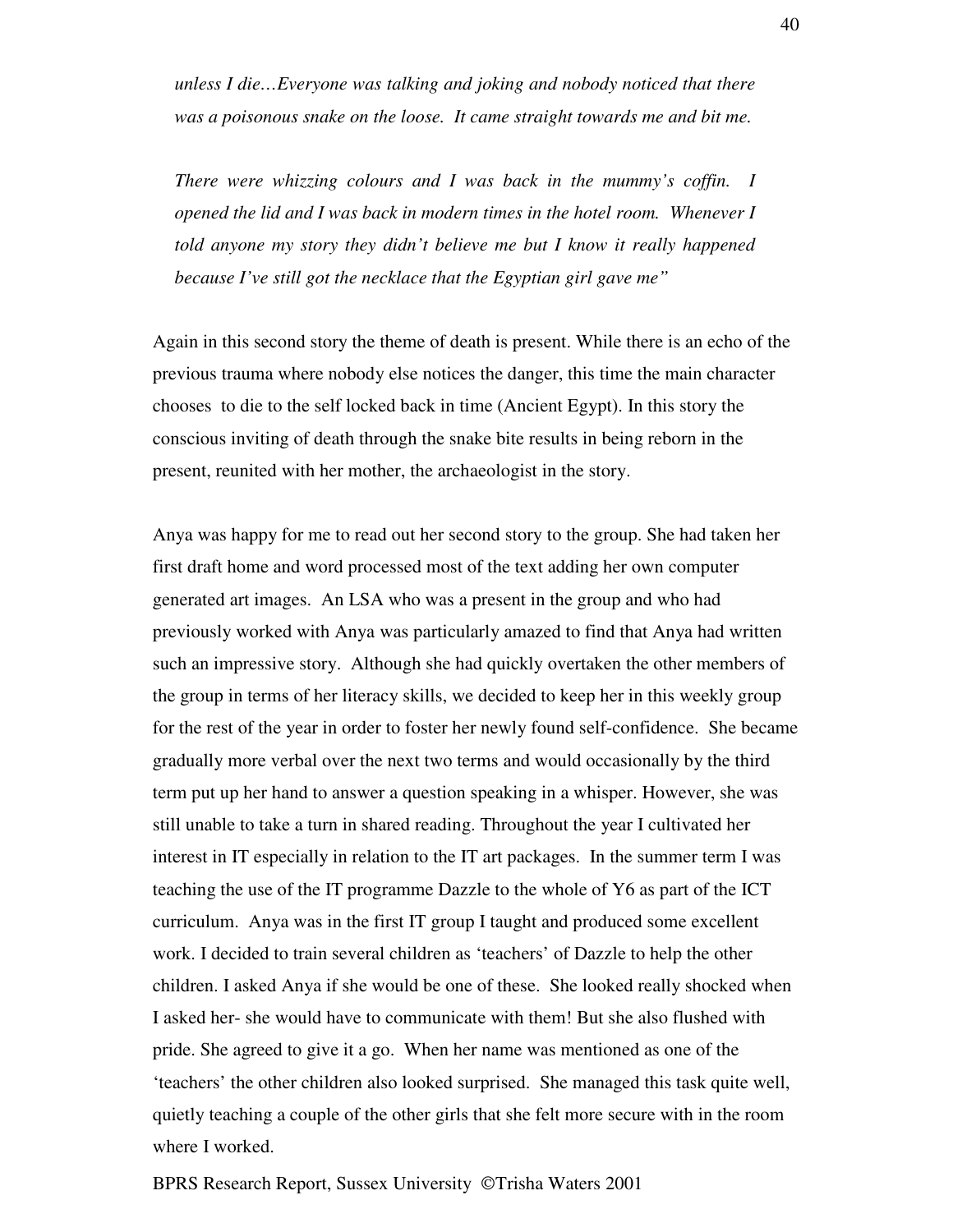*unless I die…Everyone was talking and joking and nobody noticed that there was a poisonous snake on the loose. It came straight towards me and bit me.*

*There were whizzing colours and I was back in the mummy's coffin. I opened the lid and I was back in modern times in the hotel room. Whenever I told anyone my story they didn't believe me but I know it really happened because I've still got the necklace that the Egyptian girl gave me"*

Again in this second story the theme of death is present. While there is an echo of the previous trauma where nobody else notices the danger, this time the main character chooses to die to the self locked back in time (Ancient Egypt). In this story the conscious inviting of death through the snake bite results in being reborn in the present, reunited with her mother, the archaeologist in the story.

Anya was happy for me to read out her second story to the group. She had taken her first draft home and word processed most of the text adding her own computer generated art images. An LSA who was a present in the group and who had previously worked with Anya was particularly amazed to find that Anya had written such an impressive story. Although she had quickly overtaken the other members of the group in terms of her literacy skills, we decided to keep her in this weekly group for the rest of the year in order to foster her newly found self-confidence. She became gradually more verbal over the next two terms and would occasionally by the third term put up her hand to answer a question speaking in a whisper. However, she was still unable to take a turn in shared reading. Throughout the year I cultivated her interest in IT especially in relation to the IT art packages. In the summer term I was teaching the use of the IT programme Dazzle to the whole of Y6 as part of the ICT curriculum. Anya was in the first IT group I taught and produced some excellent work. I decided to train several children as 'teachers' of Dazzle to help the other children. I asked Anya if she would be one of these. She looked really shocked when I asked her- she would have to communicate with them! But she also flushed with pride. She agreed to give it a go. When her name was mentioned as one of the 'teachers' the other children also looked surprised. She managed this task quite well, quietly teaching a couple of the other girls that she felt more secure with in the room where I worked.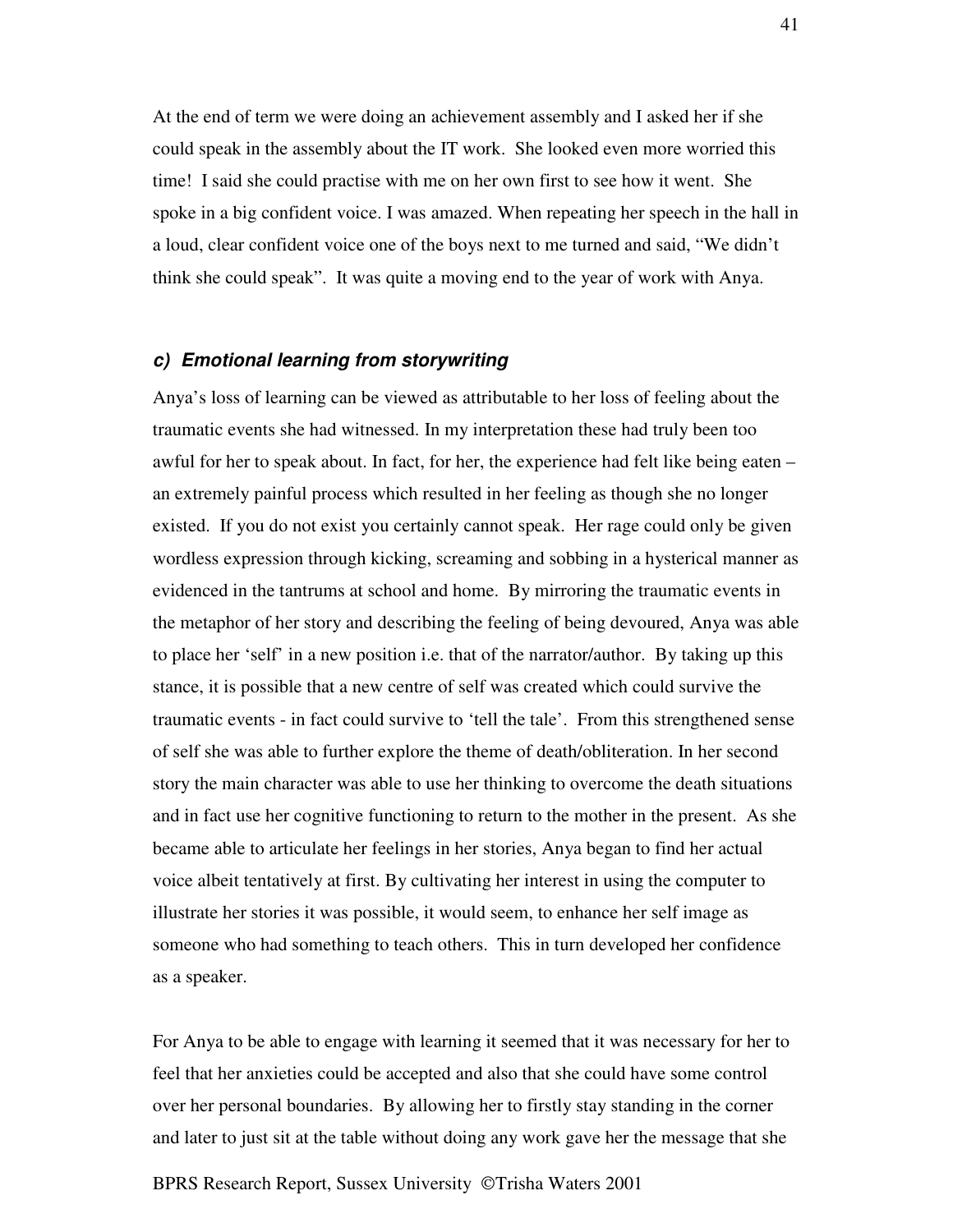At the end of term we were doing an achievement assembly and I asked her if she could speak in the assembly about the IT work. She looked even more worried this time! I said she could practise with me on her own first to see how it went. She spoke in a big confident voice. I was amazed. When repeating her speech in the hall in a loud, clear confident voice one of the boys next to me turned and said, "We didn't think she could speak". It was quite a moving end to the year of work with Anya.

### *c) Emotional learning from storywriting*

Anya's loss of learning can be viewed as attributable to her loss of feeling about the traumatic events she had witnessed. In my interpretation these had truly been too awful for her to speak about. In fact, for her, the experience had felt like being eaten – an extremely painful process which resulted in her feeling as though she no longer existed. If you do not exist you certainly cannot speak. Her rage could only be given wordless expression through kicking, screaming and sobbing in a hysterical manner as evidenced in the tantrums at school and home. By mirroring the traumatic events in the metaphor of her story and describing the feeling of being devoured, Anya was able to place her 'self' in a new position i.e. that of the narrator/author. By taking up this stance, it is possible that a new centre of self was created which could survive the traumatic events - in fact could survive to 'tell the tale'. From this strengthened sense of self she was able to further explore the theme of death/obliteration. In her second story the main character was able to use her thinking to overcome the death situations and in fact use her cognitive functioning to return to the mother in the present. As she became able to articulate her feelings in her stories, Anya began to find her actual voice albeit tentatively at first. By cultivating her interest in using the computer to illustrate her stories it was possible, it would seem, to enhance her self image as someone who had something to teach others. This in turn developed her confidence as a speaker.

For Anya to be able to engage with learning it seemed that it was necessary for her to feel that her anxieties could be accepted and also that she could have some control over her personal boundaries. By allowing her to firstly stay standing in the corner and later to just sit at the table without doing any work gave her the message that she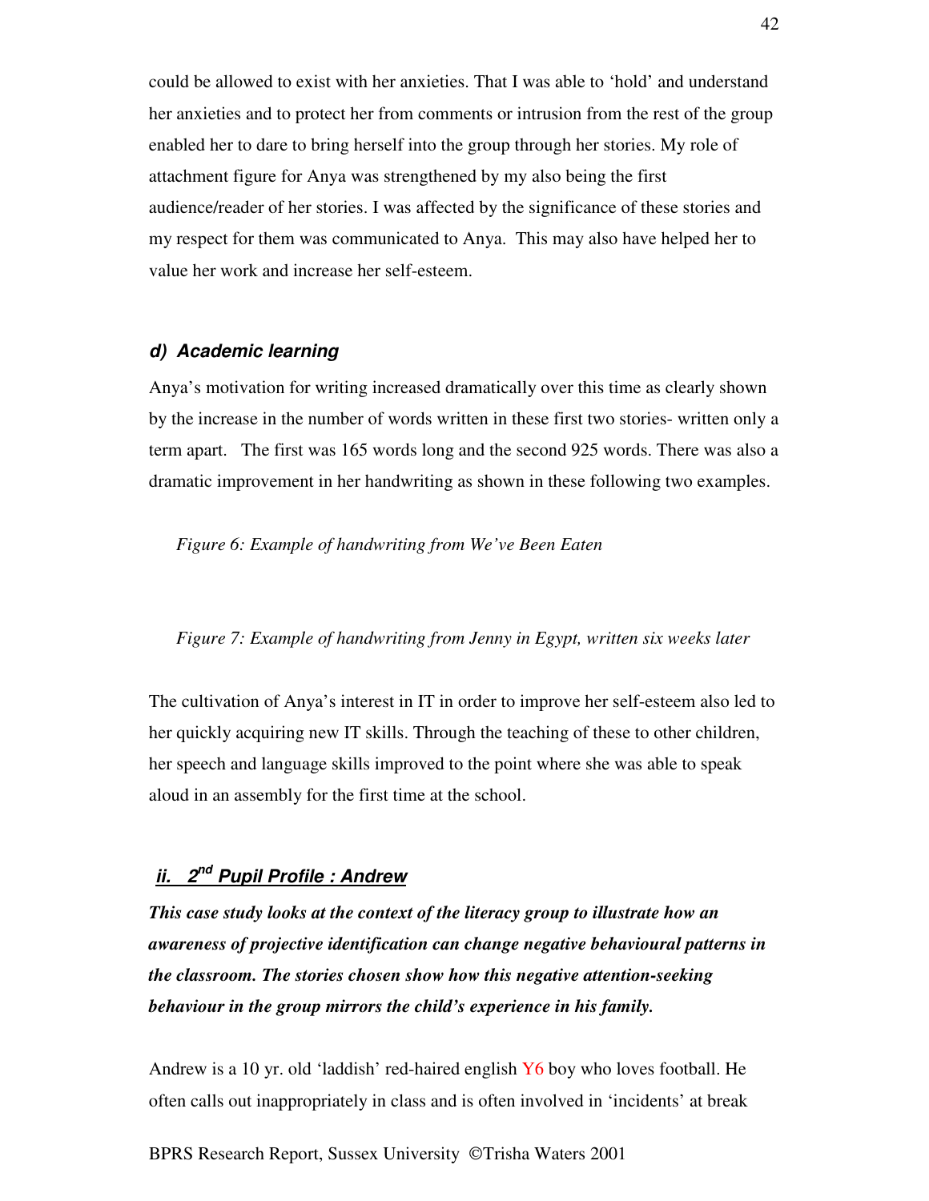could be allowed to exist with her anxieties. That I was able to 'hold' and understand her anxieties and to protect her from comments or intrusion from the rest of the group enabled her to dare to bring herself into the group through her stories. My role of attachment figure for Anya was strengthened by my also being the first audience/reader of her stories. I was affected by the significance of these stories and my respect for them was communicated to Anya. This may also have helped her to value her work and increase her self-esteem.

#### *d) Academic learning*

Anya's motivation for writing increased dramatically over this time as clearly shown by the increase in the number of words written in these first two stories- written only a term apart. The first was 165 words long and the second 925 words. There was also a dramatic improvement in her handwriting as shown in these following two examples.

*Figure 6: Example of handwriting from We've Been Eaten*

*Figure 7: Example of handwriting from Jenny in Egypt, written six weeks later*

The cultivation of Anya's interest in IT in order to improve her self-esteem also led to her quickly acquiring new IT skills. Through the teaching of these to other children, her speech and language skills improved to the point where she was able to speak aloud in an assembly for the first time at the school.

### *ii. 2nd Pupil Profile : Andrew*

***This case study looks at the context of the literacy group to illustrate how an awareness of projective identification can change negative behavioural patterns in the classroom. The stories chosen show how this negative attention-seeking behaviour in the group mirrors the child's experience in his family.***

Andrew is a 10 yr. old 'laddish' red-haired english Y6 boy who loves football. He often calls out inappropriately in class and is often involved in 'incidents' at break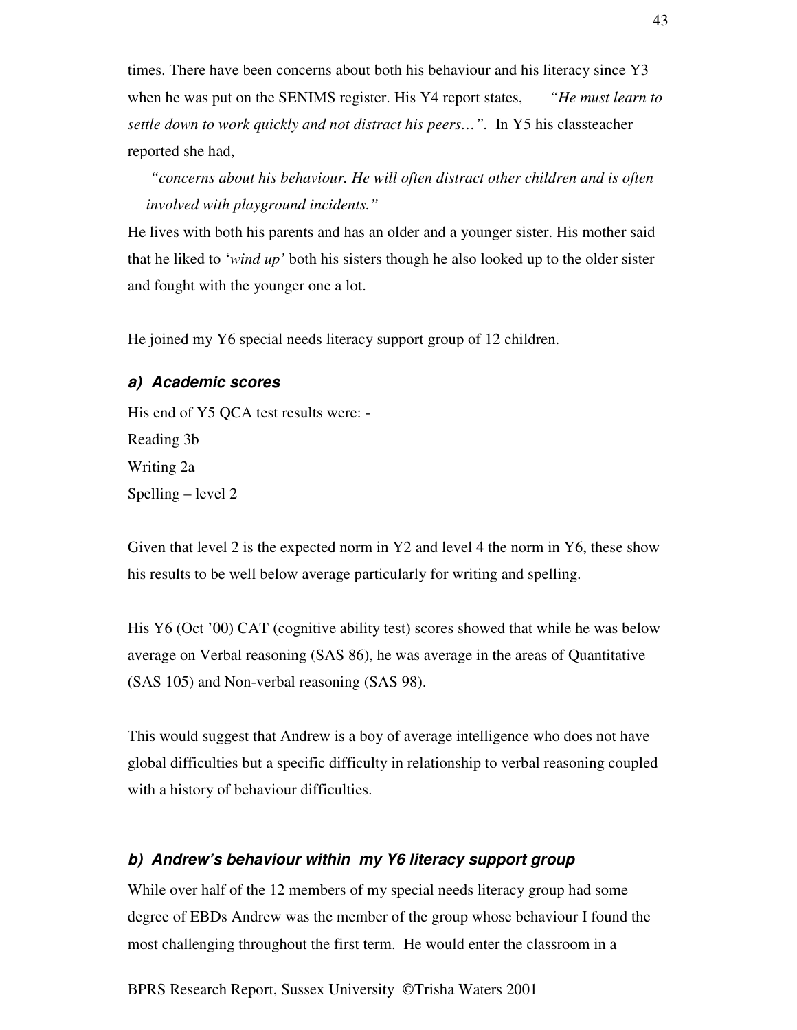times. There have been concerns about both his behaviour and his literacy since Y3 when he was put on the SENIMS register. His Y4 report states, *"He must learn to settle down to work quickly and not distract his peers…".* In Y5 his classteacher reported she had,

> *"concerns about his behaviour. He will often distract other children and is often involved with playground incidents."*

He lives with both his parents and has an older and a younger sister. His mother said that he liked to '*wind up'* both his sisters though he also looked up to the older sister and fought with the younger one a lot.

He joined my Y6 special needs literacy support group of 12 children.

### a) Academic scores

His end of Y5 QCA test results were: -
Reading 3b
Writing 2a
Spelling – level 2

Given that level 2 is the expected norm in Y2 and level 4 the norm in Y6, these show his results to be well below average particularly for writing and spelling.

His Y6 (Oct '00) CAT (cognitive ability test) scores showed that while he was below average on Verbal reasoning (SAS 86), he was average in the areas of Quantitative (SAS 105) and Non-verbal reasoning (SAS 98).

This would suggest that Andrew is a boy of average intelligence who does not have global difficulties but a specific difficulty in relationship to verbal reasoning coupled with a history of behaviour difficulties.

### b) Andrew's behaviour within my Y6 literacy support group

While over half of the 12 members of my special needs literacy group had some degree of EBDs Andrew was the member of the group whose behaviour I found the most challenging throughout the first term. He would enter the classroom in a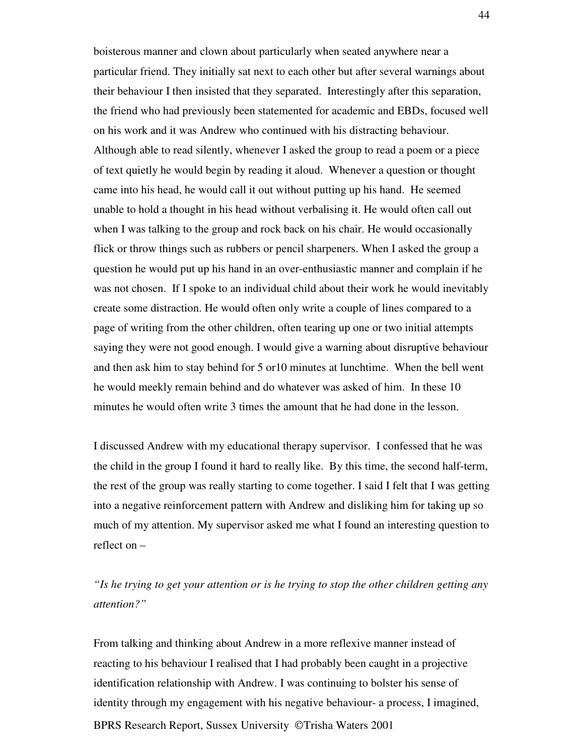boisterous manner and clown about particularly when seated anywhere near a particular friend. They initially sat next to each other but after several warnings about their behaviour I then insisted that they separated. Interestingly after this separation, the friend who had previously been statemented for academic and EBDs, focused well on his work and it was Andrew who continued with his distracting behaviour. Although able to read silently, whenever I asked the group to read a poem or a piece of text quietly he would begin by reading it aloud. Whenever a question or thought came into his head, he would call it out without putting up his hand. He seemed unable to hold a thought in his head without verbalising it. He would often call out when I was talking to the group and rock back on his chair. He would occasionally flick or throw things such as rubbers or pencil sharpeners. When I asked the group a question he would put up his hand in an over-enthusiastic manner and complain if he was not chosen. If I spoke to an individual child about their work he would inevitably create some distraction. He would often only write a couple of lines compared to a page of writing from the other children, often tearing up one or two initial attempts saying they were not good enough. I would give a warning about disruptive behaviour and then ask him to stay behind for 5 or10 minutes at lunchtime. When the bell went he would meekly remain behind and do whatever was asked of him. In these 10 minutes he would often write 3 times the amount that he had done in the lesson.

I discussed Andrew with my educational therapy supervisor. I confessed that he was the child in the group I found it hard to really like. By this time, the second half-term, the rest of the group was really starting to come together. I said I felt that I was getting into a negative reinforcement pattern with Andrew and disliking him for taking up so much of my attention. My supervisor asked me what I found an interesting question to reflect on –

*"Is he trying to get your attention or is he trying to stop the other children getting any attention?"*

From talking and thinking about Andrew in a more reflexive manner instead of reacting to his behaviour I realised that I had probably been caught in a projective identification relationship with Andrew. I was continuing to bolster his sense of identity through my engagement with his negative behaviour- a process, I imagined,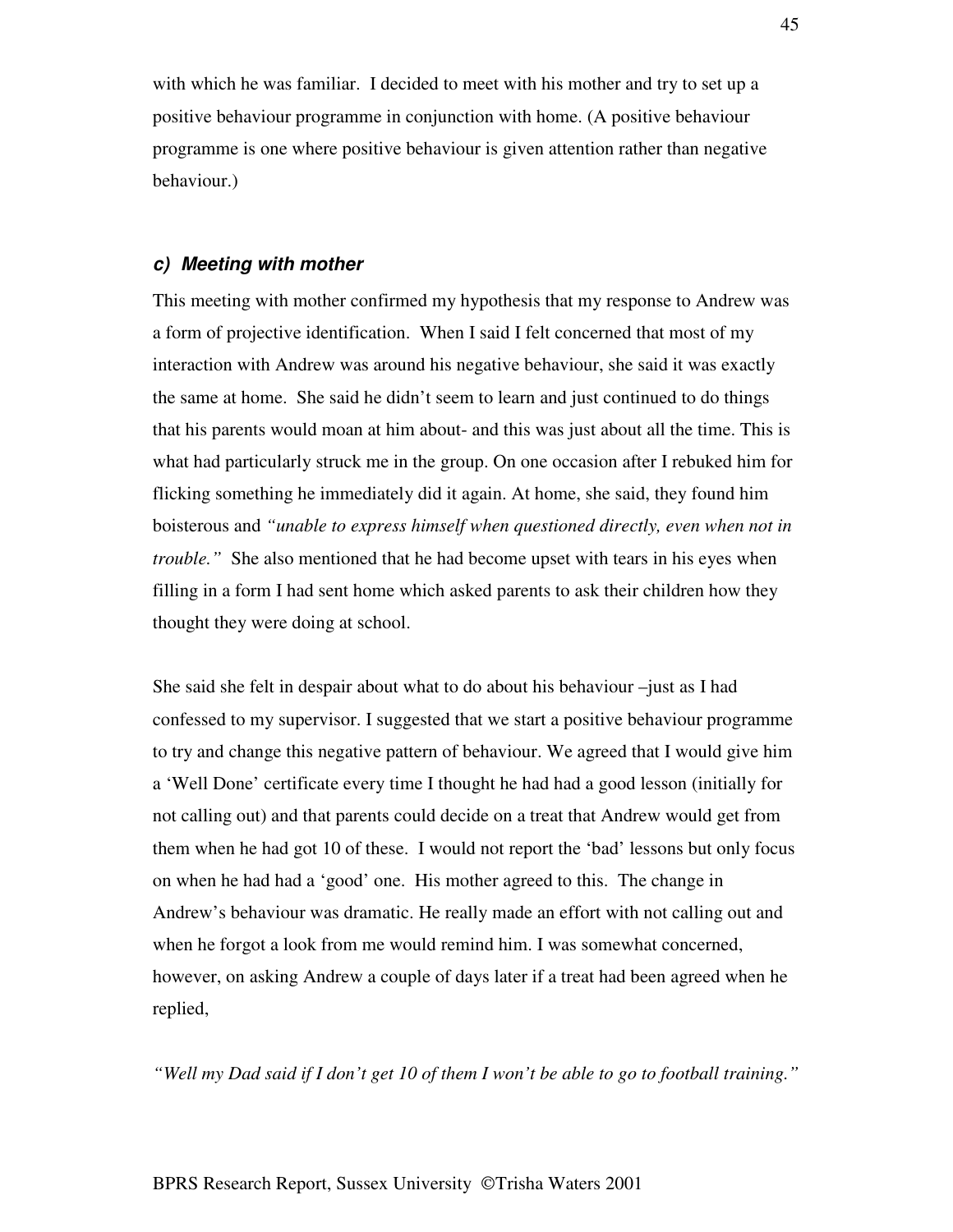with which he was familiar. I decided to meet with his mother and try to set up a positive behaviour programme in conjunction with home. (A positive behaviour programme is one where positive behaviour is given attention rather than negative behaviour.)

### *c) Meeting with mother*

This meeting with mother confirmed my hypothesis that my response to Andrew was a form of projective identification. When I said I felt concerned that most of my interaction with Andrew was around his negative behaviour, she said it was exactly the same at home. She said he didn't seem to learn and just continued to do things that his parents would moan at him about- and this was just about all the time. This is what had particularly struck me in the group. On one occasion after I rebuked him for flicking something he immediately did it again. At home, she said, they found him boisterous and *"unable to express himself when questioned directly, even when not in trouble."* She also mentioned that he had become upset with tears in his eyes when filling in a form I had sent home which asked parents to ask their children how they thought they were doing at school.

She said she felt in despair about what to do about his behaviour –just as I had confessed to my supervisor. I suggested that we start a positive behaviour programme to try and change this negative pattern of behaviour. We agreed that I would give him a 'Well Done' certificate every time I thought he had had a good lesson (initially for not calling out) and that parents could decide on a treat that Andrew would get from them when he had got 10 of these. I would not report the 'bad' lessons but only focus on when he had had a 'good' one. His mother agreed to this. The change in Andrew's behaviour was dramatic. He really made an effort with not calling out and when he forgot a look from me would remind him. I was somewhat concerned, however, on asking Andrew a couple of days later if a treat had been agreed when he replied,

*"Well my Dad said if I don't get 10 of them I won't be able to go to football training."*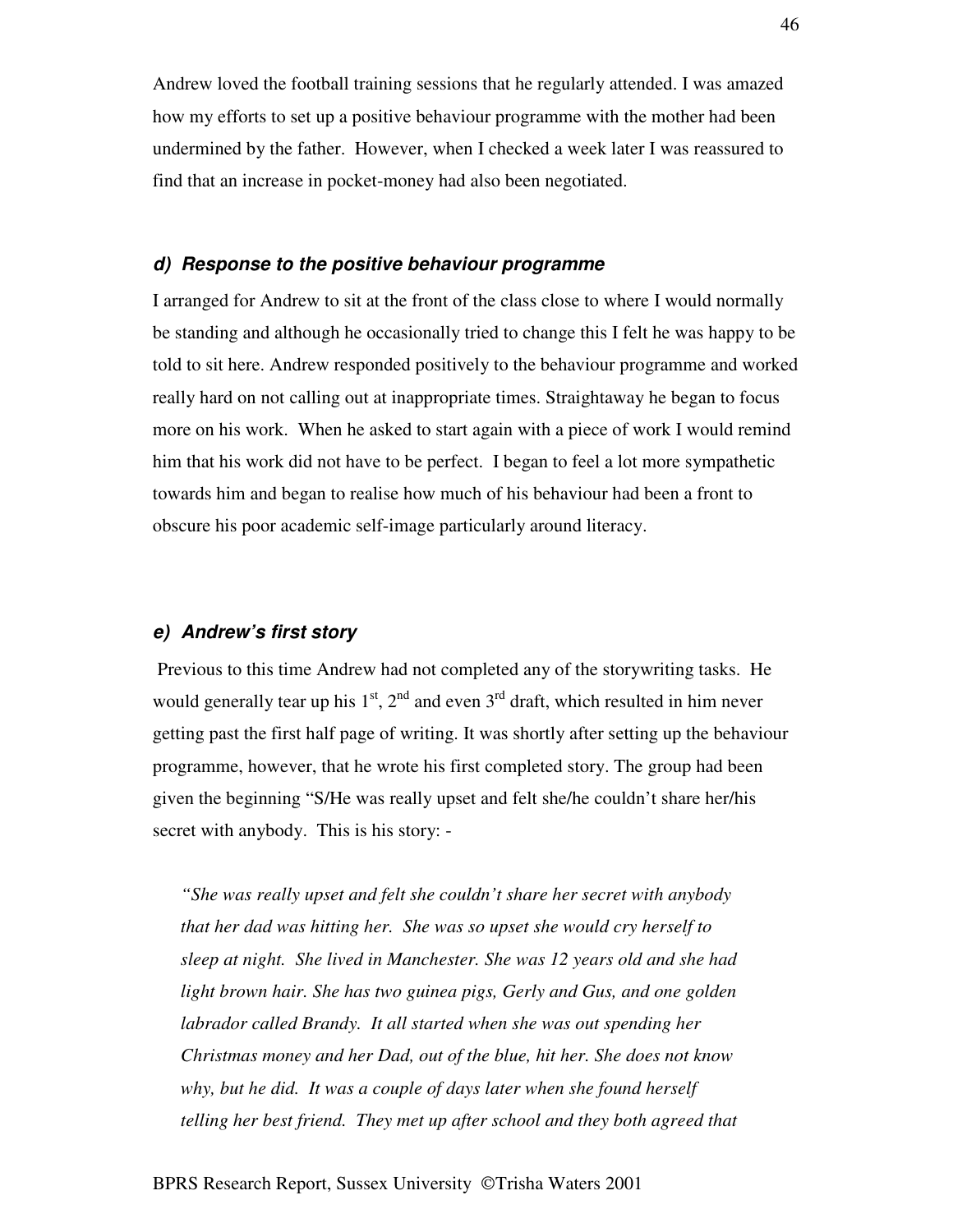Andrew loved the football training sessions that he regularly attended. I was amazed how my efforts to set up a positive behaviour programme with the mother had been undermined by the father. However, when I checked a week later I was reassured to find that an increase in pocket-money had also been negotiated.

### *d) Response to the positive behaviour programme*

I arranged for Andrew to sit at the front of the class close to where I would normally be standing and although he occasionally tried to change this I felt he was happy to be told to sit here. Andrew responded positively to the behaviour programme and worked really hard on not calling out at inappropriate times. Straightaway he began to focus more on his work. When he asked to start again with a piece of work I would remind him that his work did not have to be perfect. I began to feel a lot more sympathetic towards him and began to realise how much of his behaviour had been a front to obscure his poor academic self-image particularly around literacy.

### *e) Andrew's first story*

Previous to this time Andrew had not completed any of the storywriting tasks. He would generally tear up his 1st, 2nd and even 3rd draft, which resulted in him never getting past the first half page of writing. It was shortly after setting up the behaviour programme, however, that he wrote his first completed story. The group had been given the beginning "S/He was really upset and felt she/he couldn't share her/his secret with anybody. This is his story: -

> *"She was really upset and felt she couldn't share her secret with anybody that her dad was hitting her. She was so upset she would cry herself to sleep at night. She lived in Manchester. She was 12 years old and she had light brown hair. She has two guinea pigs, Gerly and Gus, and one golden labrador called Brandy. It all started when she was out spending her Christmas money and her Dad, out of the blue, hit her. She does not know why, but he did. It was a couple of days later when she found herself telling her best friend. They met up after school and they both agreed that*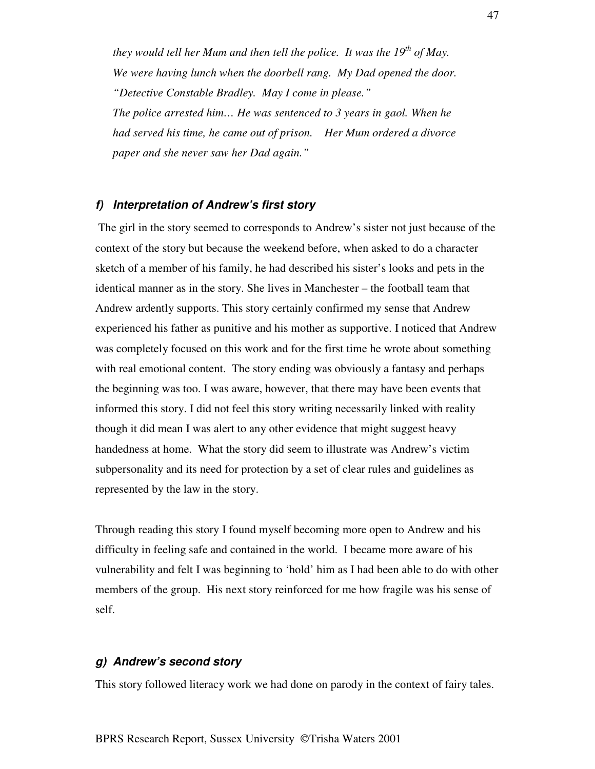*they would tell her Mum and then tell the police. It was the 19th of May. We were having lunch when the doorbell rang. My Dad opened the door. "Detective Constable Bradley. May I come in please." The police arrested him… He was sentenced to 3 years in gaol. When he had served his time, he came out of prison. Her Mum ordered a divorce paper and she never saw her Dad again."*

#### ***f) Interpretation of Andrew's first story***

The girl in the story seemed to corresponds to Andrew's sister not just because of the context of the story but because the weekend before, when asked to do a character sketch of a member of his family, he had described his sister's looks and pets in the identical manner as in the story. She lives in Manchester – the football team that Andrew ardently supports. This story certainly confirmed my sense that Andrew experienced his father as punitive and his mother as supportive. I noticed that Andrew was completely focused on this work and for the first time he wrote about something with real emotional content. The story ending was obviously a fantasy and perhaps the beginning was too. I was aware, however, that there may have been events that informed this story. I did not feel this story writing necessarily linked with reality though it did mean I was alert to any other evidence that might suggest heavy handedness at home. What the story did seem to illustrate was Andrew's victim subpersonality and its need for protection by a set of clear rules and guidelines as represented by the law in the story.

Through reading this story I found myself becoming more open to Andrew and his difficulty in feeling safe and contained in the world. I became more aware of his vulnerability and felt I was beginning to 'hold' him as I had been able to do with other members of the group. His next story reinforced for me how fragile was his sense of self.

#### ***g) Andrew's second story***

This story followed literacy work we had done on parody in the context of fairy tales.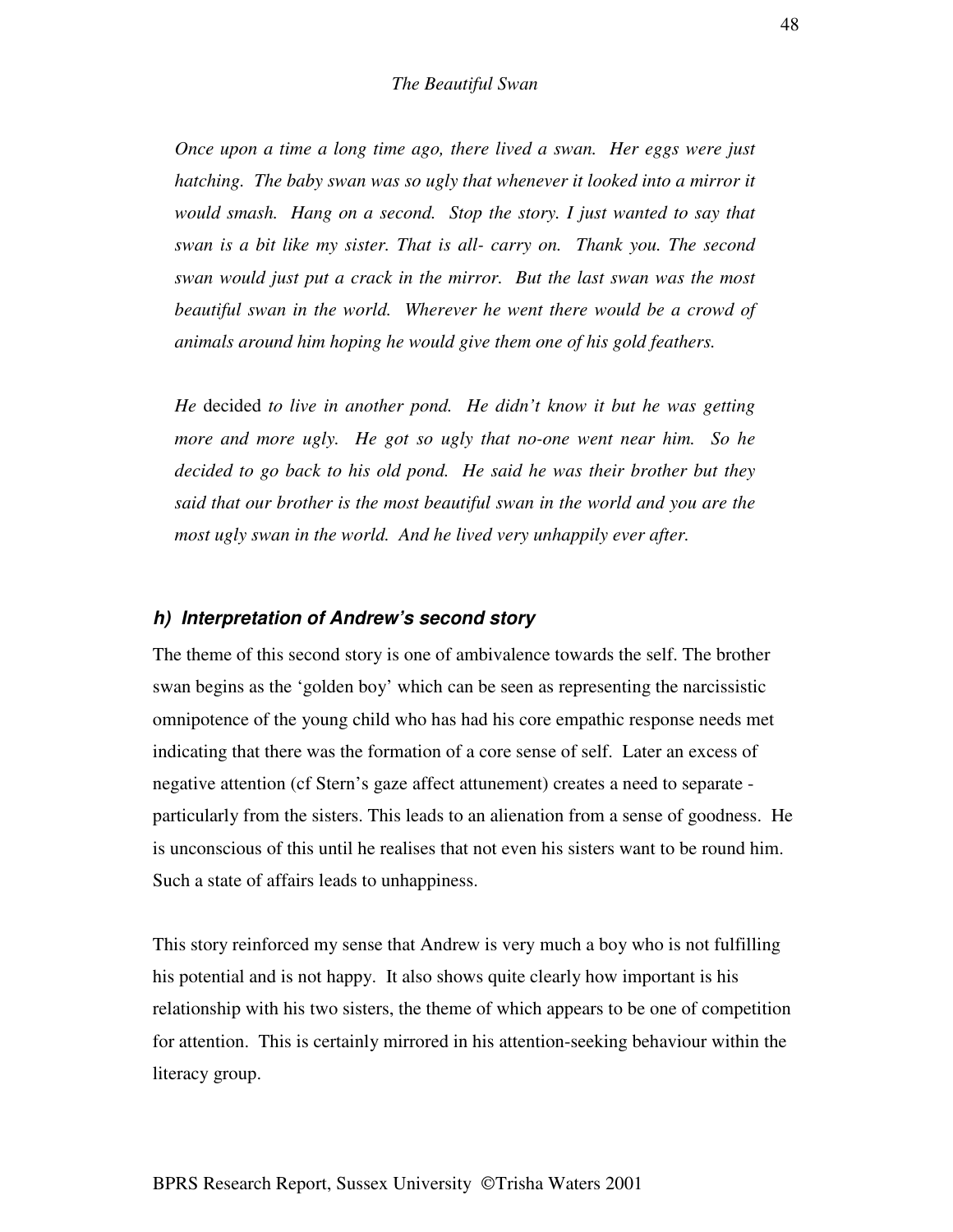*The Beautiful Swan*

*Once upon a time a long time ago, there lived a swan. Her eggs were just hatching. The baby swan was so ugly that whenever it looked into a mirror it would smash. Hang on a second. Stop the story. I just wanted to say that swan is a bit like my sister. That is all- carry on. Thank you. The second swan would just put a crack in the mirror. But the last swan was the most beautiful swan in the world. Wherever he went there would be a crowd of animals around him hoping he would give them one of his gold feathers.*

*He* decided *to live in another pond. He didn't know it but he was getting more and more ugly. He got so ugly that no-one went near him. So he decided to go back to his old pond. He said he was their brother but they said that our brother is the most beautiful swan in the world and you are the most ugly swan in the world. And he lived very unhappily ever after.*

#### *h) Interpretation of Andrew's second story*

The theme of this second story is one of ambivalence towards the self. The brother swan begins as the 'golden boy' which can be seen as representing the narcissistic omnipotence of the young child who has had his core empathic response needs met indicating that there was the formation of a core sense of self. Later an excess of negative attention (cf Stern's gaze affect attunement) creates a need to separate - particularly from the sisters. This leads to an alienation from a sense of goodness. He is unconscious of this until he realises that not even his sisters want to be round him. Such a state of affairs leads to unhappiness.

This story reinforced my sense that Andrew is very much a boy who is not fulfilling his potential and is not happy. It also shows quite clearly how important is his relationship with his two sisters, the theme of which appears to be one of competition for attention. This is certainly mirrored in his attention-seeking behaviour within the literacy group.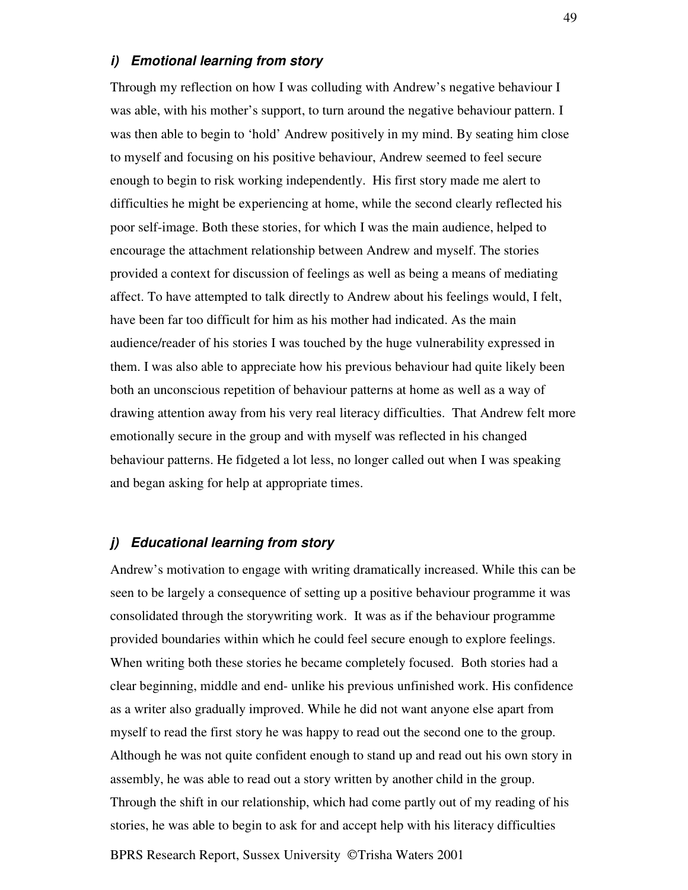### *i) Emotional learning from story*

Through my reflection on how I was colluding with Andrew's negative behaviour I was able, with his mother's support, to turn around the negative behaviour pattern. I was then able to begin to 'hold' Andrew positively in my mind. By seating him close to myself and focusing on his positive behaviour, Andrew seemed to feel secure enough to begin to risk working independently. His first story made me alert to difficulties he might be experiencing at home, while the second clearly reflected his poor self-image. Both these stories, for which I was the main audience, helped to encourage the attachment relationship between Andrew and myself. The stories provided a context for discussion of feelings as well as being a means of mediating affect. To have attempted to talk directly to Andrew about his feelings would, I felt, have been far too difficult for him as his mother had indicated. As the main audience/reader of his stories I was touched by the huge vulnerability expressed in them. I was also able to appreciate how his previous behaviour had quite likely been both an unconscious repetition of behaviour patterns at home as well as a way of drawing attention away from his very real literacy difficulties. That Andrew felt more emotionally secure in the group and with myself was reflected in his changed behaviour patterns. He fidgeted a lot less, no longer called out when I was speaking and began asking for help at appropriate times.

### *j) Educational learning from story*

Andrew's motivation to engage with writing dramatically increased. While this can be seen to be largely a consequence of setting up a positive behaviour programme it was consolidated through the storywriting work. It was as if the behaviour programme provided boundaries within which he could feel secure enough to explore feelings. When writing both these stories he became completely focused. Both stories had a clear beginning, middle and end- unlike his previous unfinished work. His confidence as a writer also gradually improved. While he did not want anyone else apart from myself to read the first story he was happy to read out the second one to the group. Although he was not quite confident enough to stand up and read out his own story in assembly, he was able to read out a story written by another child in the group. Through the shift in our relationship, which had come partly out of my reading of his stories, he was able to begin to ask for and accept help with his literacy difficulties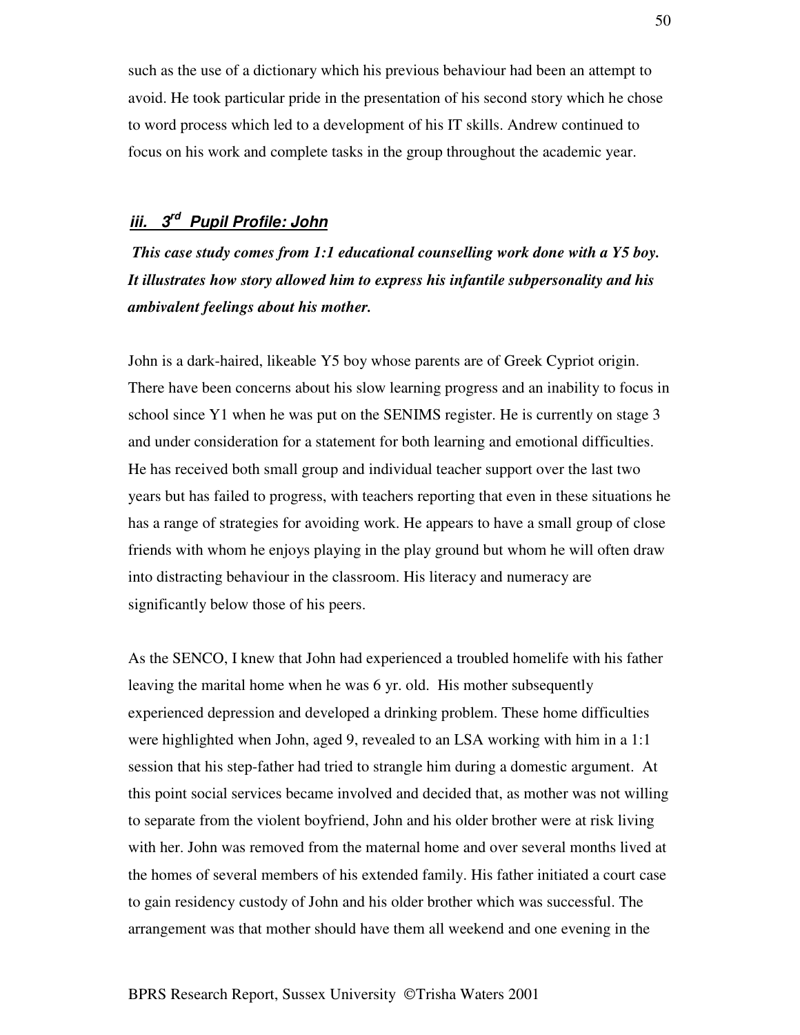such as the use of a dictionary which his previous behaviour had been an attempt to avoid. He took particular pride in the presentation of his second story which he chose to word process which led to a development of his IT skills. Andrew continued to focus on his work and complete tasks in the group throughout the academic year.

### *iii. 3rd Pupil Profile: John*

***This case study comes from 1:1 educational counselling work done with a Y5 boy. It illustrates how story allowed him to express his infantile subpersonality and his ambivalent feelings about his mother.***

John is a dark-haired, likeable Y5 boy whose parents are of Greek Cypriot origin. There have been concerns about his slow learning progress and an inability to focus in school since Y1 when he was put on the SENIMS register. He is currently on stage 3 and under consideration for a statement for both learning and emotional difficulties. He has received both small group and individual teacher support over the last two years but has failed to progress, with teachers reporting that even in these situations he has a range of strategies for avoiding work. He appears to have a small group of close friends with whom he enjoys playing in the play ground but whom he will often draw into distracting behaviour in the classroom. His literacy and numeracy are significantly below those of his peers.

As the SENCO, I knew that John had experienced a troubled homelife with his father leaving the marital home when he was 6 yr. old. His mother subsequently experienced depression and developed a drinking problem. These home difficulties were highlighted when John, aged 9, revealed to an LSA working with him in a 1:1 session that his step-father had tried to strangle him during a domestic argument. At this point social services became involved and decided that, as mother was not willing to separate from the violent boyfriend, John and his older brother were at risk living with her. John was removed from the maternal home and over several months lived at the homes of several members of his extended family. His father initiated a court case to gain residency custody of John and his older brother which was successful. The arrangement was that mother should have them all weekend and one evening in the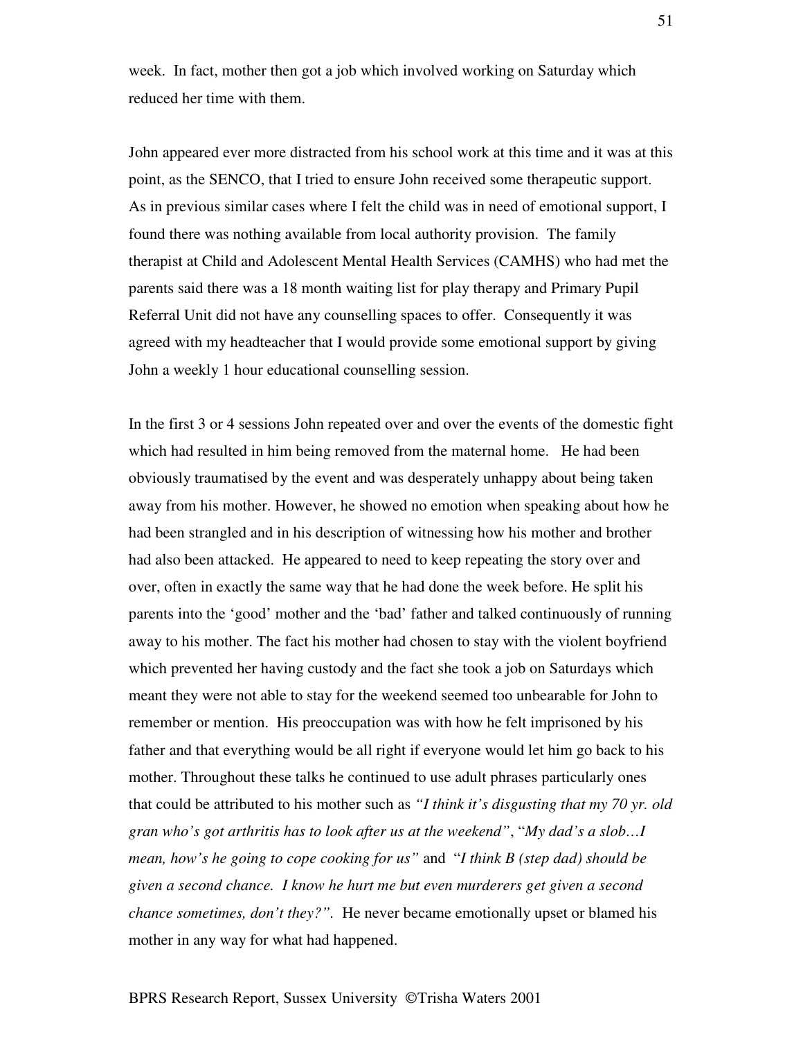week. In fact, mother then got a job which involved working on Saturday which reduced her time with them.

John appeared ever more distracted from his school work at this time and it was at this point, as the SENCO, that I tried to ensure John received some therapeutic support. As in previous similar cases where I felt the child was in need of emotional support, I found there was nothing available from local authority provision. The family therapist at Child and Adolescent Mental Health Services (CAMHS) who had met the parents said there was a 18 month waiting list for play therapy and Primary Pupil Referral Unit did not have any counselling spaces to offer. Consequently it was agreed with my headteacher that I would provide some emotional support by giving John a weekly 1 hour educational counselling session.

In the first 3 or 4 sessions John repeated over and over the events of the domestic fight which had resulted in him being removed from the maternal home. He had been obviously traumatised by the event and was desperately unhappy about being taken away from his mother. However, he showed no emotion when speaking about how he had been strangled and in his description of witnessing how his mother and brother had also been attacked. He appeared to need to keep repeating the story over and over, often in exactly the same way that he had done the week before. He split his parents into the 'good' mother and the 'bad' father and talked continuously of running away to his mother. The fact his mother had chosen to stay with the violent boyfriend which prevented her having custody and the fact she took a job on Saturdays which meant they were not able to stay for the weekend seemed too unbearable for John to remember or mention. His preoccupation was with how he felt imprisoned by his father and that everything would be all right if everyone would let him go back to his mother. Throughout these talks he continued to use adult phrases particularly ones that could be attributed to his mother such as *"I think it's disgusting that my 70 yr. old gran who's got arthritis has to look after us at the weekend"*, "*My dad's a slob…I mean, how's he going to cope cooking for us"* and "*I think B (step dad) should be given a second chance. I know he hurt me but even murderers get given a second chance sometimes, don't they?"*. He never became emotionally upset or blamed his mother in any way for what had happened.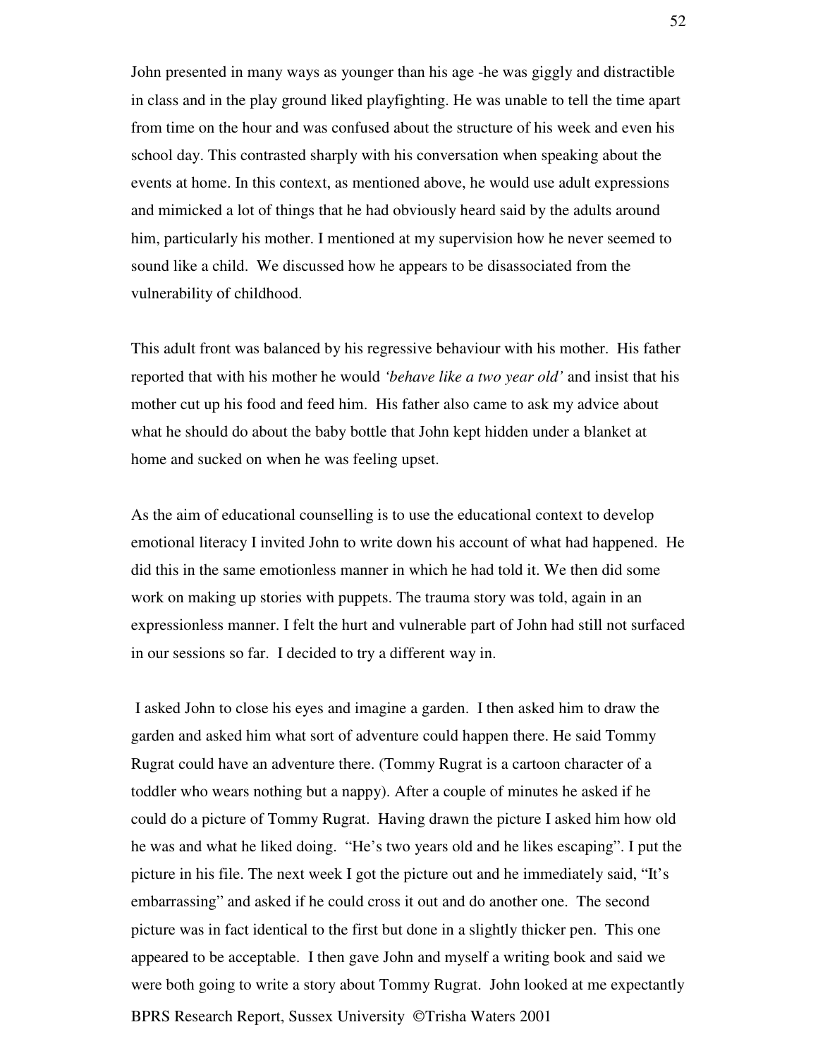John presented in many ways as younger than his age -he was giggly and distractible in class and in the play ground liked playfighting. He was unable to tell the time apart from time on the hour and was confused about the structure of his week and even his school day. This contrasted sharply with his conversation when speaking about the events at home. In this context, as mentioned above, he would use adult expressions and mimicked a lot of things that he had obviously heard said by the adults around him, particularly his mother. I mentioned at my supervision how he never seemed to sound like a child. We discussed how he appears to be disassociated from the vulnerability of childhood.

This adult front was balanced by his regressive behaviour with his mother. His father reported that with his mother he would *'behave like a two year old'* and insist that his mother cut up his food and feed him. His father also came to ask my advice about what he should do about the baby bottle that John kept hidden under a blanket at home and sucked on when he was feeling upset.

As the aim of educational counselling is to use the educational context to develop emotional literacy I invited John to write down his account of what had happened. He did this in the same emotionless manner in which he had told it. We then did some work on making up stories with puppets. The trauma story was told, again in an expressionless manner. I felt the hurt and vulnerable part of John had still not surfaced in our sessions so far. I decided to try a different way in.

I asked John to close his eyes and imagine a garden. I then asked him to draw the garden and asked him what sort of adventure could happen there. He said Tommy Rugrat could have an adventure there. (Tommy Rugrat is a cartoon character of a toddler who wears nothing but a nappy). After a couple of minutes he asked if he could do a picture of Tommy Rugrat. Having drawn the picture I asked him how old he was and what he liked doing. "He's two years old and he likes escaping". I put the picture in his file. The next week I got the picture out and he immediately said, "It's embarrassing" and asked if he could cross it out and do another one. The second picture was in fact identical to the first but done in a slightly thicker pen. This one appeared to be acceptable. I then gave John and myself a writing book and said we were both going to write a story about Tommy Rugrat. John looked at me expectantly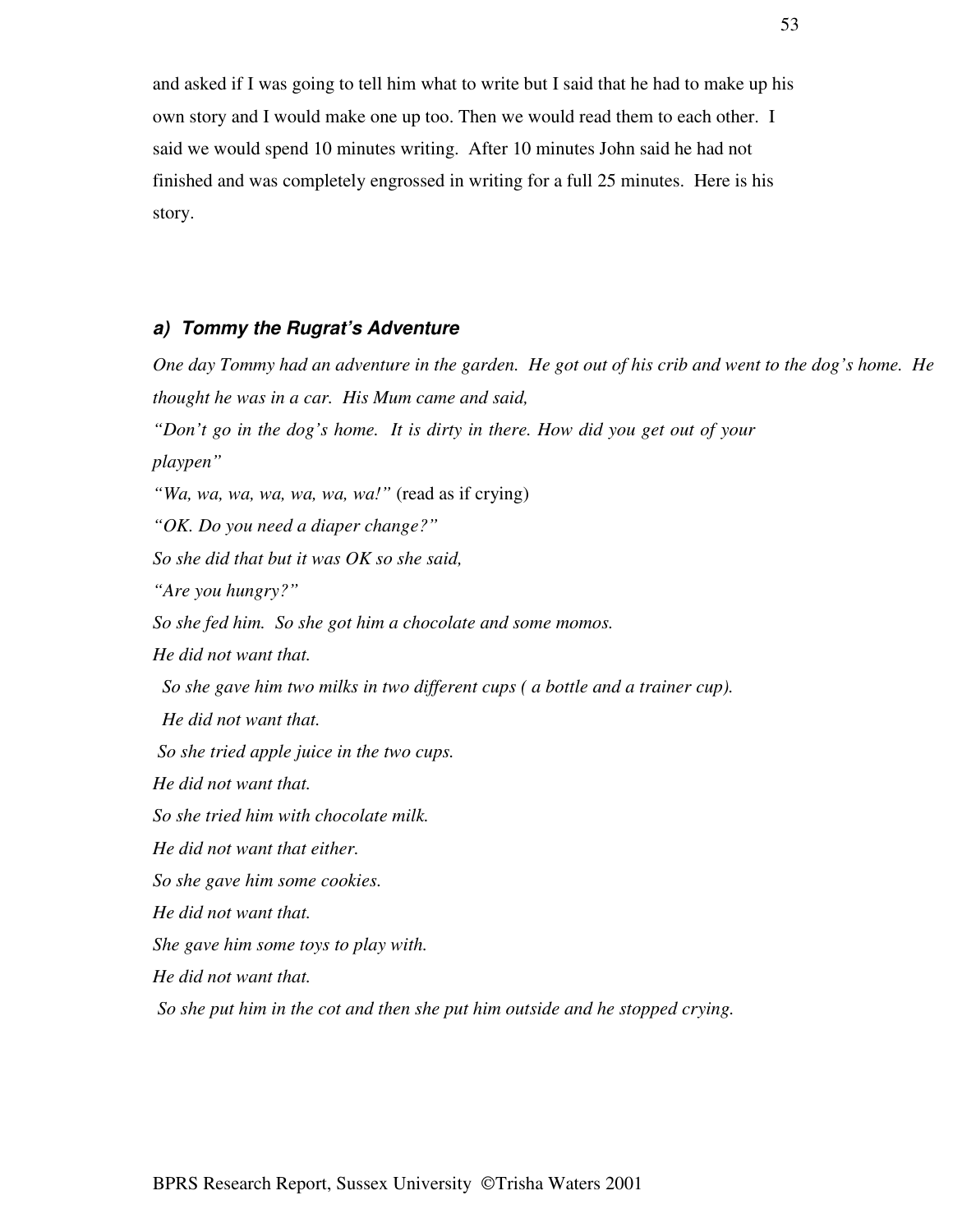and asked if I was going to tell him what to write but I said that he had to make up his own story and I would make one up too. Then we would read them to each other. I said we would spend 10 minutes writing. After 10 minutes John said he had not finished and was completely engrossed in writing for a full 25 minutes. Here is his story.

#### *a) Tommy the Rugrat's Adventure*

*One day Tommy had an adventure in the garden. He got out of his crib and went to the dog's home. He thought he was in a car. His Mum came and said,*

*"Don't go in the dog's home. It is dirty in there. How did you get out of your playpen"*

*"Wa, wa, wa, wa, wa, wa, wa!"* (read as if crying)

*"OK. Do you need a diaper change?"*

*So she did that but it was OK so she said,*

*"Are you hungry?"*

*So she fed him. So she got him a chocolate and some momos.*

*He did not want that.*

*So she gave him two milks in two different cups ( a bottle and a trainer cup).*

*He did not want that.*

*So she tried apple juice in the two cups.*

*He did not want that.*

*So she tried him with chocolate milk.*

*He did not want that either.*

*So she gave him some cookies.*

*He did not want that.*

*She gave him some toys to play with.*

*He did not want that.*

*So she put him in the cot and then she put him outside and he stopped crying.*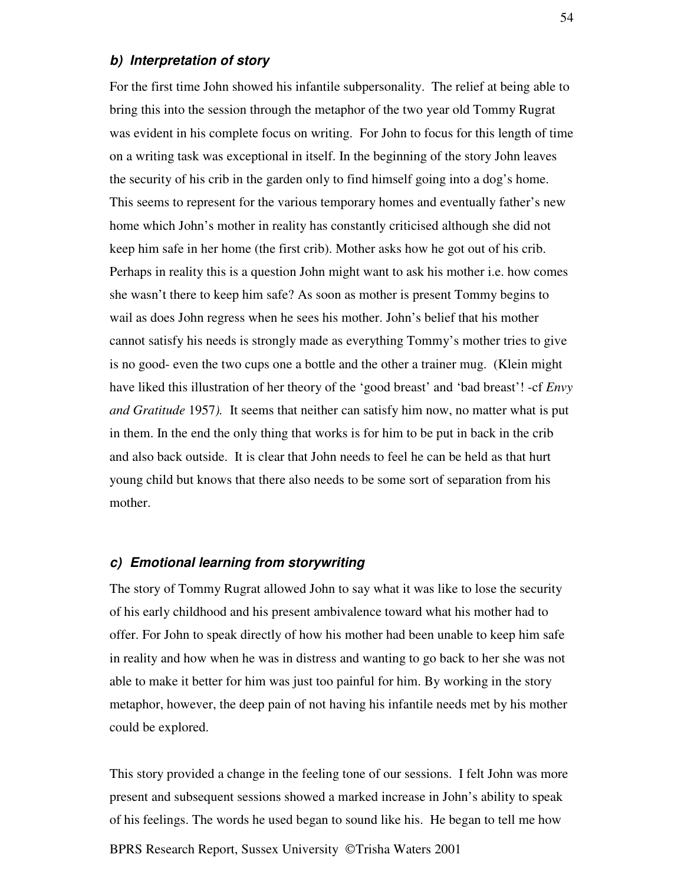### *b) Interpretation of story*

For the first time John showed his infantile subpersonality. The relief at being able to bring this into the session through the metaphor of the two year old Tommy Rugrat was evident in his complete focus on writing. For John to focus for this length of time on a writing task was exceptional in itself. In the beginning of the story John leaves the security of his crib in the garden only to find himself going into a dog's home. This seems to represent for the various temporary homes and eventually father's new home which John's mother in reality has constantly criticised although she did not keep him safe in her home (the first crib). Mother asks how he got out of his crib. Perhaps in reality this is a question John might want to ask his mother i.e. how comes she wasn't there to keep him safe? As soon as mother is present Tommy begins to wail as does John regress when he sees his mother. John's belief that his mother cannot satisfy his needs is strongly made as everything Tommy's mother tries to give is no good- even the two cups one a bottle and the other a trainer mug. (Klein might have liked this illustration of her theory of the 'good breast' and 'bad breast'! -cf *Envy and Gratitude* 1957*).* It seems that neither can satisfy him now, no matter what is put in them. In the end the only thing that works is for him to be put in back in the crib and also back outside. It is clear that John needs to feel he can be held as that hurt young child but knows that there also needs to be some sort of separation from his mother.

### *c) Emotional learning from storywriting*

The story of Tommy Rugrat allowed John to say what it was like to lose the security of his early childhood and his present ambivalence toward what his mother had to offer. For John to speak directly of how his mother had been unable to keep him safe in reality and how when he was in distress and wanting to go back to her she was not able to make it better for him was just too painful for him. By working in the story metaphor, however, the deep pain of not having his infantile needs met by his mother could be explored.

This story provided a change in the feeling tone of our sessions. I felt John was more present and subsequent sessions showed a marked increase in John's ability to speak of his feelings. The words he used began to sound like his. He began to tell me how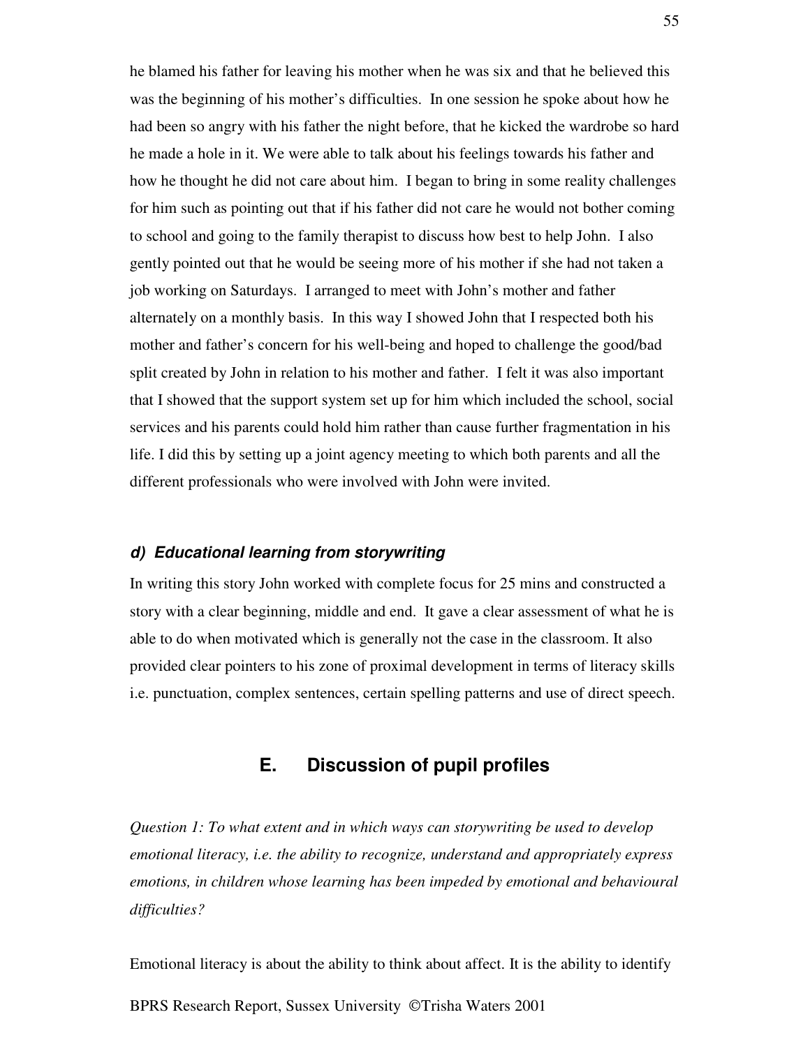he blamed his father for leaving his mother when he was six and that he believed this was the beginning of his mother's difficulties. In one session he spoke about how he had been so angry with his father the night before, that he kicked the wardrobe so hard he made a hole in it. We were able to talk about his feelings towards his father and how he thought he did not care about him. I began to bring in some reality challenges for him such as pointing out that if his father did not care he would not bother coming to school and going to the family therapist to discuss how best to help John. I also gently pointed out that he would be seeing more of his mother if she had not taken a job working on Saturdays. I arranged to meet with John's mother and father alternately on a monthly basis. In this way I showed John that I respected both his mother and father's concern for his well-being and hoped to challenge the good/bad split created by John in relation to his mother and father. I felt it was also important that I showed that the support system set up for him which included the school, social services and his parents could hold him rather than cause further fragmentation in his life. I did this by setting up a joint agency meeting to which both parents and all the different professionals who were involved with John were invited.

#### *d) Educational learning from storywriting*

In writing this story John worked with complete focus for 25 mins and constructed a story with a clear beginning, middle and end. It gave a clear assessment of what he is able to do when motivated which is generally not the case in the classroom. It also provided clear pointers to his zone of proximal development in terms of literacy skills i.e. punctuation, complex sentences, certain spelling patterns and use of direct speech.

## E. Discussion of pupil profiles

*Question 1: To what extent and in which ways can storywriting be used to develop emotional literacy, i.e. the ability to recognize, understand and appropriately express emotions, in children whose learning has been impeded by emotional and behavioural difficulties?*

Emotional literacy is about the ability to think about affect. It is the ability to identify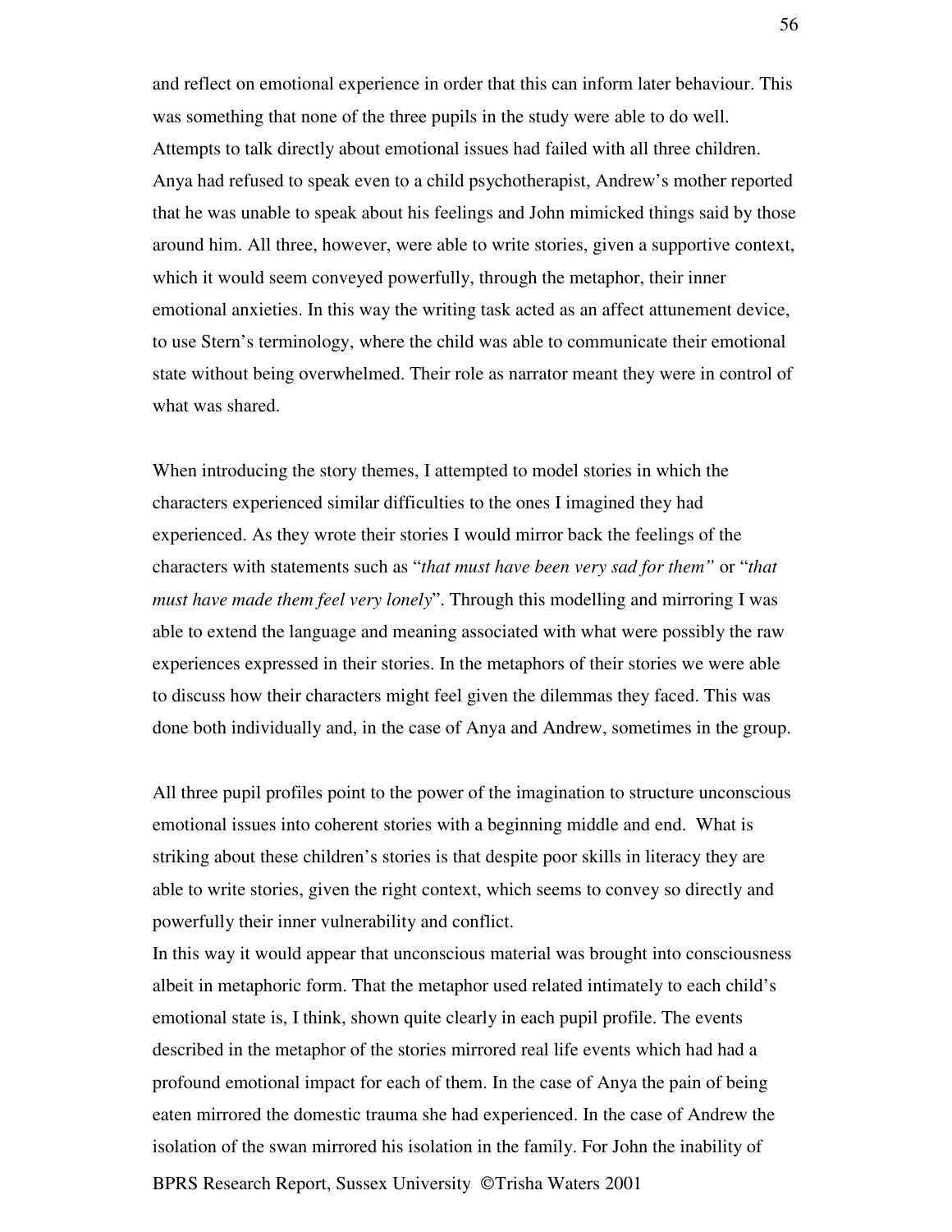and reflect on emotional experience in order that this can inform later behaviour. This was something that none of the three pupils in the study were able to do well. Attempts to talk directly about emotional issues had failed with all three children. Anya had refused to speak even to a child psychotherapist, Andrew's mother reported that he was unable to speak about his feelings and John mimicked things said by those around him. All three, however, were able to write stories, given a supportive context, which it would seem conveyed powerfully, through the metaphor, their inner emotional anxieties. In this way the writing task acted as an affect attunement device, to use Stern's terminology, where the child was able to communicate their emotional state without being overwhelmed. Their role as narrator meant they were in control of what was shared.

When introducing the story themes, I attempted to model stories in which the characters experienced similar difficulties to the ones I imagined they had experienced. As they wrote their stories I would mirror back the feelings of the characters with statements such as "*that must have been very sad for them"* or "*that must have made them feel very lonely*". Through this modelling and mirroring I was able to extend the language and meaning associated with what were possibly the raw experiences expressed in their stories. In the metaphors of their stories we were able to discuss how their characters might feel given the dilemmas they faced. This was done both individually and, in the case of Anya and Andrew, sometimes in the group.

All three pupil profiles point to the power of the imagination to structure unconscious emotional issues into coherent stories with a beginning middle and end. What is striking about these children's stories is that despite poor skills in literacy they are able to write stories, given the right context, which seems to convey so directly and powerfully their inner vulnerability and conflict.

In this way it would appear that unconscious material was brought into consciousness albeit in metaphoric form. That the metaphor used related intimately to each child's emotional state is, I think, shown quite clearly in each pupil profile. The events described in the metaphor of the stories mirrored real life events which had had a profound emotional impact for each of them. In the case of Anya the pain of being eaten mirrored the domestic trauma she had experienced. In the case of Andrew the isolation of the swan mirrored his isolation in the family. For John the inability of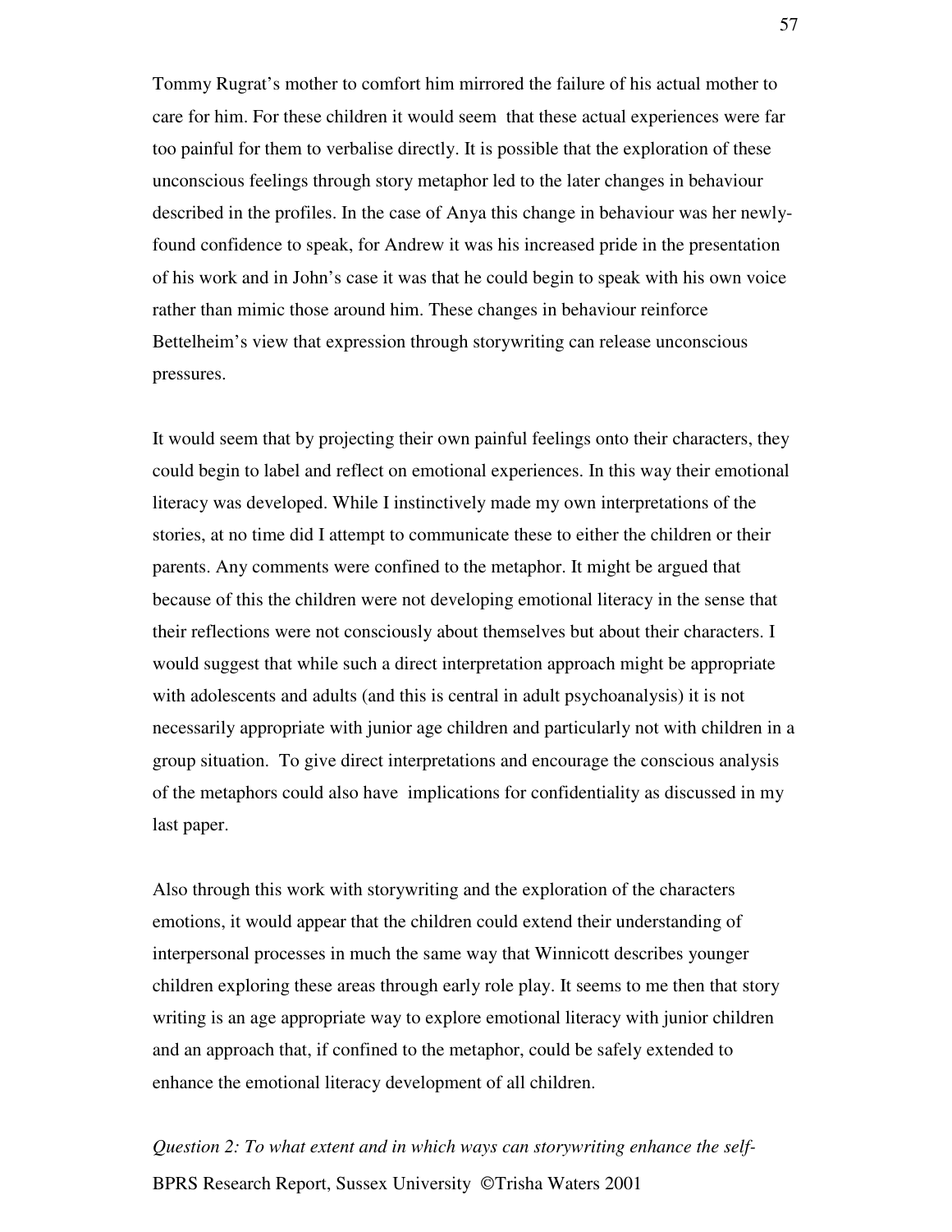Tommy Rugrat's mother to comfort him mirrored the failure of his actual mother to care for him. For these children it would seem that these actual experiences were far too painful for them to verbalise directly. It is possible that the exploration of these unconscious feelings through story metaphor led to the later changes in behaviour described in the profiles. In the case of Anya this change in behaviour was her newly-found confidence to speak, for Andrew it was his increased pride in the presentation of his work and in John's case it was that he could begin to speak with his own voice rather than mimic those around him. These changes in behaviour reinforce Bettelheim's view that expression through storywriting can release unconscious pressures.

It would seem that by projecting their own painful feelings onto their characters, they could begin to label and reflect on emotional experiences. In this way their emotional literacy was developed. While I instinctively made my own interpretations of the stories, at no time did I attempt to communicate these to either the children or their parents. Any comments were confined to the metaphor. It might be argued that because of this the children were not developing emotional literacy in the sense that their reflections were not consciously about themselves but about their characters. I would suggest that while such a direct interpretation approach might be appropriate with adolescents and adults (and this is central in adult psychoanalysis) it is not necessarily appropriate with junior age children and particularly not with children in a group situation. To give direct interpretations and encourage the conscious analysis of the metaphors could also have implications for confidentiality as discussed in my last paper.

Also through this work with storywriting and the exploration of the characters emotions, it would appear that the children could extend their understanding of interpersonal processes in much the same way that Winnicott describes younger children exploring these areas through early role play. It seems to me then that story writing is an age appropriate way to explore emotional literacy with junior children and an approach that, if confined to the metaphor, could be safely extended to enhance the emotional literacy development of all children.

*Question 2: To what extent and in which ways can storywriting enhance the self-*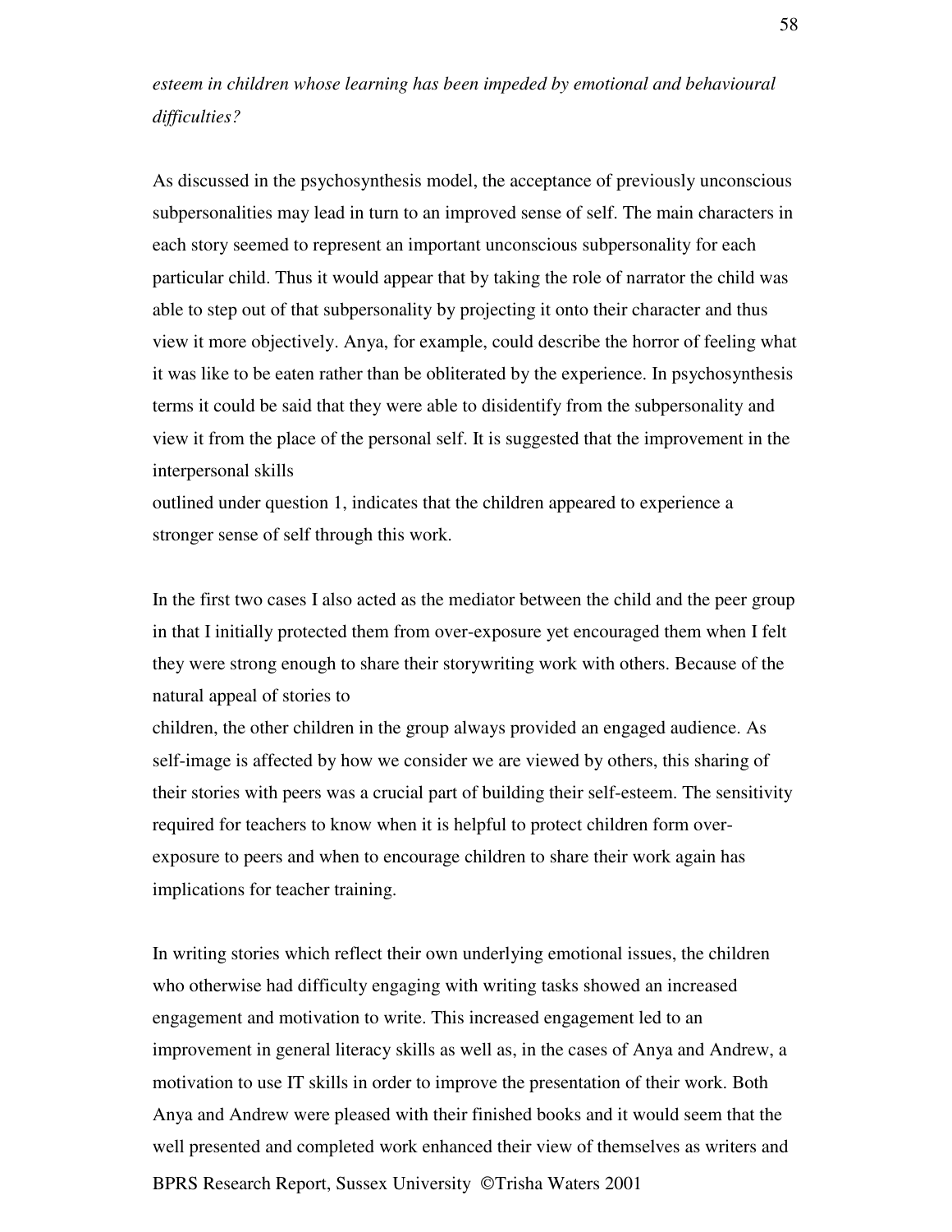*esteem in children whose learning has been impeded by emotional and behavioural difficulties?*

As discussed in the psychosynthesis model, the acceptance of previously unconscious subpersonalities may lead in turn to an improved sense of self. The main characters in each story seemed to represent an important unconscious subpersonality for each particular child. Thus it would appear that by taking the role of narrator the child was able to step out of that subpersonality by projecting it onto their character and thus view it more objectively. Anya, for example, could describe the horror of feeling what it was like to be eaten rather than be obliterated by the experience. In psychosynthesis terms it could be said that they were able to disidentify from the subpersonality and view it from the place of the personal self. It is suggested that the improvement in the interpersonal skills outlined under question 1, indicates that the children appeared to experience a stronger sense of self through this work.

In the first two cases I also acted as the mediator between the child and the peer group in that I initially protected them from over-exposure yet encouraged them when I felt they were strong enough to share their storywriting work with others. Because of the natural appeal of stories to children, the other children in the group always provided an engaged audience. As self-image is affected by how we consider we are viewed by others, this sharing of their stories with peers was a crucial part of building their self-esteem. The sensitivity required for teachers to know when it is helpful to protect children form over-exposure to peers and when to encourage children to share their work again has implications for teacher training.

In writing stories which reflect their own underlying emotional issues, the children who otherwise had difficulty engaging with writing tasks showed an increased engagement and motivation to write. This increased engagement led to an improvement in general literacy skills as well as, in the cases of Anya and Andrew, a motivation to use IT skills in order to improve the presentation of their work. Both Anya and Andrew were pleased with their finished books and it would seem that the well presented and completed work enhanced their view of themselves as writers and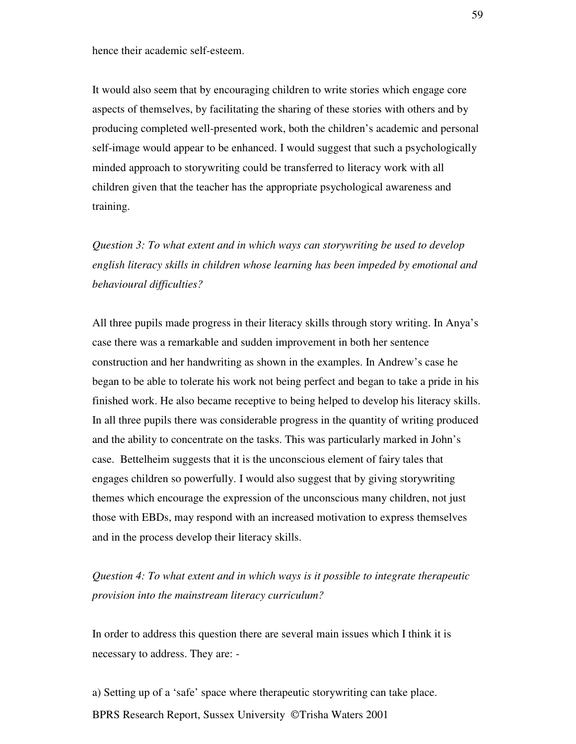hence their academic self-esteem.

It would also seem that by encouraging children to write stories which engage core aspects of themselves, by facilitating the sharing of these stories with others and by producing completed well-presented work, both the children's academic and personal self-image would appear to be enhanced. I would suggest that such a psychologically minded approach to storywriting could be transferred to literacy work with all children given that the teacher has the appropriate psychological awareness and training.

*Question 3: To what extent and in which ways can storywriting be used to develop english literacy skills in children whose learning has been impeded by emotional and behavioural difficulties?*

All three pupils made progress in their literacy skills through story writing. In Anya's case there was a remarkable and sudden improvement in both her sentence construction and her handwriting as shown in the examples. In Andrew's case he began to be able to tolerate his work not being perfect and began to take a pride in his finished work. He also became receptive to being helped to develop his literacy skills. In all three pupils there was considerable progress in the quantity of writing produced and the ability to concentrate on the tasks. This was particularly marked in John's case. Bettelheim suggests that it is the unconscious element of fairy tales that engages children so powerfully. I would also suggest that by giving storywriting themes which encourage the expression of the unconscious many children, not just those with EBDs, may respond with an increased motivation to express themselves and in the process develop their literacy skills.

*Question 4: To what extent and in which ways is it possible to integrate therapeutic provision into the mainstream literacy curriculum?*

In order to address this question there are several main issues which I think it is necessary to address. They are: -

a) Setting up of a 'safe' space where therapeutic storywriting can take place.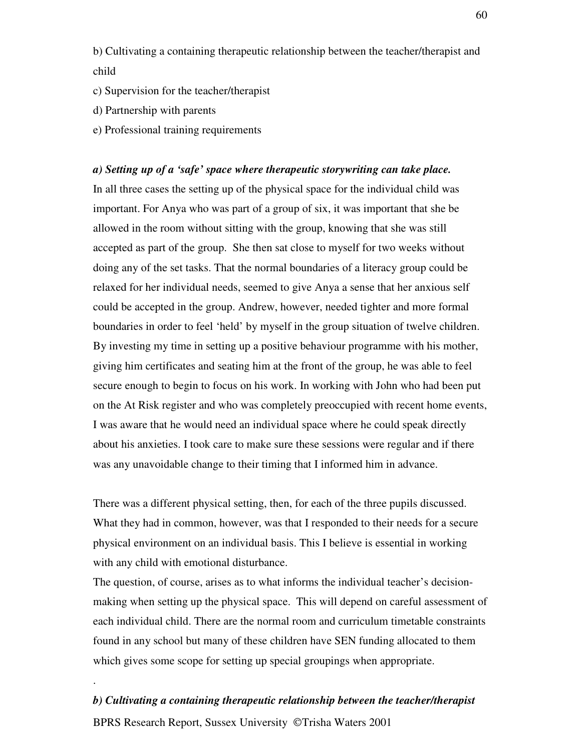b) Cultivating a containing therapeutic relationship between the teacher/therapist and child

c) Supervision for the teacher/therapist

d) Partnership with parents

e) Professional training requirements

***a) Setting up of a 'safe' space where therapeutic storywriting can take place.***

In all three cases the setting up of the physical space for the individual child was important. For Anya who was part of a group of six, it was important that she be allowed in the room without sitting with the group, knowing that she was still accepted as part of the group. She then sat close to myself for two weeks without doing any of the set tasks. That the normal boundaries of a literacy group could be relaxed for her individual needs, seemed to give Anya a sense that her anxious self could be accepted in the group. Andrew, however, needed tighter and more formal boundaries in order to feel 'held' by myself in the group situation of twelve children. By investing my time in setting up a positive behaviour programme with his mother, giving him certificates and seating him at the front of the group, he was able to feel secure enough to begin to focus on his work. In working with John who had been put on the At Risk register and who was completely preoccupied with recent home events, I was aware that he would need an individual space where he could speak directly about his anxieties. I took care to make sure these sessions were regular and if there was any unavoidable change to their timing that I informed him in advance.

There was a different physical setting, then, for each of the three pupils discussed. What they had in common, however, was that I responded to their needs for a secure physical environment on an individual basis. This I believe is essential in working with any child with emotional disturbance.

The question, of course, arises as to what informs the individual teacher's decision-making when setting up the physical space. This will depend on careful assessment of each individual child. There are the normal room and curriculum timetable constraints found in any school but many of these children have SEN funding allocated to them which gives some scope for setting up special groupings when appropriate.

.

***b) Cultivating a containing therapeutic relationship between the teacher/therapist***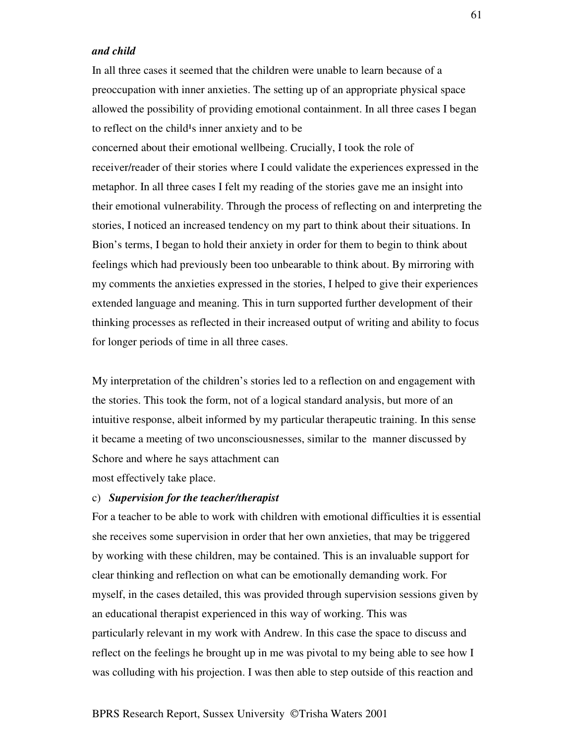***and child***

In all three cases it seemed that the children were unable to learn because of a preoccupation with inner anxieties. The setting up of an appropriate physical space allowed the possibility of providing emotional containment. In all three cases I began to reflect on the child¹s inner anxiety and to be concerned about their emotional wellbeing. Crucially, I took the role of receiver/reader of their stories where I could validate the experiences expressed in the metaphor. In all three cases I felt my reading of the stories gave me an insight into their emotional vulnerability. Through the process of reflecting on and interpreting the stories, I noticed an increased tendency on my part to think about their situations. In Bion's terms, I began to hold their anxiety in order for them to begin to think about feelings which had previously been too unbearable to think about. By mirroring with my comments the anxieties expressed in the stories, I helped to give their experiences extended language and meaning. This in turn supported further development of their thinking processes as reflected in their increased output of writing and ability to focus for longer periods of time in all three cases.

My interpretation of the children's stories led to a reflection on and engagement with the stories. This took the form, not of a logical standard analysis, but more of an intuitive response, albeit informed by my particular therapeutic training. In this sense it became a meeting of two unconsciousnesses, similar to the manner discussed by Schore and where he says attachment can most effectively take place.

c) ***Supervision for the teacher/therapist***

For a teacher to be able to work with children with emotional difficulties it is essential she receives some supervision in order that her own anxieties, that may be triggered by working with these children, may be contained. This is an invaluable support for clear thinking and reflection on what can be emotionally demanding work. For myself, in the cases detailed, this was provided through supervision sessions given by an educational therapist experienced in this way of working. This was particularly relevant in my work with Andrew. In this case the space to discuss and reflect on the feelings he brought up in me was pivotal to my being able to see how I was colluding with his projection. I was then able to step outside of this reaction and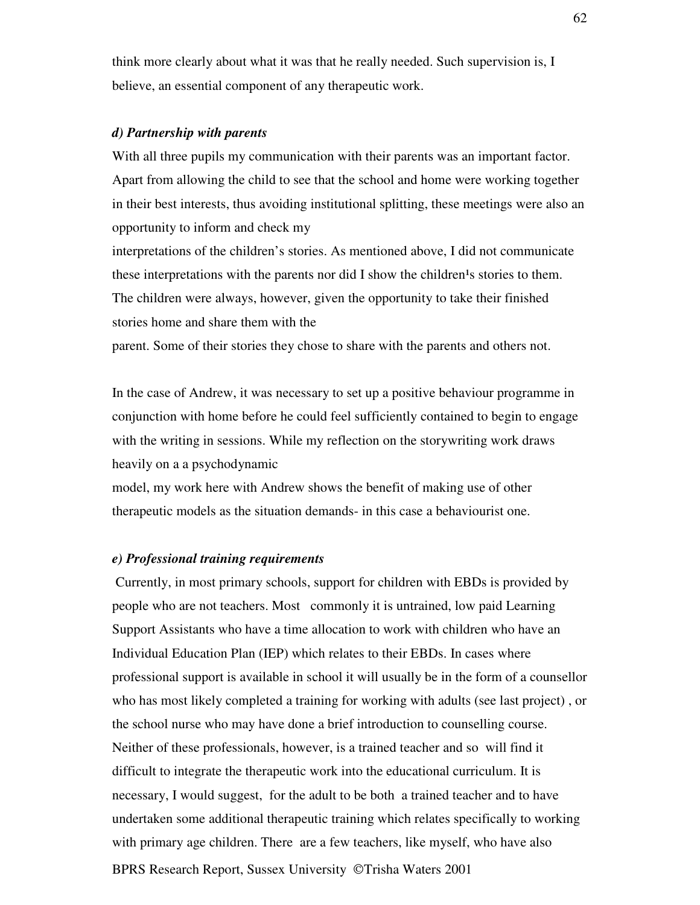think more clearly about what it was that he really needed. Such supervision is, I believe, an essential component of any therapeutic work.

***d) Partnership with parents***

With all three pupils my communication with their parents was an important factor. Apart from allowing the child to see that the school and home were working together in their best interests, thus avoiding institutional splitting, these meetings were also an opportunity to inform and check my interpretations of the children's stories. As mentioned above, I did not communicate these interpretations with the parents nor did I show the children¹s stories to them. The children were always, however, given the opportunity to take their finished stories home and share them with the parent. Some of their stories they chose to share with the parents and others not.

In the case of Andrew, it was necessary to set up a positive behaviour programme in conjunction with home before he could feel sufficiently contained to begin to engage with the writing in sessions. While my reflection on the storywriting work draws heavily on a a psychodynamic model, my work here with Andrew shows the benefit of making use of other therapeutic models as the situation demands- in this case a behaviourist one.

***e) Professional training requirements***

Currently, in most primary schools, support for children with EBDs is provided by people who are not teachers. Most commonly it is untrained, low paid Learning Support Assistants who have a time allocation to work with children who have an Individual Education Plan (IEP) which relates to their EBDs. In cases where professional support is available in school it will usually be in the form of a counsellor who has most likely completed a training for working with adults (see last project) , or the school nurse who may have done a brief introduction to counselling course. Neither of these professionals, however, is a trained teacher and so will find it difficult to integrate the therapeutic work into the educational curriculum. It is necessary, I would suggest, for the adult to be both a trained teacher and to have undertaken some additional therapeutic training which relates specifically to working with primary age children. There are a few teachers, like myself, who have also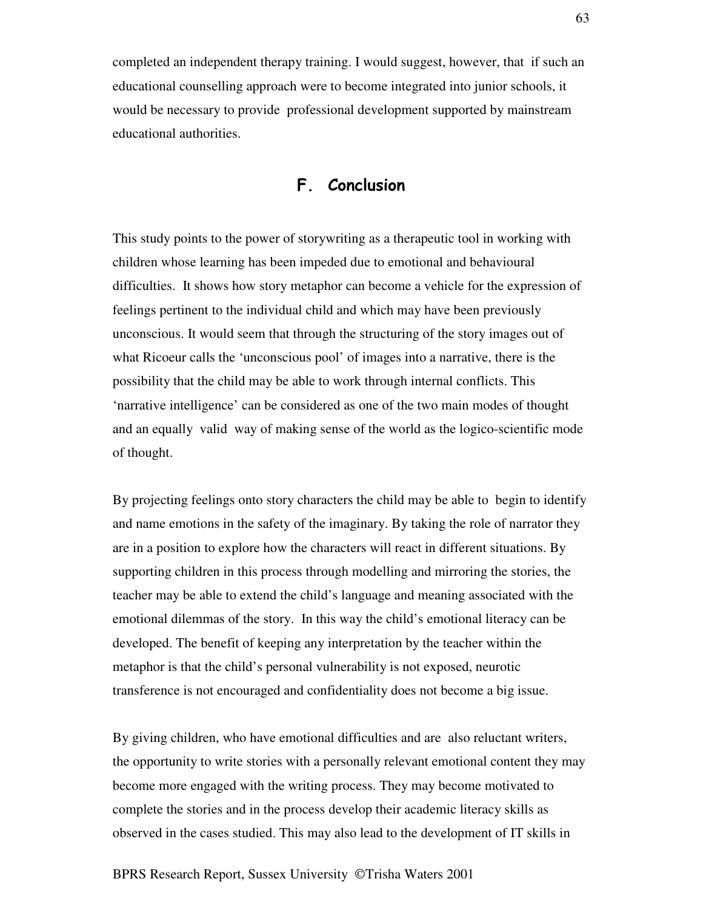completed an independent therapy training. I would suggest, however, that if such an educational counselling approach were to become integrated into junior schools, it would be necessary to provide professional development supported by mainstream educational authorities.

## F. Conclusion

This study points to the power of storywriting as a therapeutic tool in working with children whose learning has been impeded due to emotional and behavioural difficulties. It shows how story metaphor can become a vehicle for the expression of feelings pertinent to the individual child and which may have been previously unconscious. It would seem that through the structuring of the story images out of what Ricoeur calls the 'unconscious pool' of images into a narrative, there is the possibility that the child may be able to work through internal conflicts. This 'narrative intelligence' can be considered as one of the two main modes of thought and an equally valid way of making sense of the world as the logico-scientific mode of thought.

By projecting feelings onto story characters the child may be able to begin to identify and name emotions in the safety of the imaginary. By taking the role of narrator they are in a position to explore how the characters will react in different situations. By supporting children in this process through modelling and mirroring the stories, the teacher may be able to extend the child's language and meaning associated with the emotional dilemmas of the story. In this way the child's emotional literacy can be developed. The benefit of keeping any interpretation by the teacher within the metaphor is that the child's personal vulnerability is not exposed, neurotic transference is not encouraged and confidentiality does not become a big issue.

By giving children, who have emotional difficulties and are also reluctant writers, the opportunity to write stories with a personally relevant emotional content they may become more engaged with the writing process. They may become motivated to complete the stories and in the process develop their academic literacy skills as observed in the cases studied. This may also lead to the development of IT skills in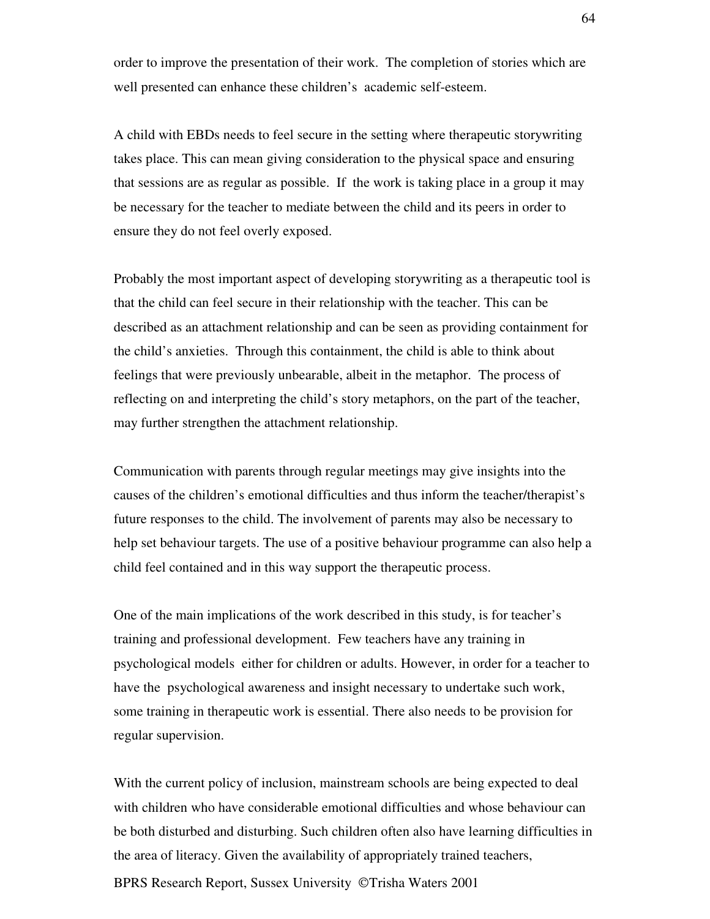order to improve the presentation of their work. The completion of stories which are well presented can enhance these children's academic self-esteem.

A child with EBDs needs to feel secure in the setting where therapeutic storywriting takes place. This can mean giving consideration to the physical space and ensuring that sessions are as regular as possible. If the work is taking place in a group it may be necessary for the teacher to mediate between the child and its peers in order to ensure they do not feel overly exposed.

Probably the most important aspect of developing storywriting as a therapeutic tool is that the child can feel secure in their relationship with the teacher. This can be described as an attachment relationship and can be seen as providing containment for the child's anxieties. Through this containment, the child is able to think about feelings that were previously unbearable, albeit in the metaphor. The process of reflecting on and interpreting the child's story metaphors, on the part of the teacher, may further strengthen the attachment relationship.

Communication with parents through regular meetings may give insights into the causes of the children's emotional difficulties and thus inform the teacher/therapist's future responses to the child. The involvement of parents may also be necessary to help set behaviour targets. The use of a positive behaviour programme can also help a child feel contained and in this way support the therapeutic process.

One of the main implications of the work described in this study, is for teacher's training and professional development. Few teachers have any training in psychological models either for children or adults. However, in order for a teacher to have the psychological awareness and insight necessary to undertake such work, some training in therapeutic work is essential. There also needs to be provision for regular supervision.

With the current policy of inclusion, mainstream schools are being expected to deal with children who have considerable emotional difficulties and whose behaviour can be both disturbed and disturbing. Such children often also have learning difficulties in the area of literacy. Given the availability of appropriately trained teachers,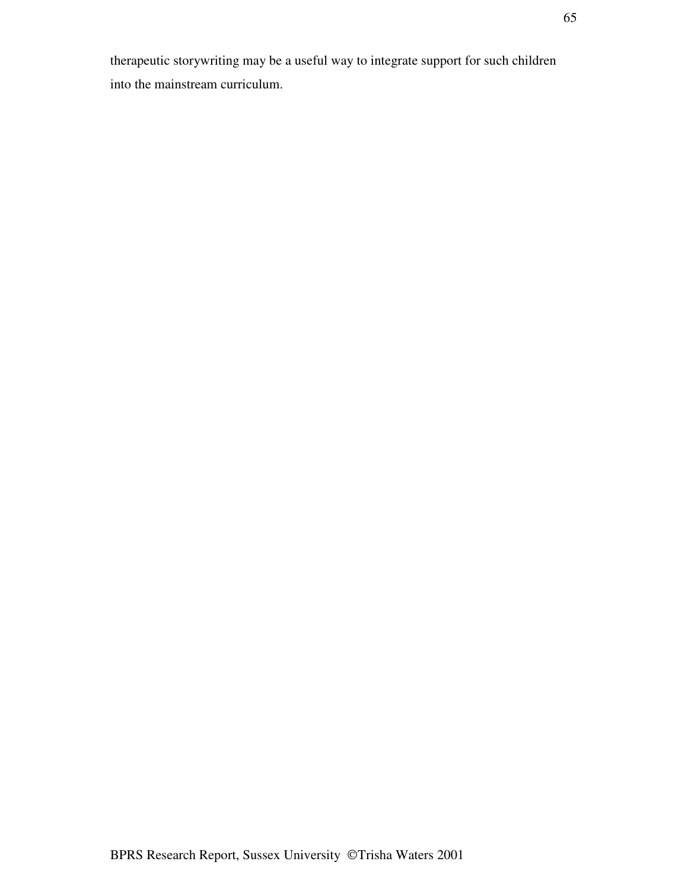therapeutic storywriting may be a useful way to integrate support for such children into the mainstream curriculum.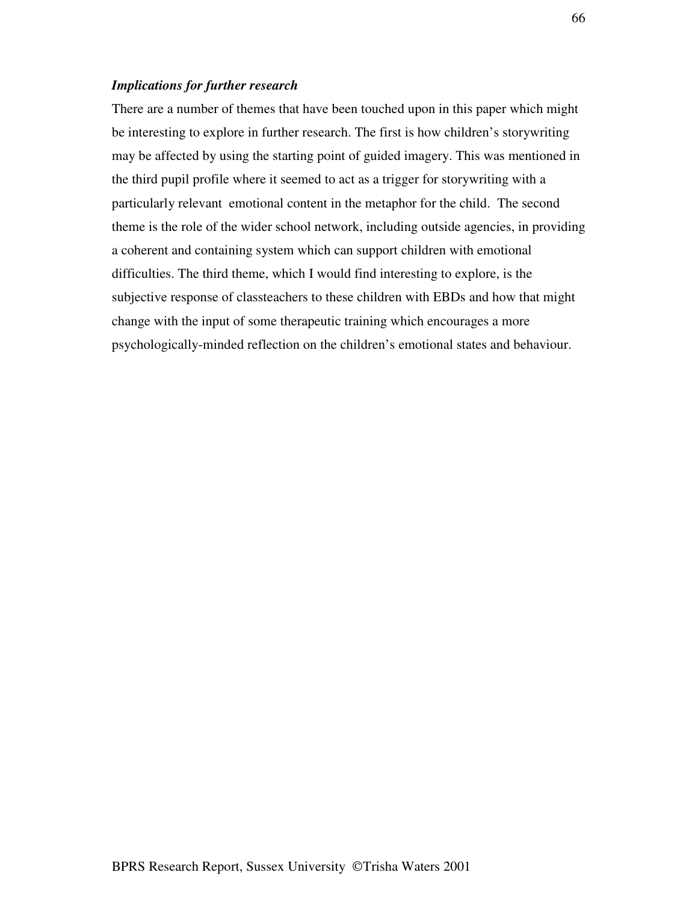***Implications for further research***

There are a number of themes that have been touched upon in this paper which might be interesting to explore in further research. The first is how children's storywriting may be affected by using the starting point of guided imagery. This was mentioned in the third pupil profile where it seemed to act as a trigger for storywriting with a particularly relevant emotional content in the metaphor for the child. The second theme is the role of the wider school network, including outside agencies, in providing a coherent and containing system which can support children with emotional difficulties. The third theme, which I would find interesting to explore, is the subjective response of classteachers to these children with EBDs and how that might change with the input of some therapeutic training which encourages a more psychologically-minded reflection on the children's emotional states and behaviour.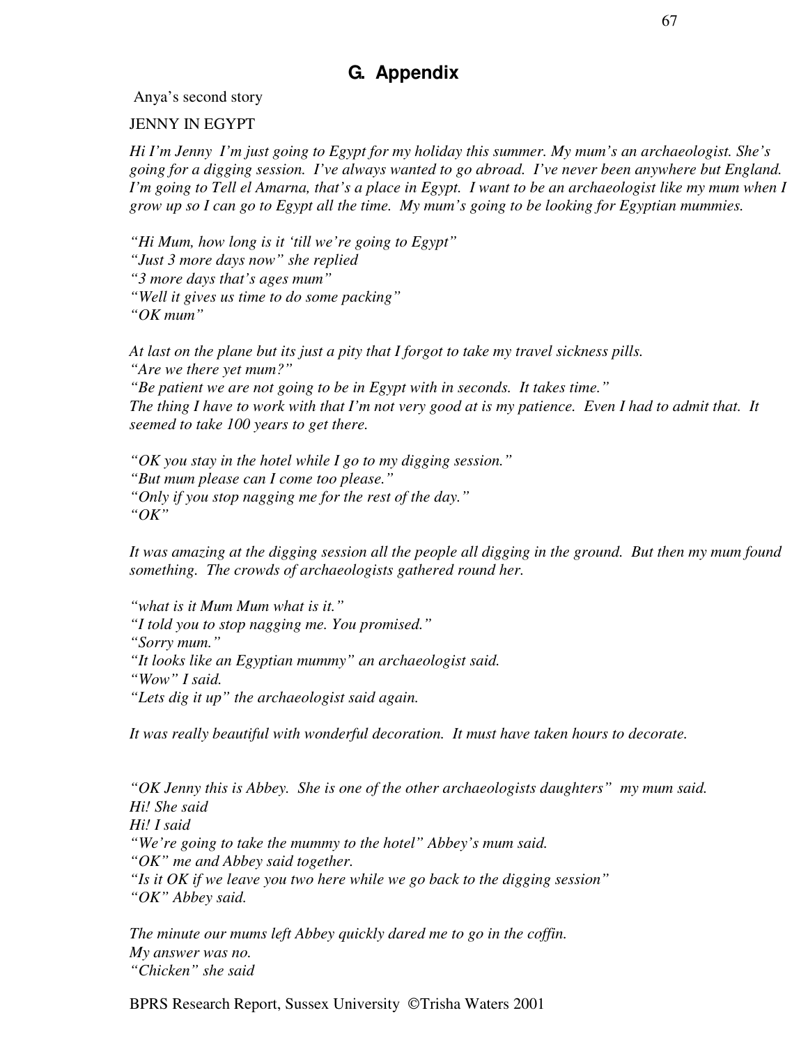## G. Appendix

Anya's second story

JENNY IN EGYPT

*Hi I'm Jenny I'm just going to Egypt for my holiday this summer. My mum's an archaeologist. She's going for a digging session. I've always wanted to go abroad. I've never been anywhere but England. I'm going to Tell el Amarna, that's a place in Egypt. I want to be an archaeologist like my mum when I grow up so I can go to Egypt all the time. My mum's going to be looking for Egyptian mummies.*

*"Hi Mum, how long is it 'till we're going to Egypt"*
*"Just 3 more days now" she replied*
*"3 more days that's ages mum"*
*"Well it gives us time to do some packing"*
*"OK mum"*

*At last on the plane but its just a pity that I forgot to take my travel sickness pills.*
*"Are we there yet mum?"*
*"Be patient we are not going to be in Egypt with in seconds. It takes time."*
*The thing I have to work with that I'm not very good at is my patience. Even I had to admit that. It seemed to take 100 years to get there.*

*"OK you stay in the hotel while I go to my digging session."*
*"But mum please can I come too please."*
*"Only if you stop nagging me for the rest of the day."*
*"OK"*

*It was amazing at the digging session all the people all digging in the ground. But then my mum found something. The crowds of archaeologists gathered round her.*

*"what is it Mum Mum what is it."*
*"I told you to stop nagging me. You promised."*
*"Sorry mum."*
*"It looks like an Egyptian mummy" an archaeologist said.*
*"Wow" I said.*
*"Lets dig it up" the archaeologist said again.*

*It was really beautiful with wonderful decoration. It must have taken hours to decorate.*

*"OK Jenny this is Abbey. She is one of the other archaeologists daughters" my mum said.*
*Hi! She said*
*Hi! I said*
*"We're going to take the mummy to the hotel" Abbey's mum said.*
*"OK" me and Abbey said together.*
*"Is it OK if we leave you two here while we go back to the digging session"*
*"OK" Abbey said.*

*The minute our mums left Abbey quickly dared me to go in the coffin.*
*My answer was no.*
*"Chicken" she said*

BPRS Research Report, Sussex University ©Trisha Waters 2001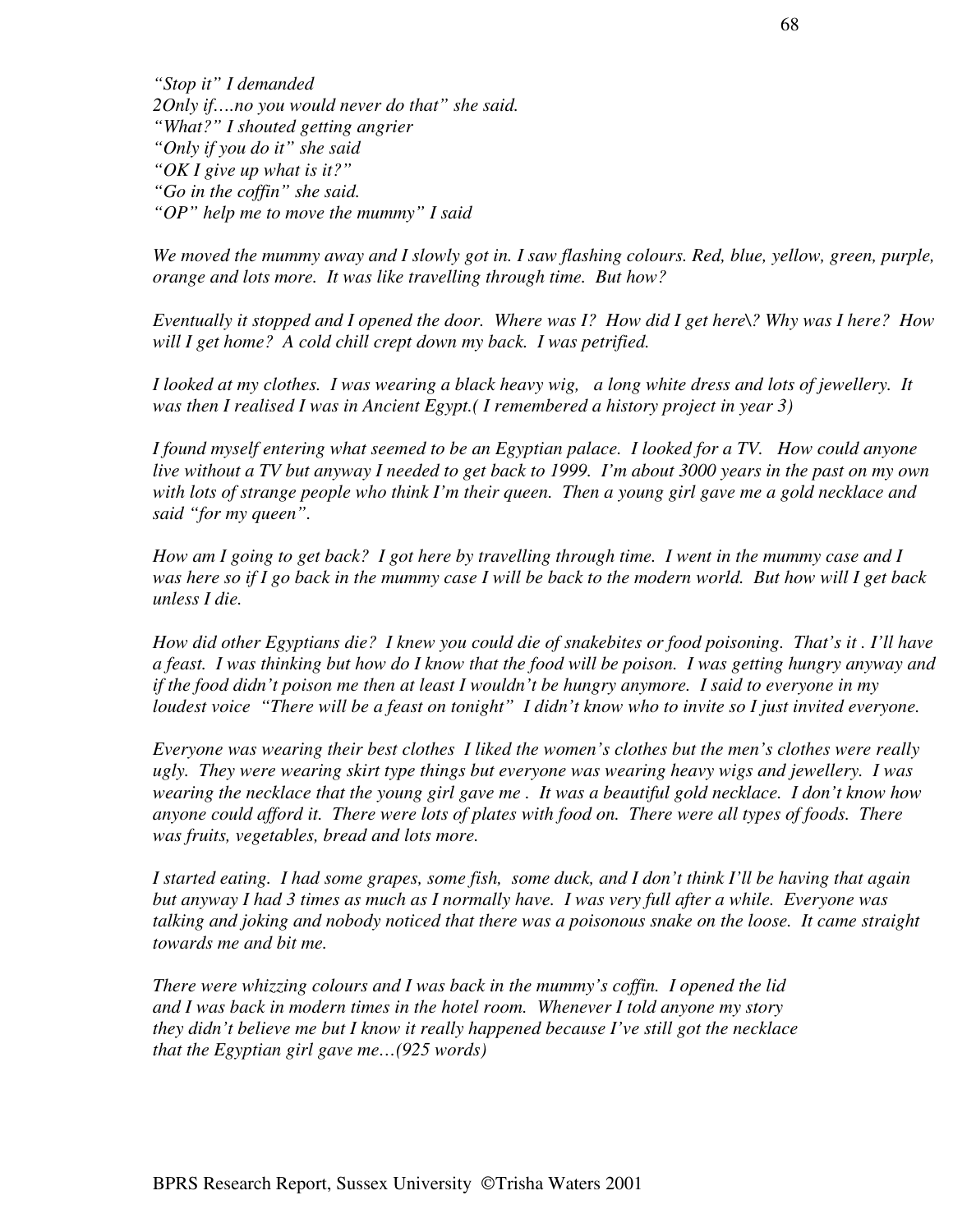*"Stop it" I demanded*
*2Only if….no you would never do that" she said.*
*"What?" I shouted getting angrier*
*"Only if you do it" she said*
*"OK I give up what is it?"*
*"Go in the coffin" she said.*
*"OP" help me to move the mummy" I said*

*We moved the mummy away and I slowly got in. I saw flashing colours. Red, blue, yellow, green, purple, orange and lots more. It was like travelling through time. But how?*

*Eventually it stopped and I opened the door. Where was I? How did I get here\? Why was I here? How will I get home? A cold chill crept down my back. I was petrified.*

*I looked at my clothes. I was wearing a black heavy wig, a long white dress and lots of jewellery. It was then I realised I was in Ancient Egypt.( I remembered a history project in year 3)*

*I found myself entering what seemed to be an Egyptian palace. I looked for a TV. How could anyone live without a TV but anyway I needed to get back to 1999. I'm about 3000 years in the past on my own with lots of strange people who think I'm their queen. Then a young girl gave me a gold necklace and said "for my queen".*

*How am I going to get back? I got here by travelling through time. I went in the mummy case and I was here so if I go back in the mummy case I will be back to the modern world. But how will I get back unless I die.*

*How did other Egyptians die? I knew you could die of snakebites or food poisoning. That's it . I'll have a feast. I was thinking but how do I know that the food will be poison. I was getting hungry anyway and if the food didn't poison me then at least I wouldn't be hungry anymore. I said to everyone in my loudest voice "There will be a feast on tonight" I didn't know who to invite so I just invited everyone.*

*Everyone was wearing their best clothes I liked the women's clothes but the men's clothes were really ugly. They were wearing skirt type things but everyone was wearing heavy wigs and jewellery. I was wearing the necklace that the young girl gave me . It was a beautiful gold necklace. I don't know how anyone could afford it. There were lots of plates with food on. There were all types of foods. There was fruits, vegetables, bread and lots more.*

*I started eating. I had some grapes, some fish, some duck, and I don't think I'll be having that again but anyway I had 3 times as much as I normally have. I was very full after a while. Everyone was talking and joking and nobody noticed that there was a poisonous snake on the loose. It came straight towards me and bit me.*

*There were whizzing colours and I was back in the mummy's coffin. I opened the lid and I was back in modern times in the hotel room. Whenever I told anyone my story they didn't believe me but I know it really happened because I've still got the necklace that the Egyptian girl gave me…(925 words)*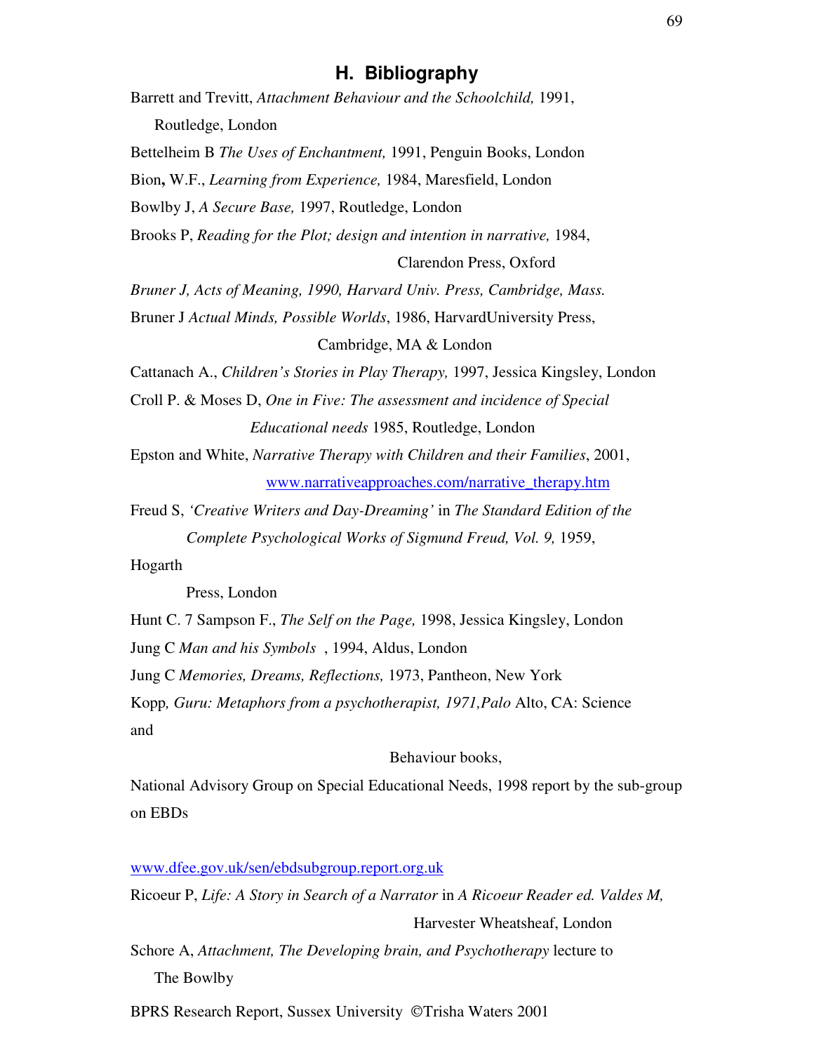## H. Bibliography

Barrett and Trevitt, *Attachment Behaviour and the Schoolchild,* 1991, Routledge, London

Bettelheim B *The Uses of Enchantment,* 1991, Penguin Books, London

Bion**,** W.F., *Learning from Experience,* 1984, Maresfield, London

Bowlby J, *A Secure Base,* 1997, Routledge, London

Brooks P, *Reading for the Plot; design and intention in narrative,* 1984, Clarendon Press, Oxford

*Bruner J, Acts of Meaning, 1990, Harvard Univ. Press, Cambridge, Mass.*

Bruner J *Actual Minds, Possible Worlds*, 1986, HarvardUniversity Press, Cambridge, MA & London

Cattanach A., *Children's Stories in Play Therapy,* 1997, Jessica Kingsley, London

Croll P. & Moses D, *One in Five: The assessment and incidence of Special Educational needs* 1985, Routledge, London

Epston and White, *Narrative Therapy with Children and their Families*, 2001, www.narrativeapproaches.com/narrative_therapy.htm

Freud S, *'Creative Writers and Day-Dreaming'* in *The Standard Edition of the Complete Psychological Works of Sigmund Freud, Vol. 9,* 1959, Hogarth Press, London

Hunt C. 7 Sampson F., *The Self on the Page,* 1998, Jessica Kingsley, London

Jung C *Man and his Symbols* , 1994, Aldus, London

Jung C *Memories, Dreams, Reflections,* 1973, Pantheon, New York

Kopp*, Guru: Metaphors from a psychotherapist, 1971,Palo* Alto, CA: Science and Behaviour books,

National Advisory Group on Special Educational Needs, 1998 report by the sub-group on EBDs

www.dfee.gov.uk/sen/ebdsubgroup.report.org.uk

Ricoeur P, *Life: A Story in Search of a Narrator* in *A Ricoeur Reader ed. Valdes M,* Harvester Wheatsheaf, London

Schore A, *Attachment, The Developing brain, and Psychotherapy* lecture to The Bowlby

BPRS Research Report, Sussex University ©Trisha Waters 2001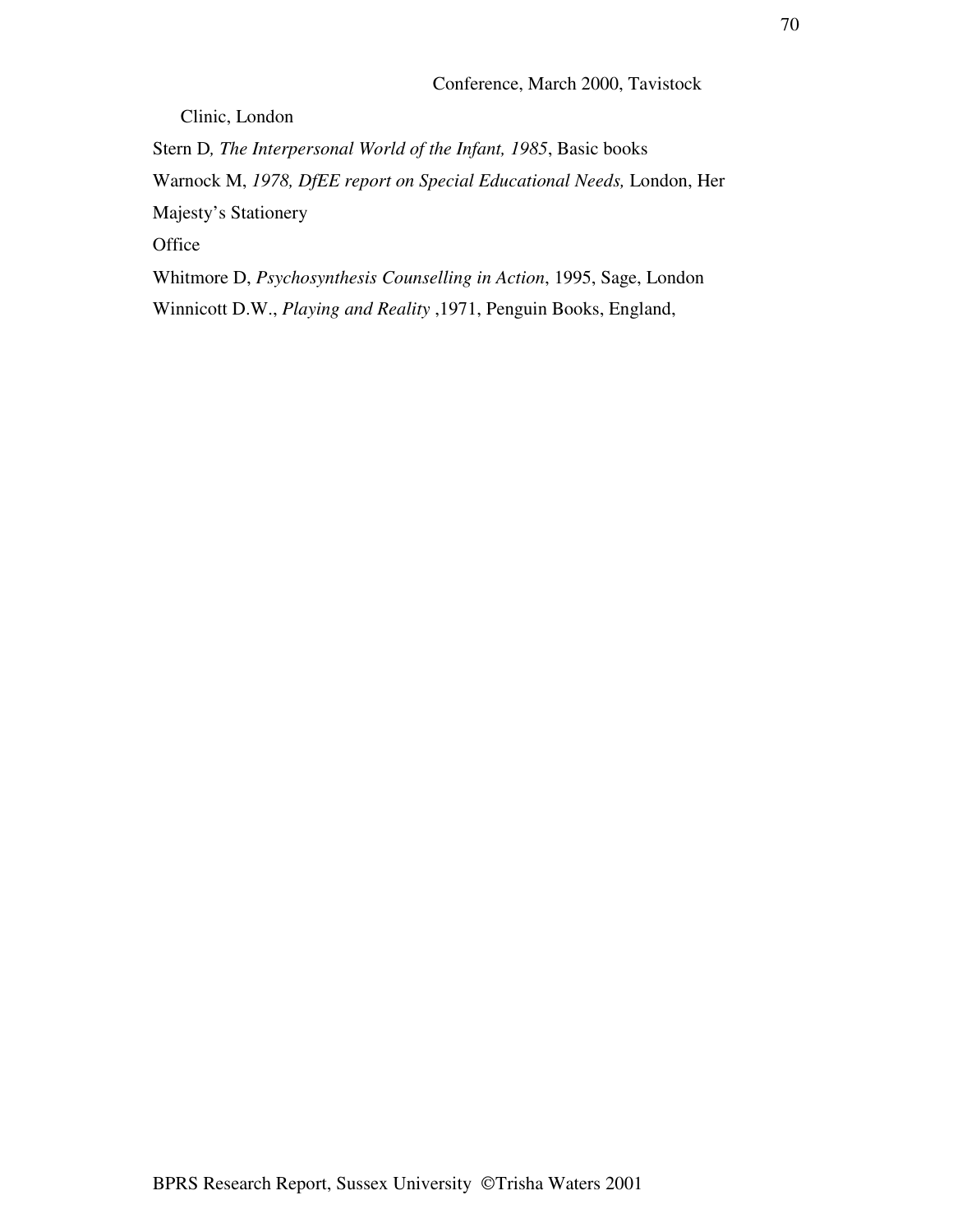Conference, March 2000, Tavistock

Clinic, London

Stern D*, The Interpersonal World of the Infant, 1985*, Basic books

Warnock M, *1978, DfEE report on Special Educational Needs,* London, Her Majesty's Stationery

Office

Whitmore D, *Psychosynthesis Counselling in Action*, 1995, Sage, London

Winnicott D.W., *Playing and Reality* ,1971, Penguin Books, England,